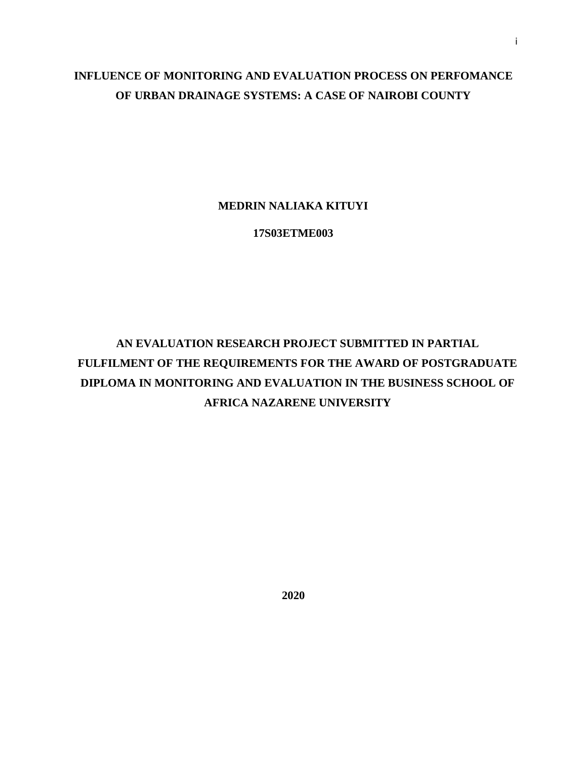# INFLUENCE OF MONITORING AND EVALUATION PROCESS ON PERFOMANCE OF URBAN DRAINAGE SYSTEMS: A CASE OF NAIROBI COUNTY

**MEDRIN NALIAKA KITUYI**

**17S03ETME003**

**AN EVALUATION RESEARCH PROJECT SUBMITTED IN PARTIAL FULFILMENT OF THE REQUIREMENTS FOR THE AWARD OF POSTGRADUATE DIPLOMA IN MONITORING AND EVALUATION IN THE BUSINESS SCHOOL OF AFRICA NAZARENE UNIVERSITY**

**2020**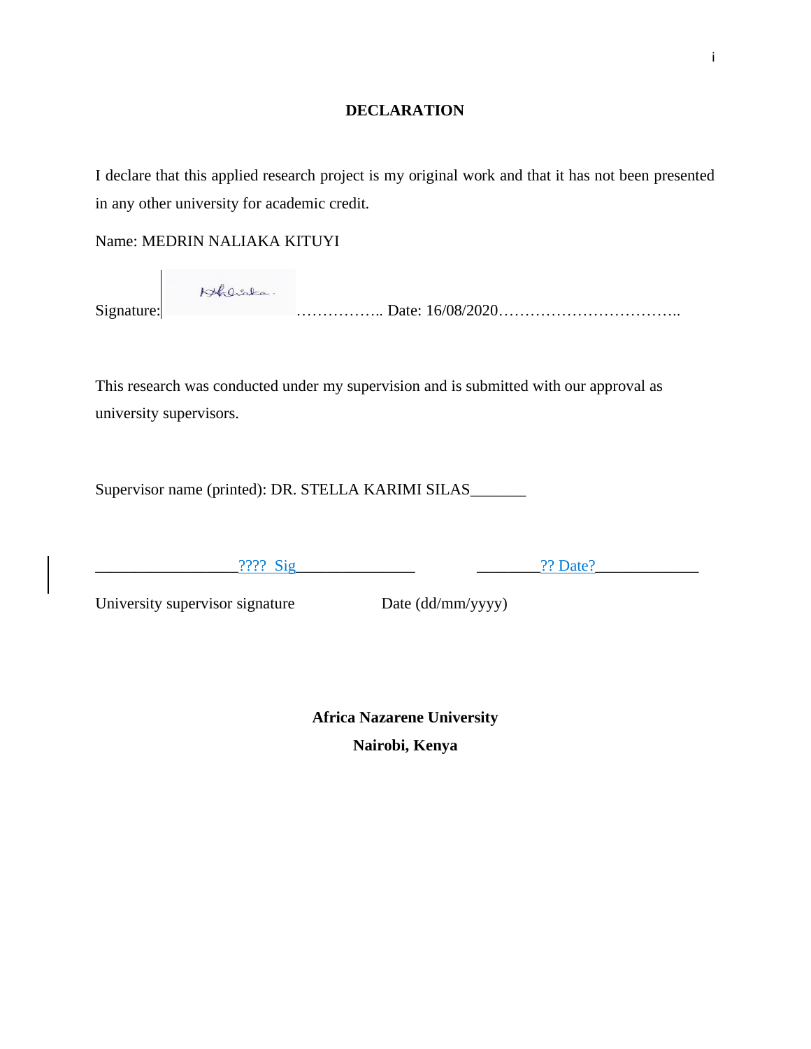# DECLARATION

I declare that this applied research project is my original work and that it has not been presented in any other university for academic credit.

Name: MEDRIN NALIAKA KITUYI

Signature: …………….. Date: 16/08/2020……………………………..

This research was conducted under my supervision and is submitted with our approval as university supervisors.

Supervisor name (printed): DR. STELLA KARIMI SILAS_______

_________________???? Sig_______________ ________?? Date?_____________

University supervisor signature Date (dd/mm/yyyy)

**Africa Nazarene University**

**Nairobi, Kenya**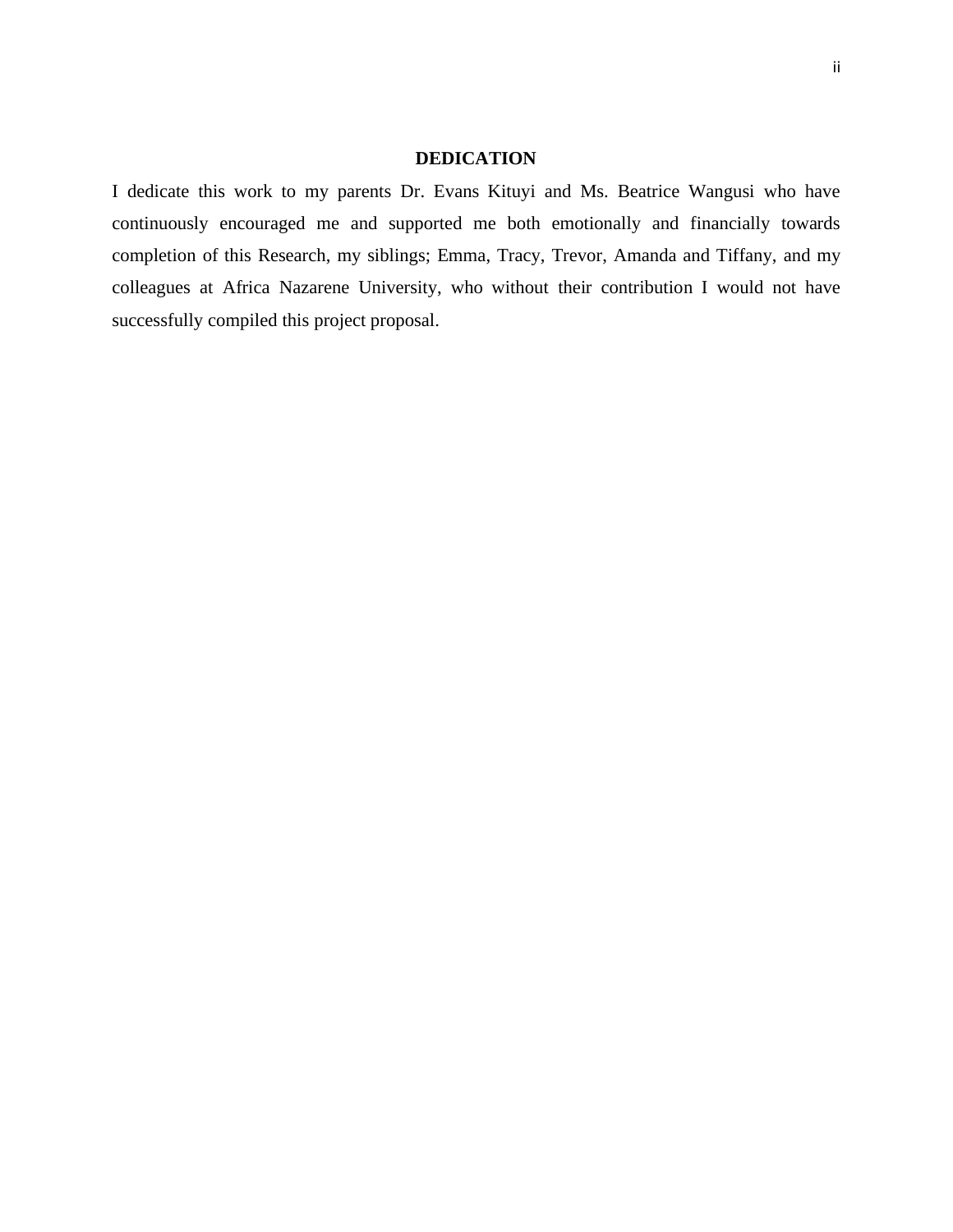## DEDICATION

I dedicate this work to my parents Dr. Evans Kituyi and Ms. Beatrice Wangusi who have continuously encouraged me and supported me both emotionally and financially towards completion of this Research, my siblings; Emma, Tracy, Trevor, Amanda and Tiffany, and my colleagues at Africa Nazarene University, who without their contribution I would not have successfully compiled this project proposal.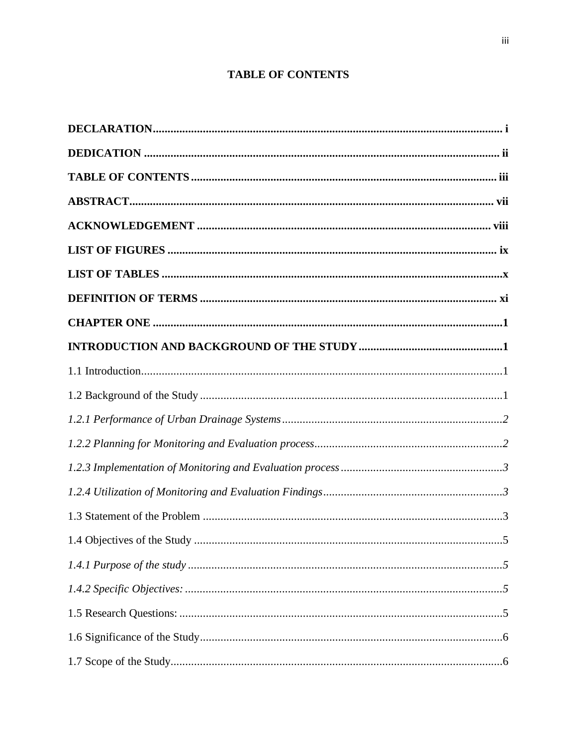## TABLE OF CONTENTS

**DECLARATION** ........ **i**

**DEDICATION** ........ **ii**

**TABLE OF CONTENTS** ........ **iii**

**ABSTRACT** ........ **vii**

**ACKNOWLEDGEMENT** ........ **viii**

**LIST OF FIGURES** ........ **ix**

**LIST OF TABLES** ........ **x**

**DEFINITION OF TERMS** ........ **xi**

**CHAPTER ONE** ........ **1**

**INTRODUCTION AND BACKGROUND OF THE STUDY** ........ **1**

1.1 Introduction ........ 1

1.2 Background of the Study ........ 1

*1.2.1 Performance of Urban Drainage Systems ........ 2*

*1.2.2 Planning for Monitoring and Evaluation process ........ 2*

*1.2.3 Implementation of Monitoring and Evaluation process ........ 3*

*1.2.4 Utilization of Monitoring and Evaluation Findings ........ 3*

1.3 Statement of the Problem ........ 3

1.4 Objectives of the Study ........ 5

*1.4.1 Purpose of the study ........ 5*

*1.4.2 Specific Objectives: ........ 5*

1.5 Research Questions: ........ 5

1.6 Significance of the Study ........ 6

1.7 Scope of the Study ........ 6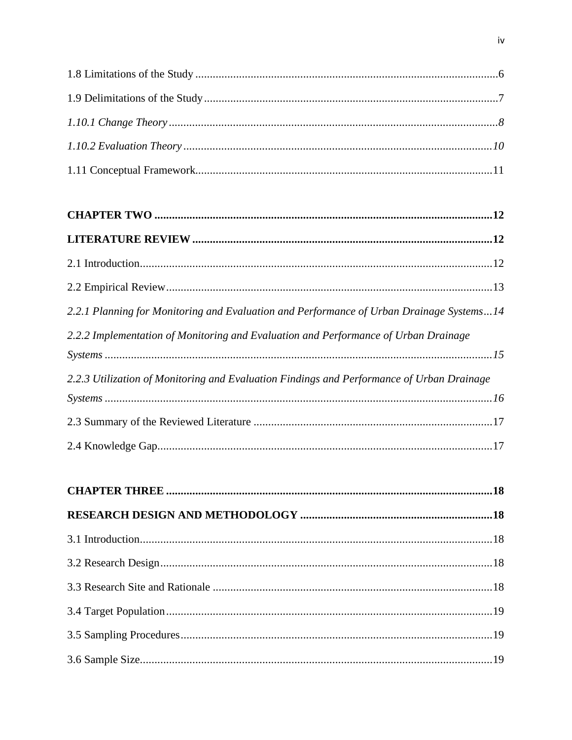1.8 Limitations of the Study ........................................................................................................6

1.9 Delimitations of the Study .....................................................................................................7

*1.10.1 Change Theory .................................................................................................................8*

*1.10.2 Evaluation Theory ..........................................................................................................10*

1.11 Conceptual Framework......................................................................................................11

**CHAPTER TWO ....................................................................................................................12**

**LITERATURE REVIEW .......................................................................................................12**

2.1 Introduction.........................................................................................................................12

2.2 Empirical Review................................................................................................................13

*2.2.1 Planning for Monitoring and Evaluation and Performance of Urban Drainage Systems...14*

*2.2.2 Implementation of Monitoring and Evaluation and Performance of Urban Drainage Systems .....................................................................................................................................15*

*2.2.3 Utilization of Monitoring and Evaluation Findings and Performance of Urban Drainage Systems .....................................................................................................................................16*

2.3 Summary of the Reviewed Literature .................................................................................17

2.4 Knowledge Gap...................................................................................................................17

**CHAPTER THREE ................................................................................................................18**

**RESEARCH DESIGN AND METHODOLOGY ..................................................................18**

3.1 Introduction.........................................................................................................................18

3.2 Research Design..................................................................................................................18

3.3 Research Site and Rationale ...............................................................................................18

3.4 Target Population................................................................................................................19

3.5 Sampling Procedures...........................................................................................................19

3.6 Sample Size.........................................................................................................................19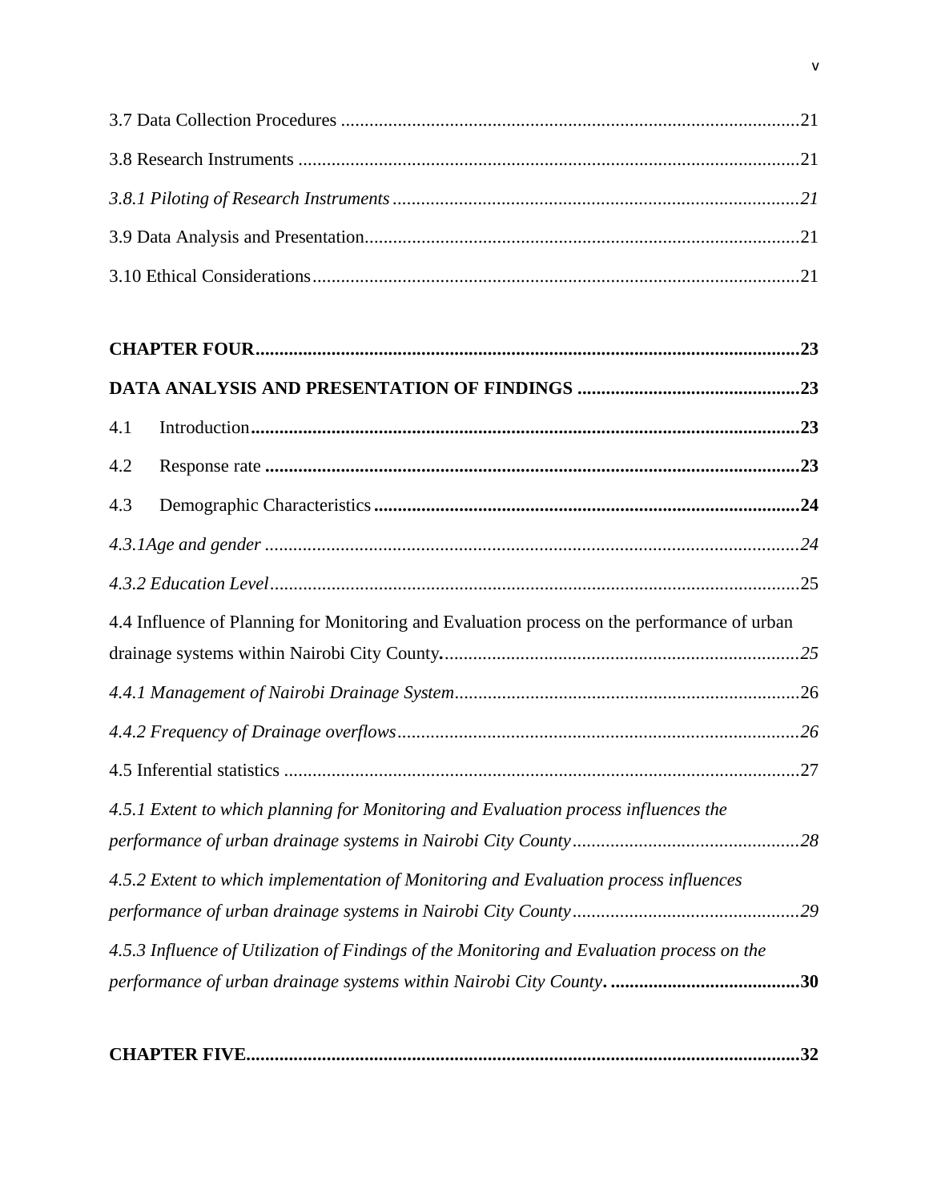3.7 Data Collection Procedures ................................................................................................21

3.8 Research Instruments .........................................................................................................21

*3.8.1 Piloting of Research Instruments .....................................................................................21*

3.9 Data Analysis and Presentation...........................................................................................21

3.10 Ethical Considerations......................................................................................................21

**CHAPTER FOUR.................................................................................................................23**

**DATA ANALYSIS AND PRESENTATION OF FINDINGS ...............................................23**

4.1 Introduction**..................................................................................................................23**

4.2 Response rate **................................................................................................................23**

4.3 Demographic Characteristics **........................................................................................24**

*4.3.1Age and gender ................................................................................................................24*

*4.3.2 Education Level*..............................................................................................................25

4.4 Influence of Planning for Monitoring and Evaluation process on the performance of urban drainage systems within Nairobi City County**.**...........................................................................*25*

*4.4.1 Management of Nairobi Drainage System*........................................................................26

*4.4.2 Frequency of Drainage overflows....................................................................................26*

4.5 Inferential statistics ............................................................................................................27

*4.5.1 Extent to which planning for Monitoring and Evaluation process influences the performance of urban drainage systems in Nairobi City County................................................28*

*4.5.2 Extent to which implementation of Monitoring and Evaluation process influences performance of urban drainage systems in Nairobi City County................................................29*

*4.5.3 Influence of Utilization of Findings of the Monitoring and Evaluation process on the performance of urban drainage systems within Nairobi City County*. **........................................30**

**CHAPTER FIVE...................................................................................................................32**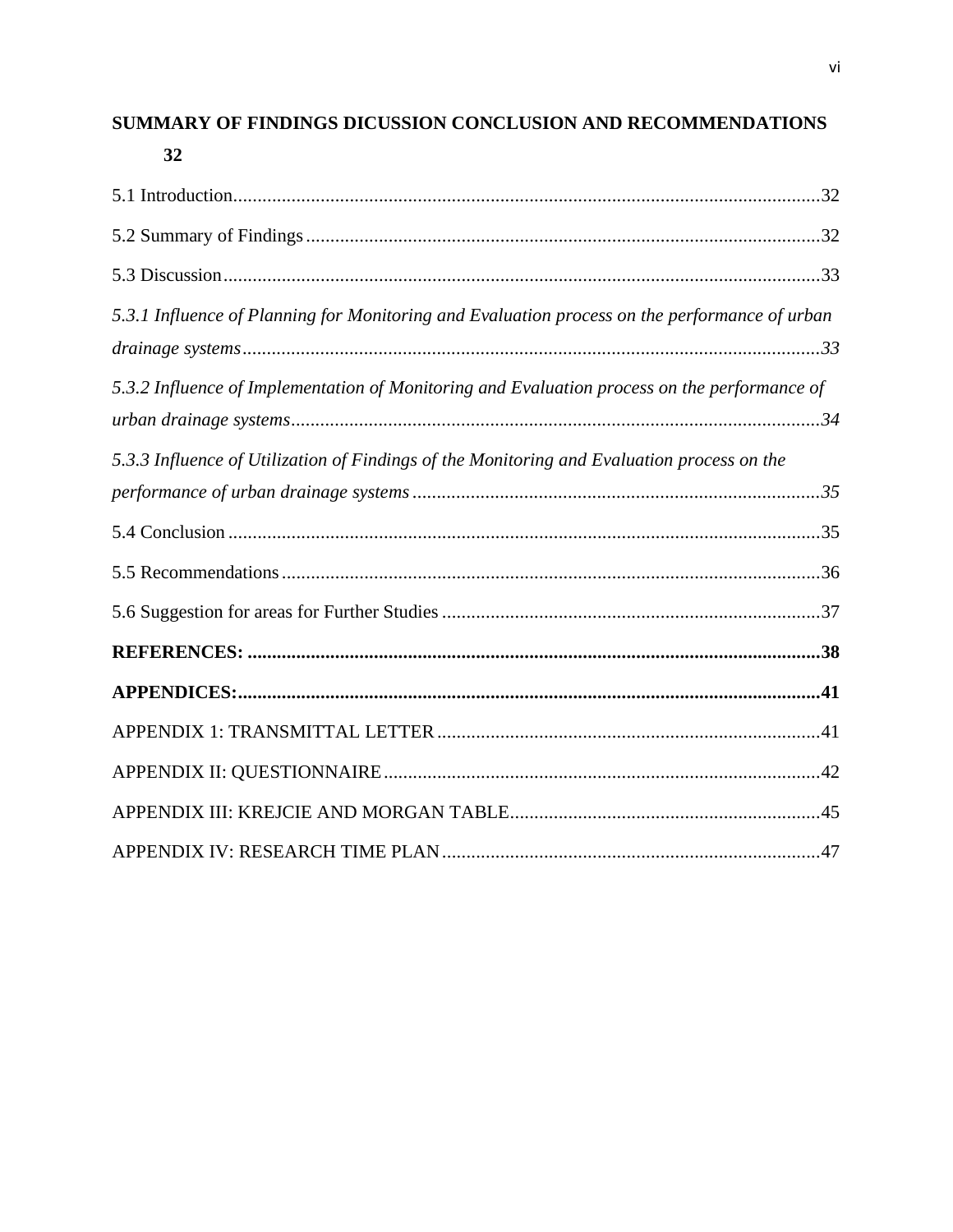**SUMMARY OF FINDINGS DICUSSION CONCLUSION AND RECOMMENDATIONS 32**

5.1 Introduction........................................................................................................................32

5.2 Summary of Findings.........................................................................................................32

5.3 Discussion..........................................................................................................................33

*5.3.1 Influence of Planning for Monitoring and Evaluation process on the performance of urban drainage systems.......................................................................................................................33*

*5.3.2 Influence of Implementation of Monitoring and Evaluation process on the performance of urban drainage systems.............................................................................................................34*

*5.3.3 Influence of Utilization of Findings of the Monitoring and Evaluation process on the performance of urban drainage systems...................................................................................35*

5.4 Conclusion.........................................................................................................................35

5.5 Recommendations..............................................................................................................36

5.6 Suggestion for areas for Further Studies.............................................................................37

**REFERENCES: .....................................................................................................................38**

**APPENDICES:.......................................................................................................................41**

APPENDIX 1: TRANSMITTAL LETTER..............................................................................41

APPENDIX II: QUESTIONNAIRE........................................................................................42

APPENDIX III: KREJCIE AND MORGAN TABLE...............................................................45

APPENDIX IV: RESEARCH TIME PLAN.............................................................................47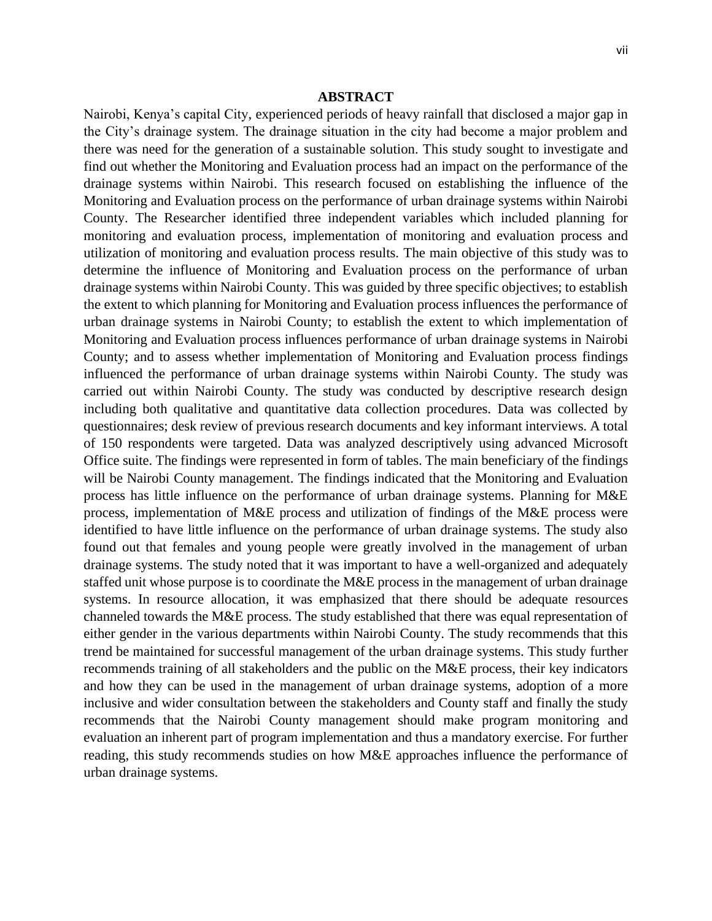## ABSTRACT

Nairobi, Kenya's capital City, experienced periods of heavy rainfall that disclosed a major gap in the City's drainage system. The drainage situation in the city had become a major problem and there was need for the generation of a sustainable solution. This study sought to investigate and find out whether the Monitoring and Evaluation process had an impact on the performance of the drainage systems within Nairobi. This research focused on establishing the influence of the Monitoring and Evaluation process on the performance of urban drainage systems within Nairobi County. The Researcher identified three independent variables which included planning for monitoring and evaluation process, implementation of monitoring and evaluation process and utilization of monitoring and evaluation process results. The main objective of this study was to determine the influence of Monitoring and Evaluation process on the performance of urban drainage systems within Nairobi County. This was guided by three specific objectives; to establish the extent to which planning for Monitoring and Evaluation process influences the performance of urban drainage systems in Nairobi County; to establish the extent to which implementation of Monitoring and Evaluation process influences performance of urban drainage systems in Nairobi County; and to assess whether implementation of Monitoring and Evaluation process findings influenced the performance of urban drainage systems within Nairobi County. The study was carried out within Nairobi County. The study was conducted by descriptive research design including both qualitative and quantitative data collection procedures. Data was collected by questionnaires; desk review of previous research documents and key informant interviews. A total of 150 respondents were targeted. Data was analyzed descriptively using advanced Microsoft Office suite. The findings were represented in form of tables. The main beneficiary of the findings will be Nairobi County management. The findings indicated that the Monitoring and Evaluation process has little influence on the performance of urban drainage systems. Planning for M&E process, implementation of M&E process and utilization of findings of the M&E process were identified to have little influence on the performance of urban drainage systems. The study also found out that females and young people were greatly involved in the management of urban drainage systems. The study noted that it was important to have a well-organized and adequately staffed unit whose purpose is to coordinate the M&E process in the management of urban drainage systems. In resource allocation, it was emphasized that there should be adequate resources channeled towards the M&E process. The study established that there was equal representation of either gender in the various departments within Nairobi County. The study recommends that this trend be maintained for successful management of the urban drainage systems. This study further recommends training of all stakeholders and the public on the M&E process, their key indicators and how they can be used in the management of urban drainage systems, adoption of a more inclusive and wider consultation between the stakeholders and County staff and finally the study recommends that the Nairobi County management should make program monitoring and evaluation an inherent part of program implementation and thus a mandatory exercise. For further reading, this study recommends studies on how M&E approaches influence the performance of urban drainage systems.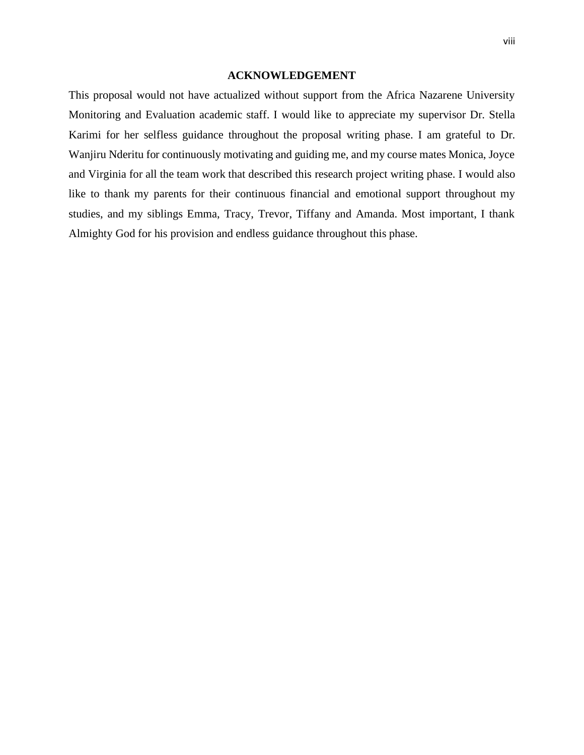## ACKNOWLEDGEMENT

This proposal would not have actualized without support from the Africa Nazarene University Monitoring and Evaluation academic staff. I would like to appreciate my supervisor Dr. Stella Karimi for her selfless guidance throughout the proposal writing phase. I am grateful to Dr. Wanjiru Nderitu for continuously motivating and guiding me, and my course mates Monica, Joyce and Virginia for all the team work that described this research project writing phase. I would also like to thank my parents for their continuous financial and emotional support throughout my studies, and my siblings Emma, Tracy, Trevor, Tiffany and Amanda. Most important, I thank Almighty God for his provision and endless guidance throughout this phase.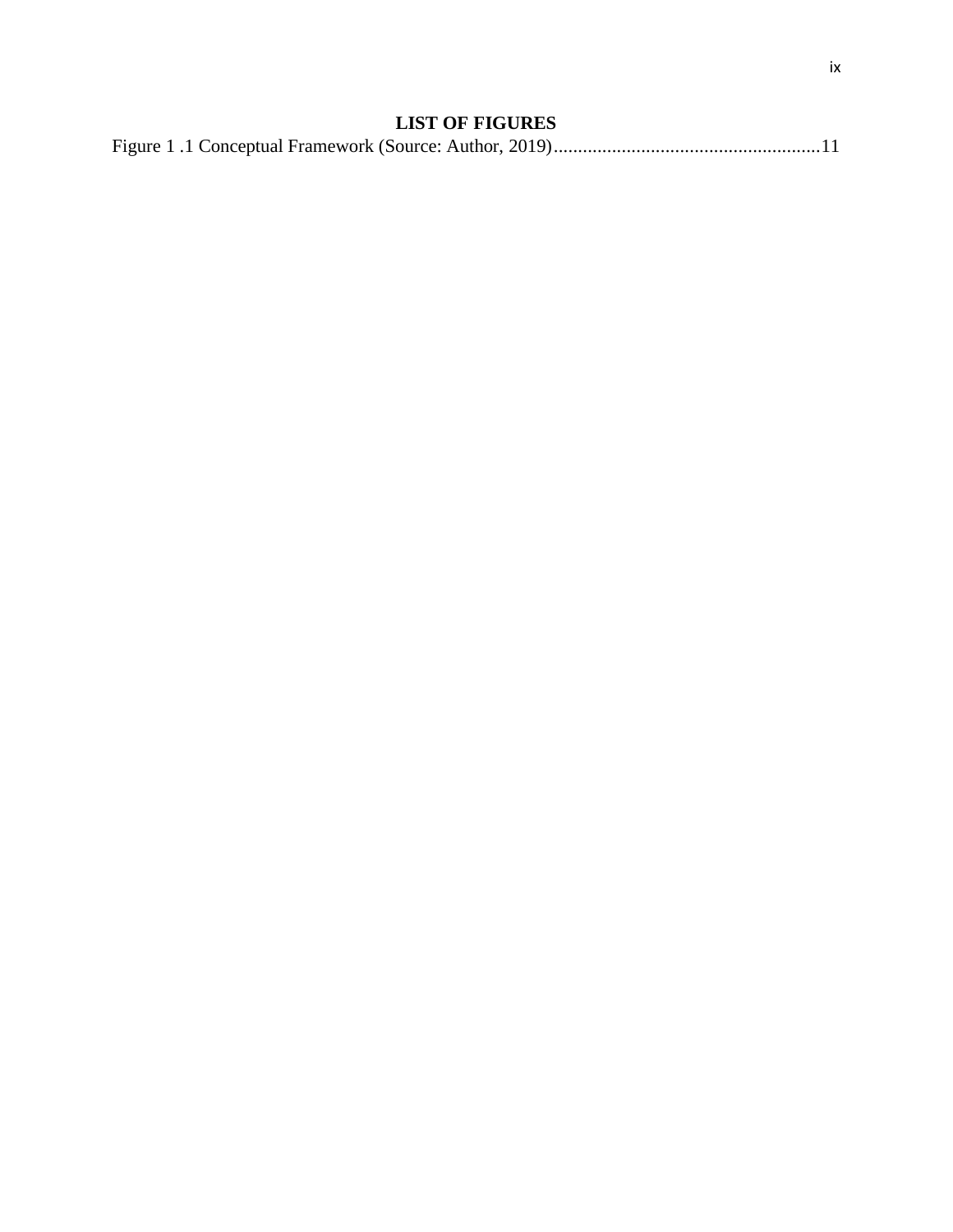## LIST OF FIGURES

Figure 1 .1 Conceptual Framework (Source: Author, 2019).......................................................11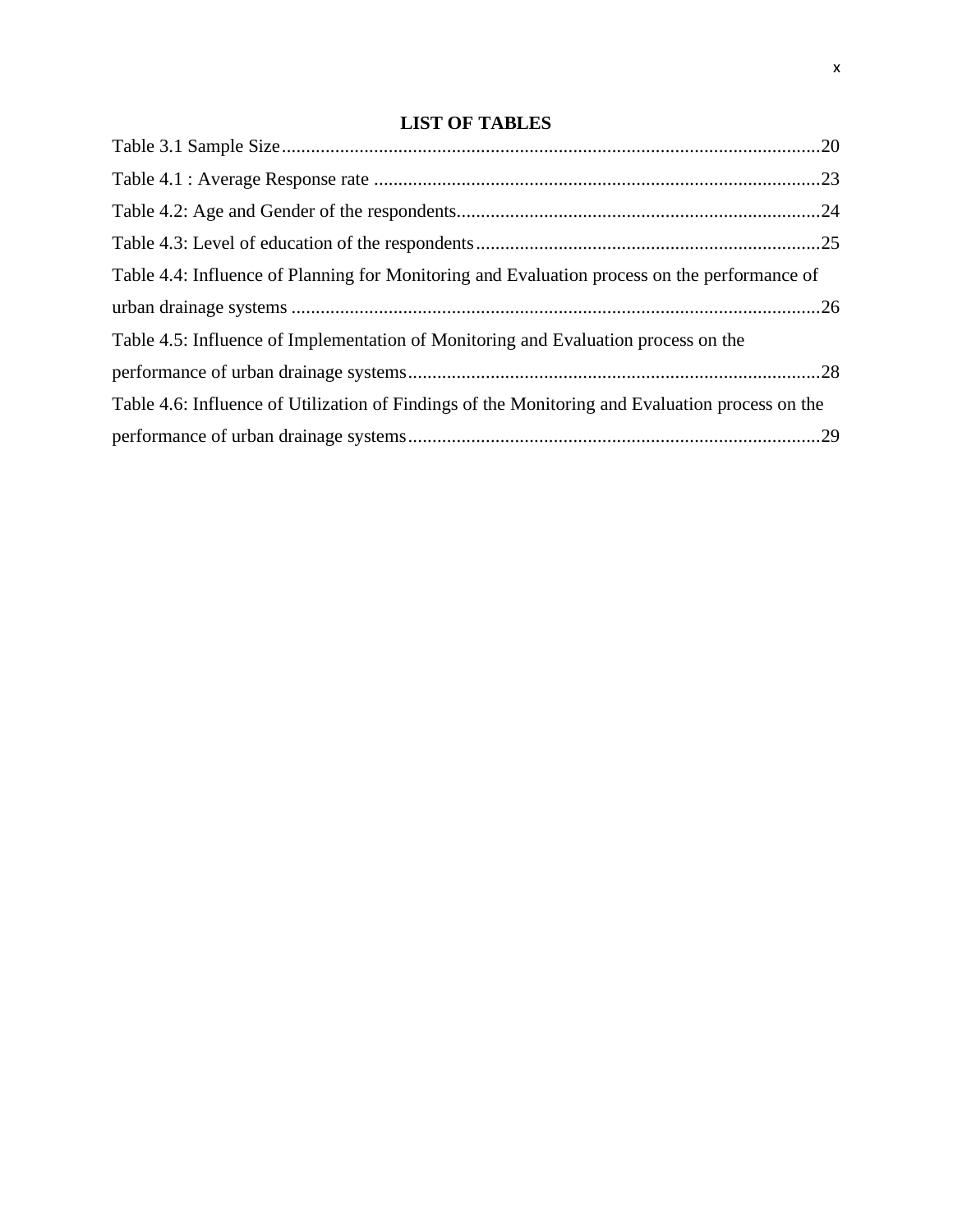# LIST OF TABLES

Table 3.1 Sample Size ........................................................................................................ 20

Table 4.1 : Average Response rate ........................................................................................ 23

Table 4.2: Age and Gender of the respondents ......................................................................... 24

Table 4.3: Level of education of the respondents ...................................................................... 25

Table 4.4: Influence of Planning for Monitoring and Evaluation process on the performance of urban drainage systems ........................................................................................................ 26

Table 4.5: Influence of Implementation of Monitoring and Evaluation process on the performance of urban drainage systems ..................................................................................... 28

Table 4.6: Influence of Utilization of Findings of the Monitoring and Evaluation process on the performance of urban drainage systems ..................................................................................... 29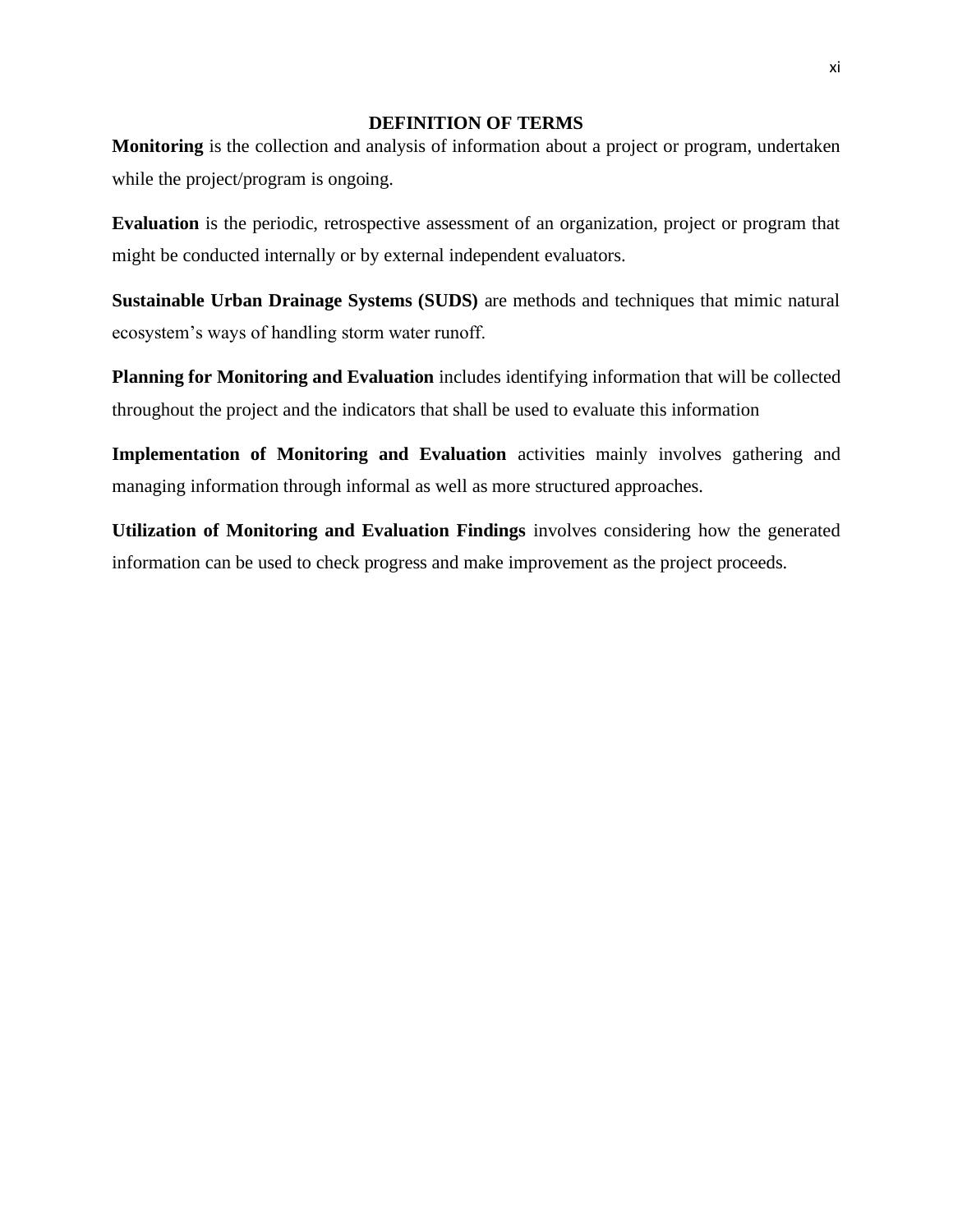## DEFINITION OF TERMS

**Monitoring** is the collection and analysis of information about a project or program, undertaken while the project/program is ongoing.

**Evaluation** is the periodic, retrospective assessment of an organization, project or program that might be conducted internally or by external independent evaluators.

**Sustainable Urban Drainage Systems (SUDS)** are methods and techniques that mimic natural ecosystem's ways of handling storm water runoff.

**Planning for Monitoring and Evaluation** includes identifying information that will be collected throughout the project and the indicators that shall be used to evaluate this information

**Implementation of Monitoring and Evaluation** activities mainly involves gathering and managing information through informal as well as more structured approaches.

**Utilization of Monitoring and Evaluation Findings** involves considering how the generated information can be used to check progress and make improvement as the project proceeds.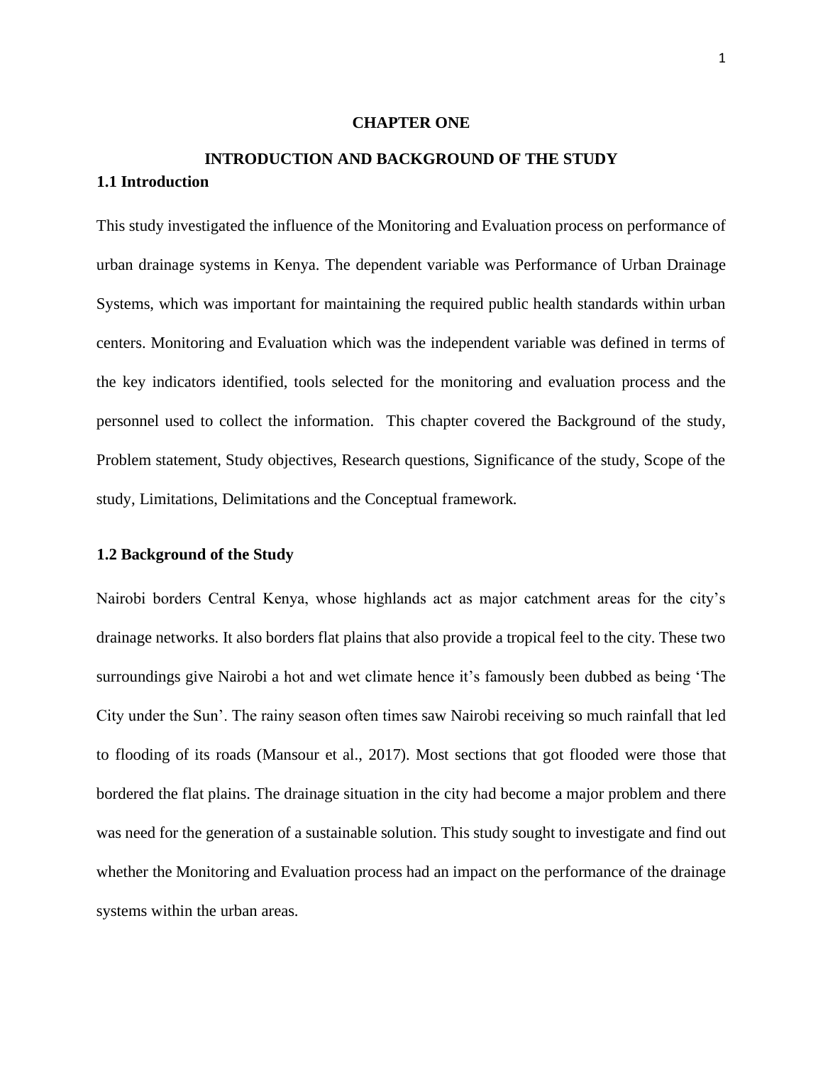# CHAPTER ONE

## INTRODUCTION AND BACKGROUND OF THE STUDY

### 1.1 Introduction

This study investigated the influence of the Monitoring and Evaluation process on performance of urban drainage systems in Kenya. The dependent variable was Performance of Urban Drainage Systems, which was important for maintaining the required public health standards within urban centers. Monitoring and Evaluation which was the independent variable was defined in terms of the key indicators identified, tools selected for the monitoring and evaluation process and the personnel used to collect the information. This chapter covered the Background of the study, Problem statement, Study objectives, Research questions, Significance of the study, Scope of the study, Limitations, Delimitations and the Conceptual framework.

### 1.2 Background of the Study

Nairobi borders Central Kenya, whose highlands act as major catchment areas for the city's drainage networks. It also borders flat plains that also provide a tropical feel to the city. These two surroundings give Nairobi a hot and wet climate hence it's famously been dubbed as being 'The City under the Sun'. The rainy season often times saw Nairobi receiving so much rainfall that led to flooding of its roads (Mansour et al., 2017). Most sections that got flooded were those that bordered the flat plains. The drainage situation in the city had become a major problem and there was need for the generation of a sustainable solution. This study sought to investigate and find out whether the Monitoring and Evaluation process had an impact on the performance of the drainage systems within the urban areas.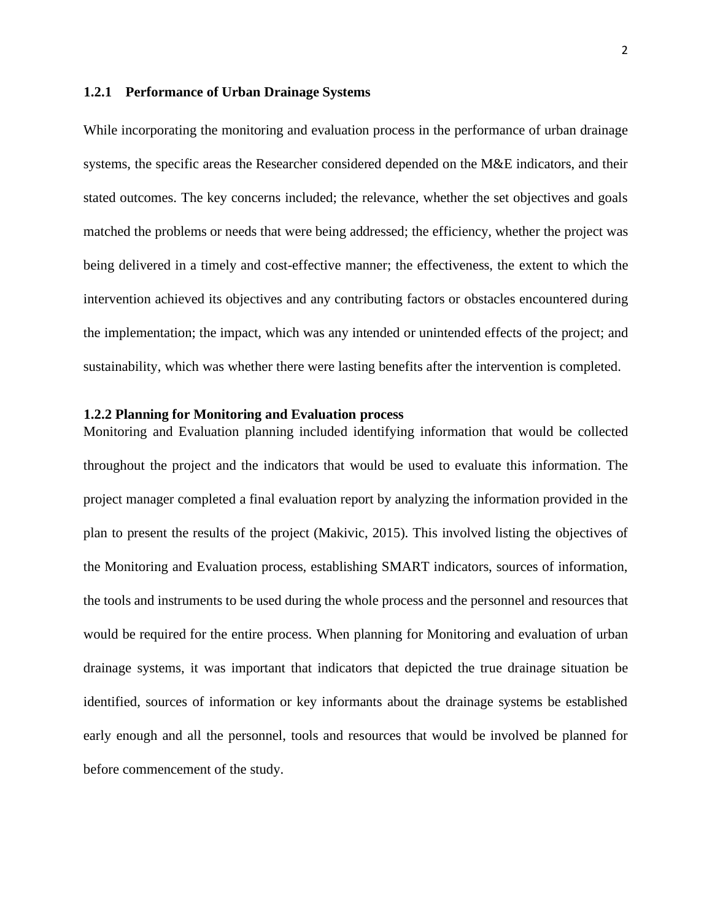### 1.2.1 Performance of Urban Drainage Systems

While incorporating the monitoring and evaluation process in the performance of urban drainage systems, the specific areas the Researcher considered depended on the M&E indicators, and their stated outcomes. The key concerns included; the relevance, whether the set objectives and goals matched the problems or needs that were being addressed; the efficiency, whether the project was being delivered in a timely and cost-effective manner; the effectiveness, the extent to which the intervention achieved its objectives and any contributing factors or obstacles encountered during the implementation; the impact, which was any intended or unintended effects of the project; and sustainability, which was whether there were lasting benefits after the intervention is completed.

### 1.2.2 Planning for Monitoring and Evaluation process

Monitoring and Evaluation planning included identifying information that would be collected throughout the project and the indicators that would be used to evaluate this information. The project manager completed a final evaluation report by analyzing the information provided in the plan to present the results of the project (Makivic, 2015). This involved listing the objectives of the Monitoring and Evaluation process, establishing SMART indicators, sources of information, the tools and instruments to be used during the whole process and the personnel and resources that would be required for the entire process. When planning for Monitoring and evaluation of urban drainage systems, it was important that indicators that depicted the true drainage situation be identified, sources of information or key informants about the drainage systems be established early enough and all the personnel, tools and resources that would be involved be planned for before commencement of the study.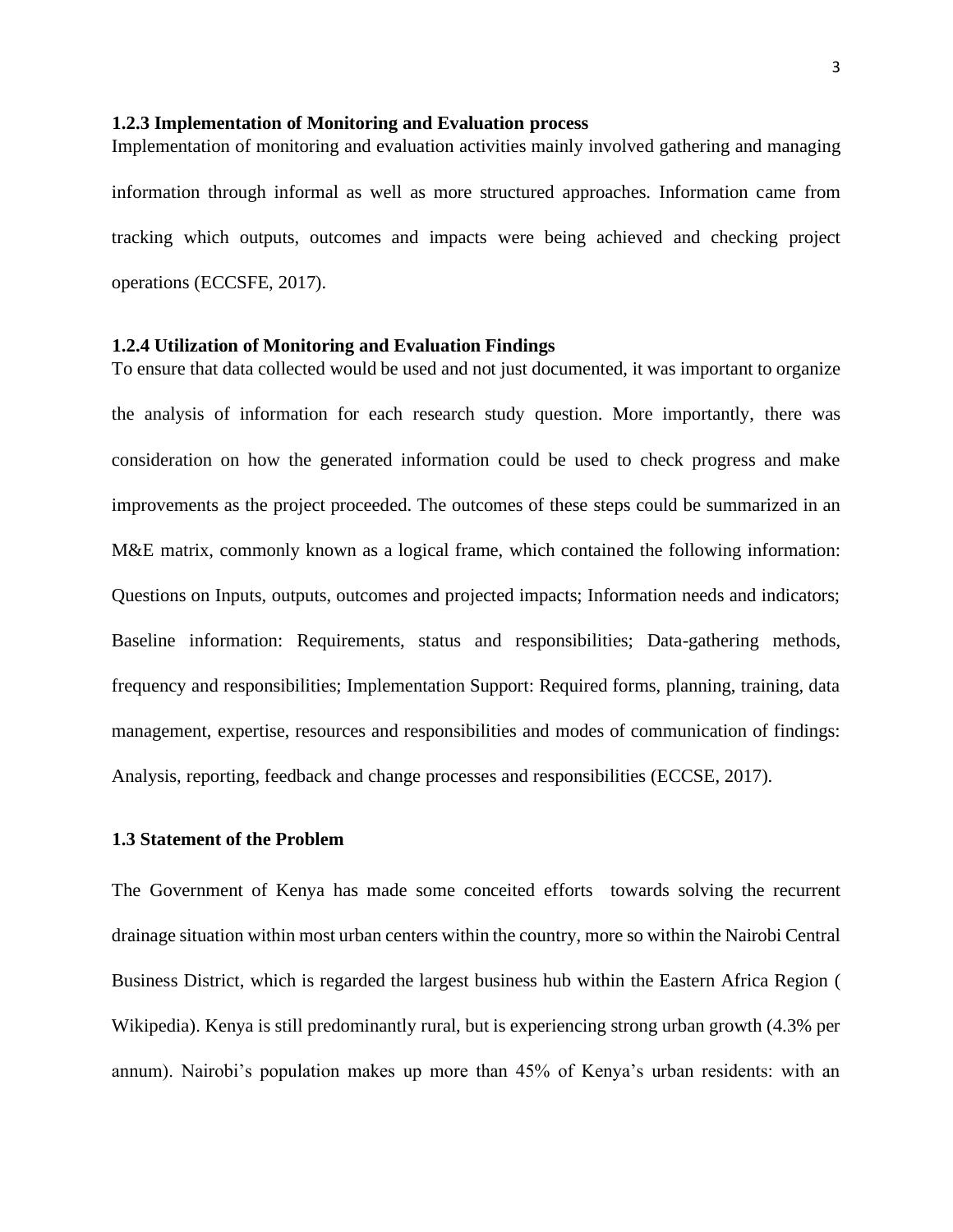### 1.2.3 Implementation of Monitoring and Evaluation process

Implementation of monitoring and evaluation activities mainly involved gathering and managing information through informal as well as more structured approaches. Information came from tracking which outputs, outcomes and impacts were being achieved and checking project operations (ECCSFE, 2017).

### 1.2.4 Utilization of Monitoring and Evaluation Findings

To ensure that data collected would be used and not just documented, it was important to organize the analysis of information for each research study question. More importantly, there was consideration on how the generated information could be used to check progress and make improvements as the project proceeded. The outcomes of these steps could be summarized in an M&E matrix, commonly known as a logical frame, which contained the following information: Questions on Inputs, outputs, outcomes and projected impacts; Information needs and indicators; Baseline information: Requirements, status and responsibilities; Data-gathering methods, frequency and responsibilities; Implementation Support: Required forms, planning, training, data management, expertise, resources and responsibilities and modes of communication of findings: Analysis, reporting, feedback and change processes and responsibilities (ECCSE, 2017).

## 1.3 Statement of the Problem

The Government of Kenya has made some conceited efforts towards solving the recurrent drainage situation within most urban centers within the country, more so within the Nairobi Central Business District, which is regarded the largest business hub within the Eastern Africa Region ( Wikipedia). Kenya is still predominantly rural, but is experiencing strong urban growth (4.3% per annum). Nairobi's population makes up more than 45% of Kenya's urban residents: with an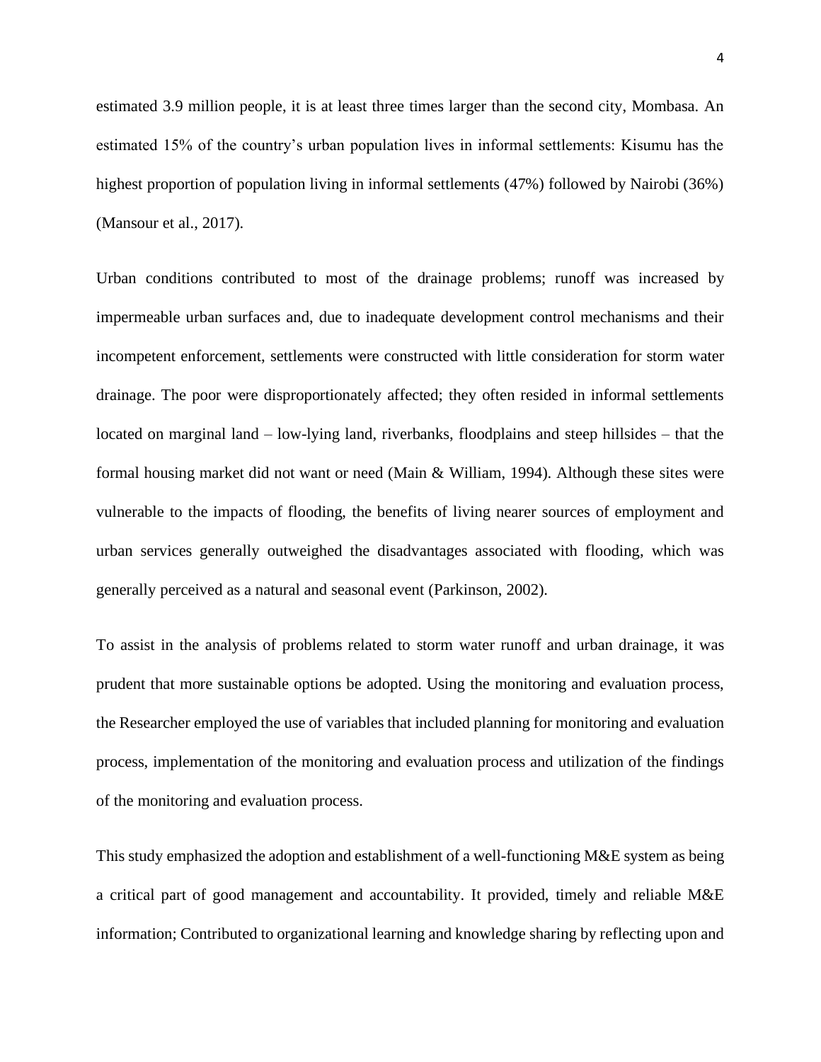estimated 3.9 million people, it is at least three times larger than the second city, Mombasa. An estimated 15% of the country's urban population lives in informal settlements: Kisumu has the highest proportion of population living in informal settlements (47%) followed by Nairobi (36%) (Mansour et al., 2017).

Urban conditions contributed to most of the drainage problems; runoff was increased by impermeable urban surfaces and, due to inadequate development control mechanisms and their incompetent enforcement, settlements were constructed with little consideration for storm water drainage. The poor were disproportionately affected; they often resided in informal settlements located on marginal land – low-lying land, riverbanks, floodplains and steep hillsides – that the formal housing market did not want or need (Main & William, 1994). Although these sites were vulnerable to the impacts of flooding, the benefits of living nearer sources of employment and urban services generally outweighed the disadvantages associated with flooding, which was generally perceived as a natural and seasonal event (Parkinson, 2002).

To assist in the analysis of problems related to storm water runoff and urban drainage, it was prudent that more sustainable options be adopted. Using the monitoring and evaluation process, the Researcher employed the use of variables that included planning for monitoring and evaluation process, implementation of the monitoring and evaluation process and utilization of the findings of the monitoring and evaluation process.

This study emphasized the adoption and establishment of a well-functioning M&E system as being a critical part of good management and accountability. It provided, timely and reliable M&E information; Contributed to organizational learning and knowledge sharing by reflecting upon and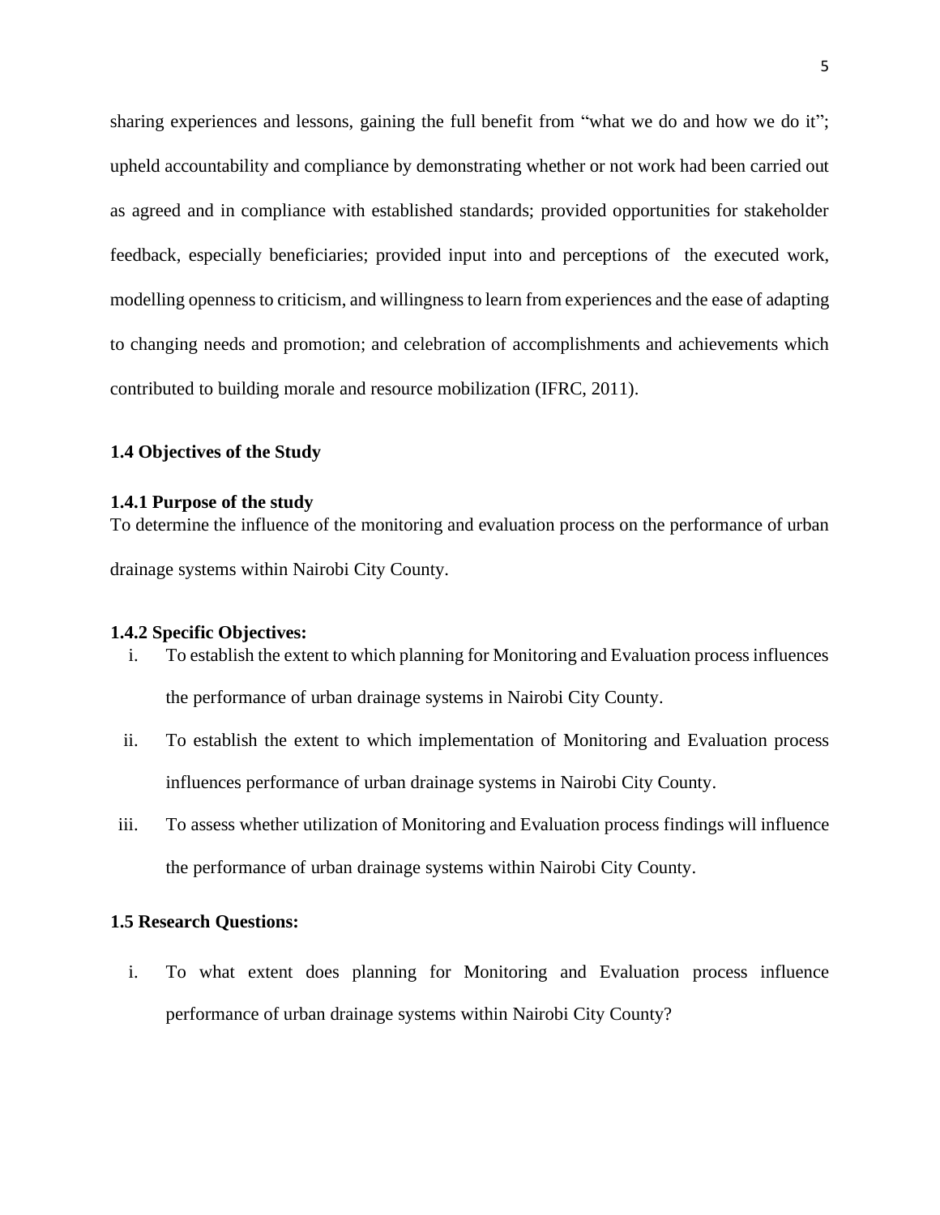sharing experiences and lessons, gaining the full benefit from "what we do and how we do it"; upheld accountability and compliance by demonstrating whether or not work had been carried out as agreed and in compliance with established standards; provided opportunities for stakeholder feedback, especially beneficiaries; provided input into and perceptions of the executed work, modelling openness to criticism, and willingness to learn from experiences and the ease of adapting to changing needs and promotion; and celebration of accomplishments and achievements which contributed to building morale and resource mobilization (IFRC, 2011).

### 1.4 Objectives of the Study

#### 1.4.1 Purpose of the study

To determine the influence of the monitoring and evaluation process on the performance of urban drainage systems within Nairobi City County.

#### 1.4.2 Specific Objectives:

i. To establish the extent to which planning for Monitoring and Evaluation process influences the performance of urban drainage systems in Nairobi City County.

ii. To establish the extent to which implementation of Monitoring and Evaluation process influences performance of urban drainage systems in Nairobi City County.

iii. To assess whether utilization of Monitoring and Evaluation process findings will influence the performance of urban drainage systems within Nairobi City County.

### 1.5 Research Questions:

i. To what extent does planning for Monitoring and Evaluation process influence performance of urban drainage systems within Nairobi City County?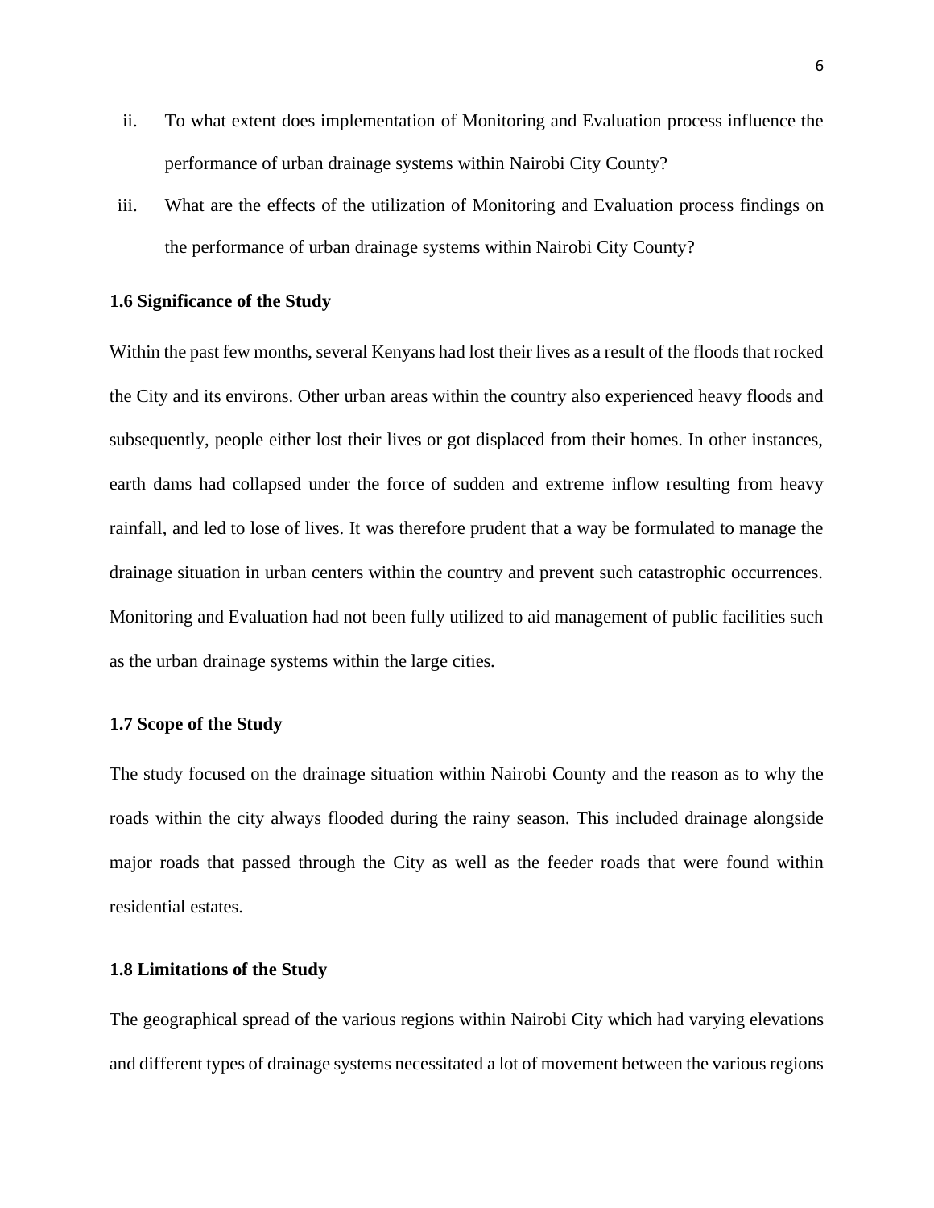ii. To what extent does implementation of Monitoring and Evaluation process influence the performance of urban drainage systems within Nairobi City County?

iii. What are the effects of the utilization of Monitoring and Evaluation process findings on the performance of urban drainage systems within Nairobi City County?

### 1.6 Significance of the Study

Within the past few months, several Kenyans had lost their lives as a result of the floods that rocked the City and its environs. Other urban areas within the country also experienced heavy floods and subsequently, people either lost their lives or got displaced from their homes. In other instances, earth dams had collapsed under the force of sudden and extreme inflow resulting from heavy rainfall, and led to lose of lives. It was therefore prudent that a way be formulated to manage the drainage situation in urban centers within the country and prevent such catastrophic occurrences. Monitoring and Evaluation had not been fully utilized to aid management of public facilities such as the urban drainage systems within the large cities.

### 1.7 Scope of the Study

The study focused on the drainage situation within Nairobi County and the reason as to why the roads within the city always flooded during the rainy season. This included drainage alongside major roads that passed through the City as well as the feeder roads that were found within residential estates.

### 1.8 Limitations of the Study

The geographical spread of the various regions within Nairobi City which had varying elevations and different types of drainage systems necessitated a lot of movement between the various regions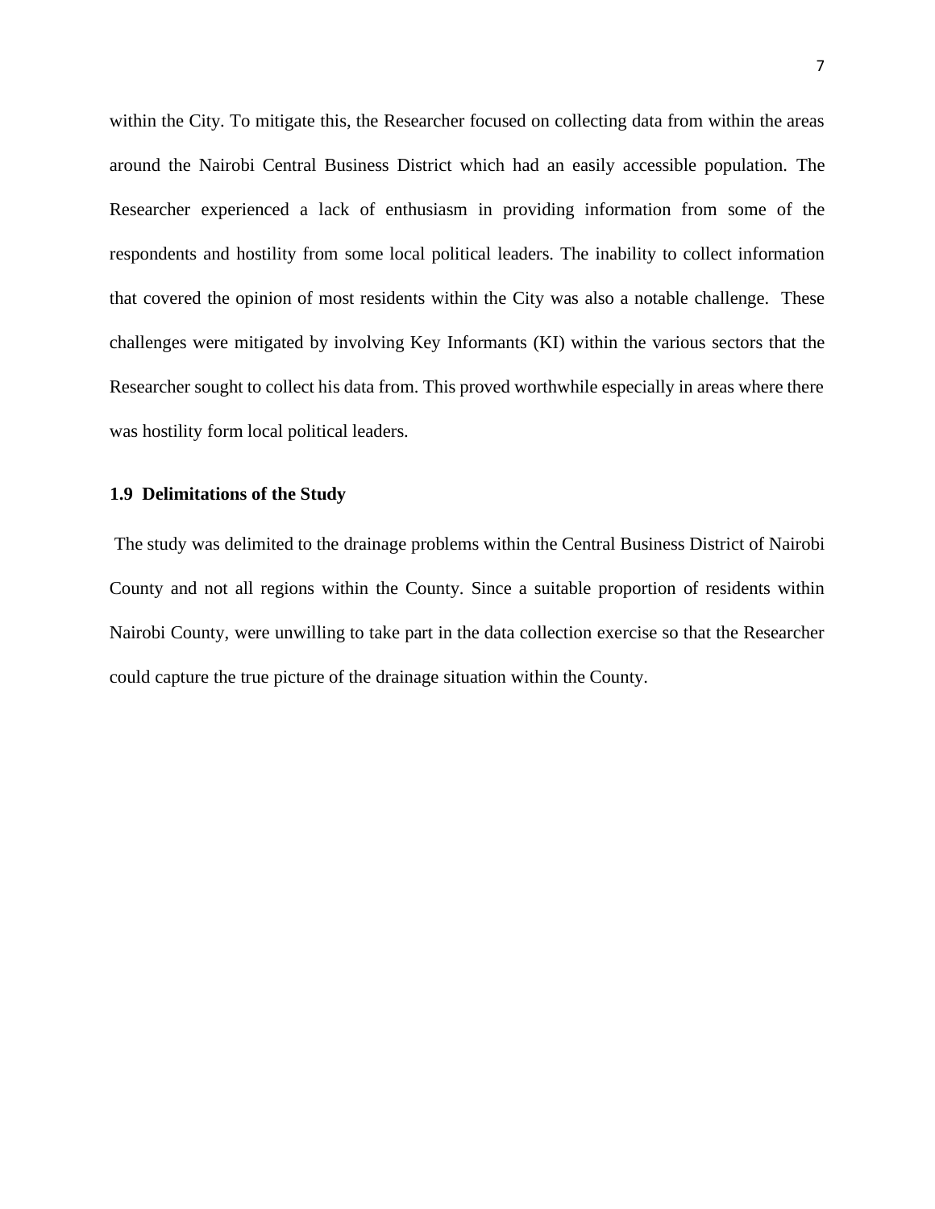within the City. To mitigate this, the Researcher focused on collecting data from within the areas around the Nairobi Central Business District which had an easily accessible population. The Researcher experienced a lack of enthusiasm in providing information from some of the respondents and hostility from some local political leaders. The inability to collect information that covered the opinion of most residents within the City was also a notable challenge. These challenges were mitigated by involving Key Informants (KI) within the various sectors that the Researcher sought to collect his data from. This proved worthwhile especially in areas where there was hostility form local political leaders.

### 1.9 Delimitations of the Study

The study was delimited to the drainage problems within the Central Business District of Nairobi County and not all regions within the County. Since a suitable proportion of residents within Nairobi County, were unwilling to take part in the data collection exercise so that the Researcher could capture the true picture of the drainage situation within the County.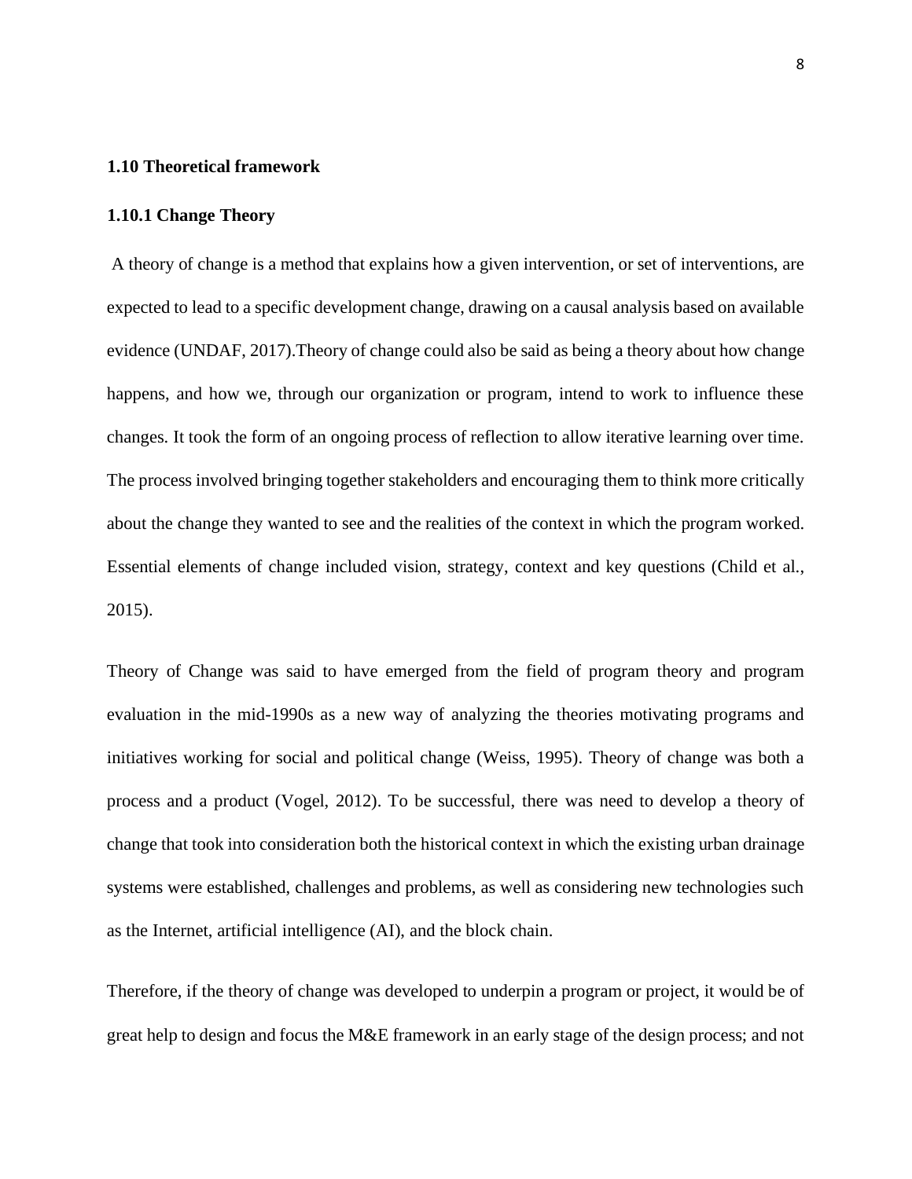## 1.10 Theoretical framework

### 1.10.1 Change Theory

A theory of change is a method that explains how a given intervention, or set of interventions, are expected to lead to a specific development change, drawing on a causal analysis based on available evidence (UNDAF, 2017).Theory of change could also be said as being a theory about how change happens, and how we, through our organization or program, intend to work to influence these changes. It took the form of an ongoing process of reflection to allow iterative learning over time. The process involved bringing together stakeholders and encouraging them to think more critically about the change they wanted to see and the realities of the context in which the program worked. Essential elements of change included vision, strategy, context and key questions (Child et al., 2015).

Theory of Change was said to have emerged from the field of program theory and program evaluation in the mid-1990s as a new way of analyzing the theories motivating programs and initiatives working for social and political change (Weiss, 1995). Theory of change was both a process and a product (Vogel, 2012). To be successful, there was need to develop a theory of change that took into consideration both the historical context in which the existing urban drainage systems were established, challenges and problems, as well as considering new technologies such as the Internet, artificial intelligence (AI), and the block chain.

Therefore, if the theory of change was developed to underpin a program or project, it would be of great help to design and focus the M&E framework in an early stage of the design process; and not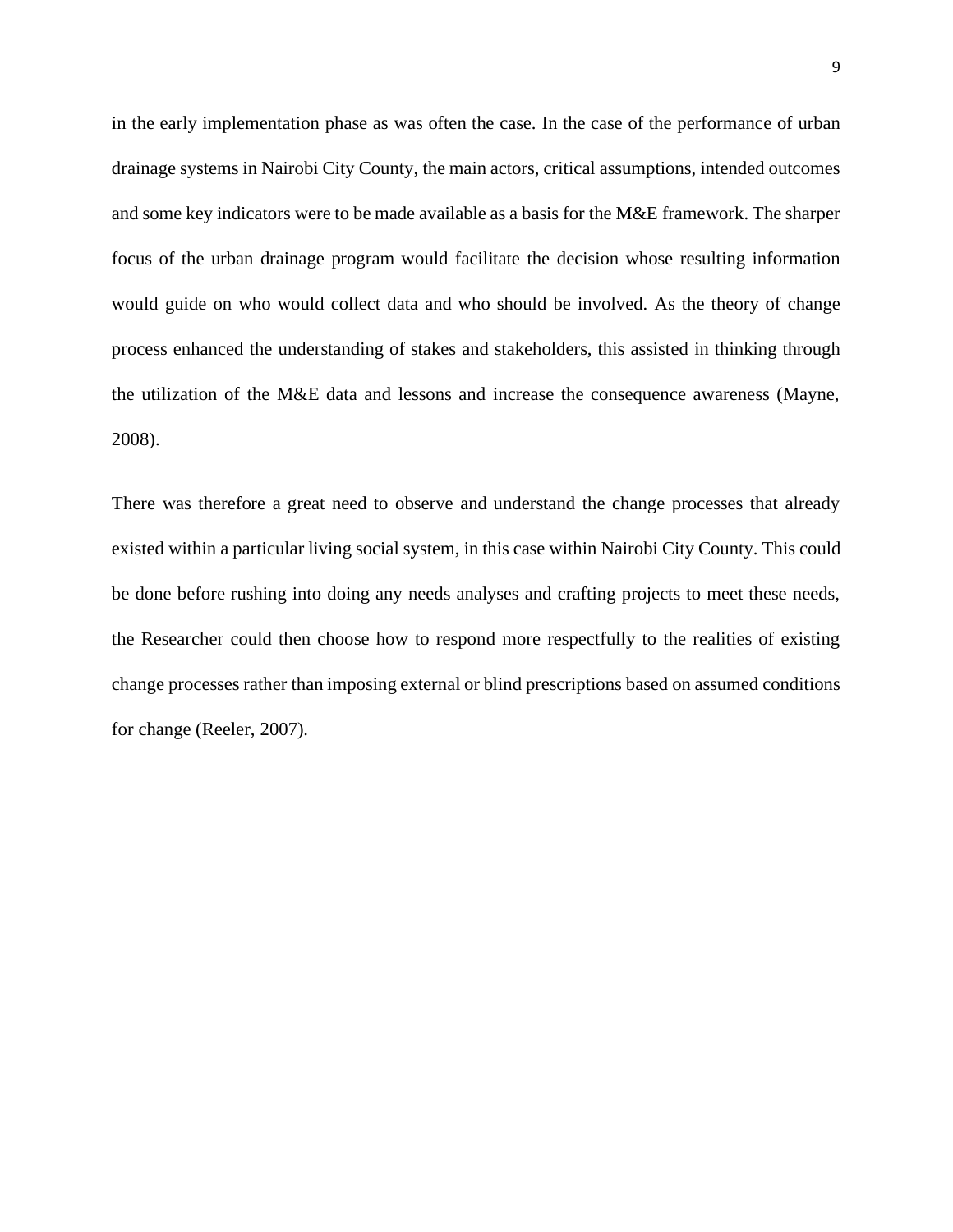in the early implementation phase as was often the case. In the case of the performance of urban drainage systems in Nairobi City County, the main actors, critical assumptions, intended outcomes and some key indicators were to be made available as a basis for the M&E framework. The sharper focus of the urban drainage program would facilitate the decision whose resulting information would guide on who would collect data and who should be involved. As the theory of change process enhanced the understanding of stakes and stakeholders, this assisted in thinking through the utilization of the M&E data and lessons and increase the consequence awareness (Mayne, 2008).

There was therefore a great need to observe and understand the change processes that already existed within a particular living social system, in this case within Nairobi City County. This could be done before rushing into doing any needs analyses and crafting projects to meet these needs, the Researcher could then choose how to respond more respectfully to the realities of existing change processes rather than imposing external or blind prescriptions based on assumed conditions for change (Reeler, 2007).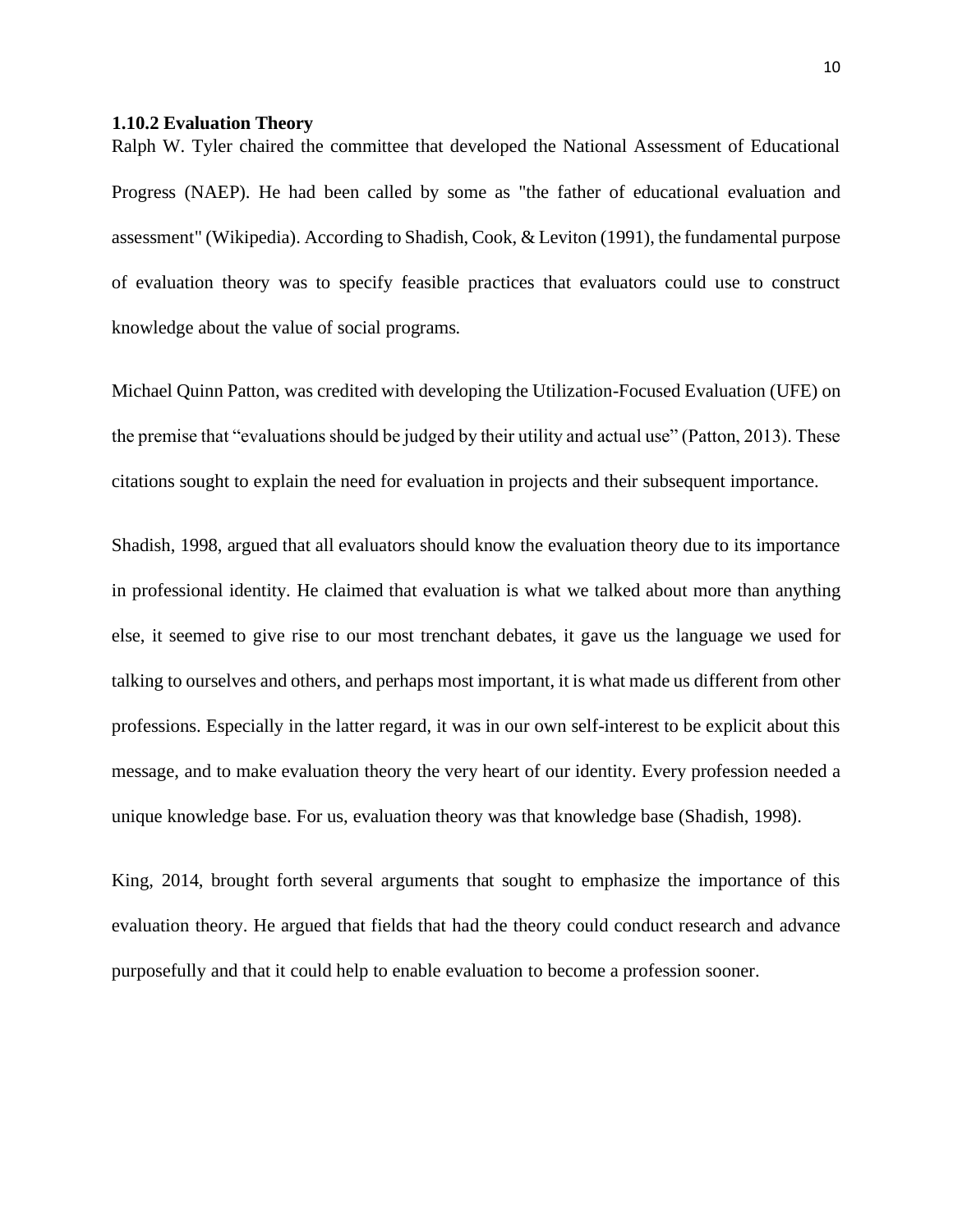### 1.10.2 Evaluation Theory

Ralph W. Tyler chaired the committee that developed the National Assessment of Educational Progress (NAEP). He had been called by some as "the father of educational evaluation and assessment" (Wikipedia). According to Shadish, Cook, & Leviton (1991), the fundamental purpose of evaluation theory was to specify feasible practices that evaluators could use to construct knowledge about the value of social programs.

Michael Quinn Patton, was credited with developing the Utilization-Focused Evaluation (UFE) on the premise that "evaluations should be judged by their utility and actual use" (Patton, 2013). These citations sought to explain the need for evaluation in projects and their subsequent importance.

Shadish, 1998, argued that all evaluators should know the evaluation theory due to its importance in professional identity. He claimed that evaluation is what we talked about more than anything else, it seemed to give rise to our most trenchant debates, it gave us the language we used for talking to ourselves and others, and perhaps most important, it is what made us different from other professions. Especially in the latter regard, it was in our own self-interest to be explicit about this message, and to make evaluation theory the very heart of our identity. Every profession needed a unique knowledge base. For us, evaluation theory was that knowledge base (Shadish, 1998).

King, 2014, brought forth several arguments that sought to emphasize the importance of this evaluation theory. He argued that fields that had the theory could conduct research and advance purposefully and that it could help to enable evaluation to become a profession sooner.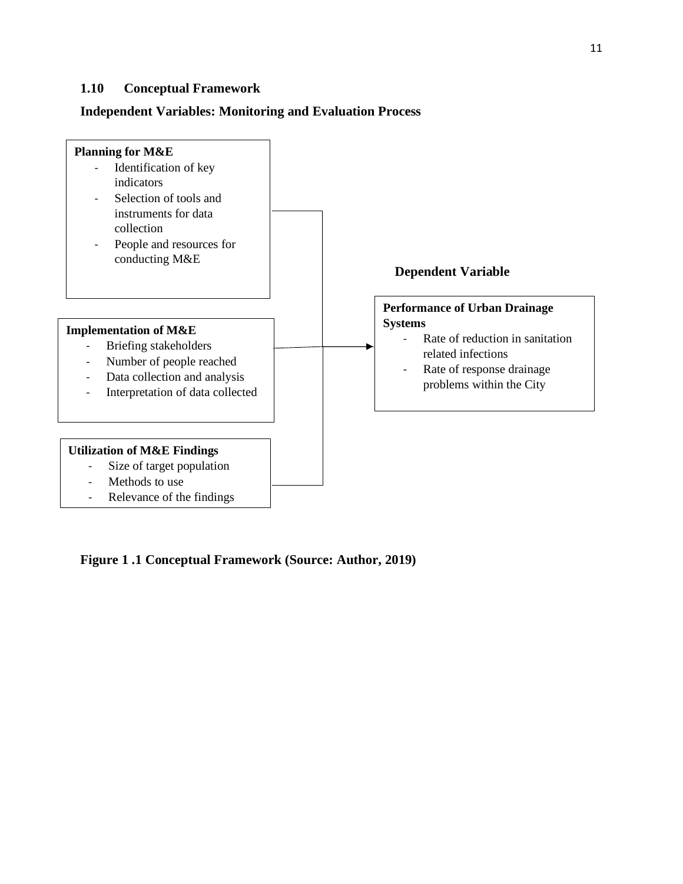### 1.10 Conceptual Framework

**Independent Variables: Monitoring and Evaluation Process**

**Planning for M&E**
- Identification of key indicators
- Selection of tools and instruments for data collection
- People and resources for conducting M&E

**Implementation of M&E**
- Briefing stakeholders
- Number of people reached
- Data collection and analysis
- Interpretation of data collected

**Utilization of M&E Findings**
- Size of target population
- Methods to use
- Relevance of the findings

**Dependent Variable**

**Performance of Urban Drainage Systems**
- Rate of reduction in sanitation related infections
- Rate of response drainage problems within the City

**Figure 1 .1 Conceptual Framework (Source: Author, 2019)**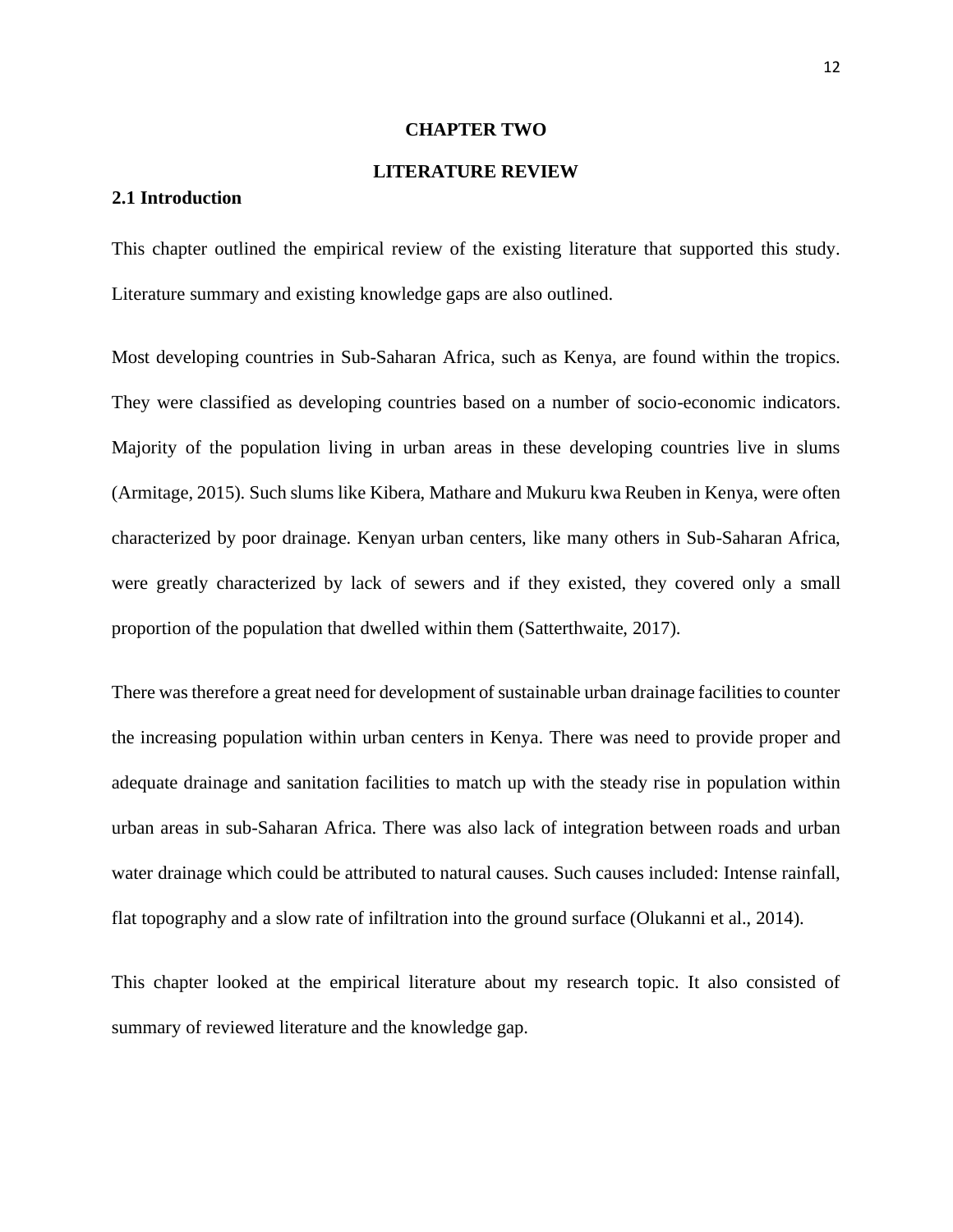# CHAPTER TWO

# LITERATURE REVIEW

## 2.1 Introduction

This chapter outlined the empirical review of the existing literature that supported this study. Literature summary and existing knowledge gaps are also outlined.

Most developing countries in Sub-Saharan Africa, such as Kenya, are found within the tropics. They were classified as developing countries based on a number of socio-economic indicators. Majority of the population living in urban areas in these developing countries live in slums (Armitage, 2015). Such slums like Kibera, Mathare and Mukuru kwa Reuben in Kenya, were often characterized by poor drainage. Kenyan urban centers, like many others in Sub-Saharan Africa, were greatly characterized by lack of sewers and if they existed, they covered only a small proportion of the population that dwelled within them (Satterthwaite, 2017).

There was therefore a great need for development of sustainable urban drainage facilities to counter the increasing population within urban centers in Kenya. There was need to provide proper and adequate drainage and sanitation facilities to match up with the steady rise in population within urban areas in sub-Saharan Africa. There was also lack of integration between roads and urban water drainage which could be attributed to natural causes. Such causes included: Intense rainfall, flat topography and a slow rate of infiltration into the ground surface (Olukanni et al., 2014).

This chapter looked at the empirical literature about my research topic. It also consisted of summary of reviewed literature and the knowledge gap.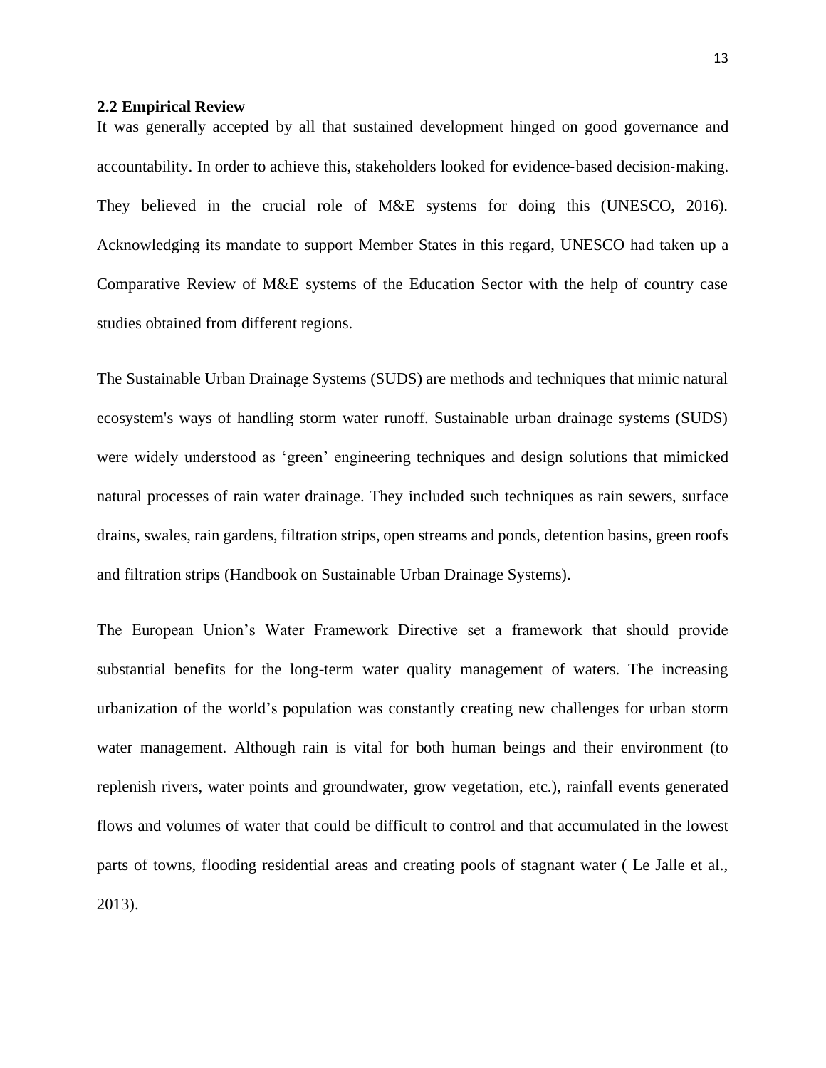**2.2 Empirical Review**

It was generally accepted by all that sustained development hinged on good governance and accountability. In order to achieve this, stakeholders looked for evidence-based decision-making. They believed in the crucial role of M&E systems for doing this (UNESCO, 2016). Acknowledging its mandate to support Member States in this regard, UNESCO had taken up a Comparative Review of M&E systems of the Education Sector with the help of country case studies obtained from different regions.

The Sustainable Urban Drainage Systems (SUDS) are methods and techniques that mimic natural ecosystem's ways of handling storm water runoff. Sustainable urban drainage systems (SUDS) were widely understood as 'green' engineering techniques and design solutions that mimicked natural processes of rain water drainage. They included such techniques as rain sewers, surface drains, swales, rain gardens, filtration strips, open streams and ponds, detention basins, green roofs and filtration strips (Handbook on Sustainable Urban Drainage Systems).

The European Union's Water Framework Directive set a framework that should provide substantial benefits for the long-term water quality management of waters. The increasing urbanization of the world's population was constantly creating new challenges for urban storm water management. Although rain is vital for both human beings and their environment (to replenish rivers, water points and groundwater, grow vegetation, etc.), rainfall events generated flows and volumes of water that could be difficult to control and that accumulated in the lowest parts of towns, flooding residential areas and creating pools of stagnant water ( Le Jalle et al., 2013).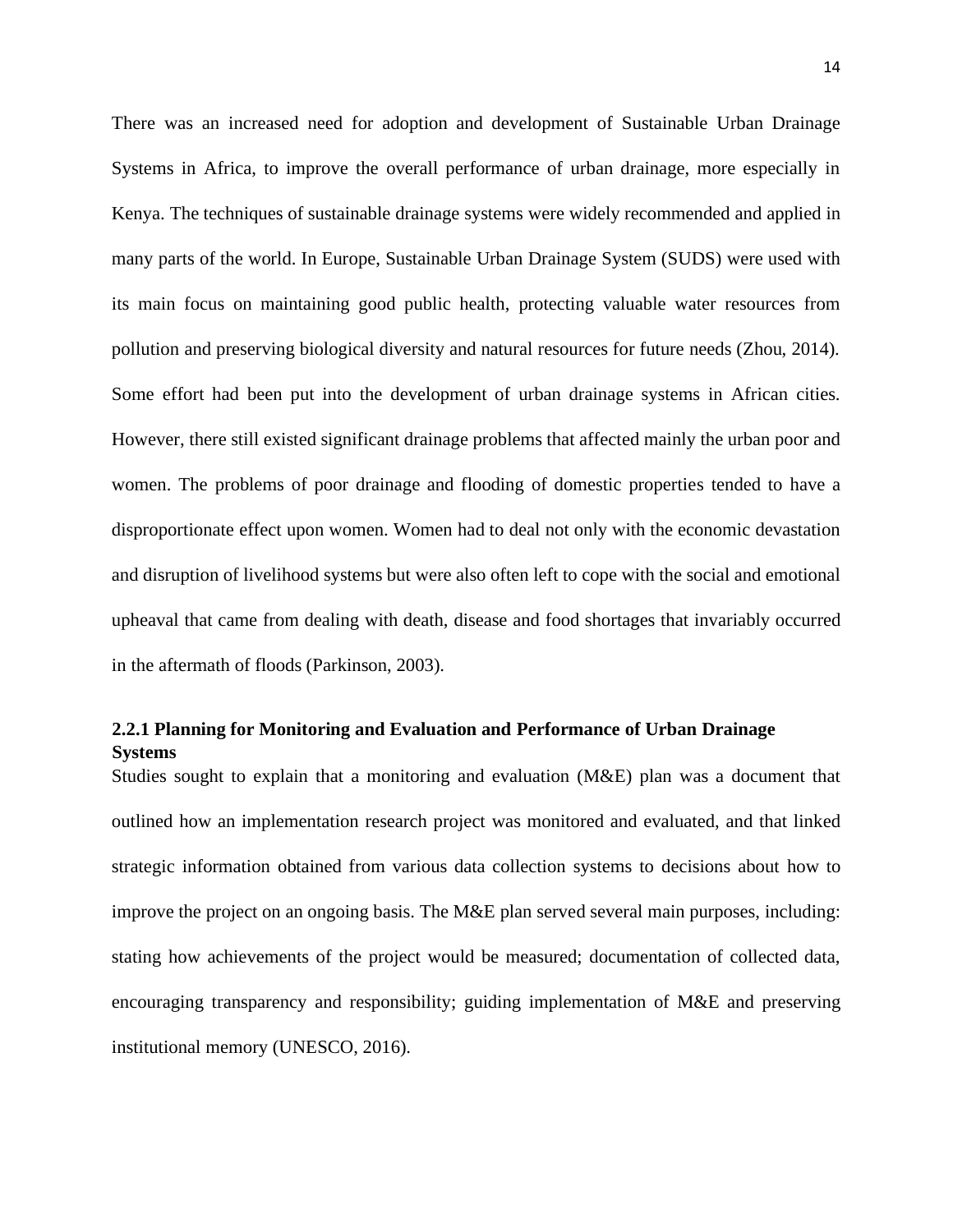There was an increased need for adoption and development of Sustainable Urban Drainage Systems in Africa, to improve the overall performance of urban drainage, more especially in Kenya. The techniques of sustainable drainage systems were widely recommended and applied in many parts of the world. In Europe, Sustainable Urban Drainage System (SUDS) were used with its main focus on maintaining good public health, protecting valuable water resources from pollution and preserving biological diversity and natural resources for future needs (Zhou, 2014). Some effort had been put into the development of urban drainage systems in African cities. However, there still existed significant drainage problems that affected mainly the urban poor and women. The problems of poor drainage and flooding of domestic properties tended to have a disproportionate effect upon women. Women had to deal not only with the economic devastation and disruption of livelihood systems but were also often left to cope with the social and emotional upheaval that came from dealing with death, disease and food shortages that invariably occurred in the aftermath of floods (Parkinson, 2003).

### 2.2.1 Planning for Monitoring and Evaluation and Performance of Urban Drainage Systems

Studies sought to explain that a monitoring and evaluation (M&E) plan was a document that outlined how an implementation research project was monitored and evaluated, and that linked strategic information obtained from various data collection systems to decisions about how to improve the project on an ongoing basis. The M&E plan served several main purposes, including: stating how achievements of the project would be measured; documentation of collected data, encouraging transparency and responsibility; guiding implementation of M&E and preserving institutional memory (UNESCO, 2016).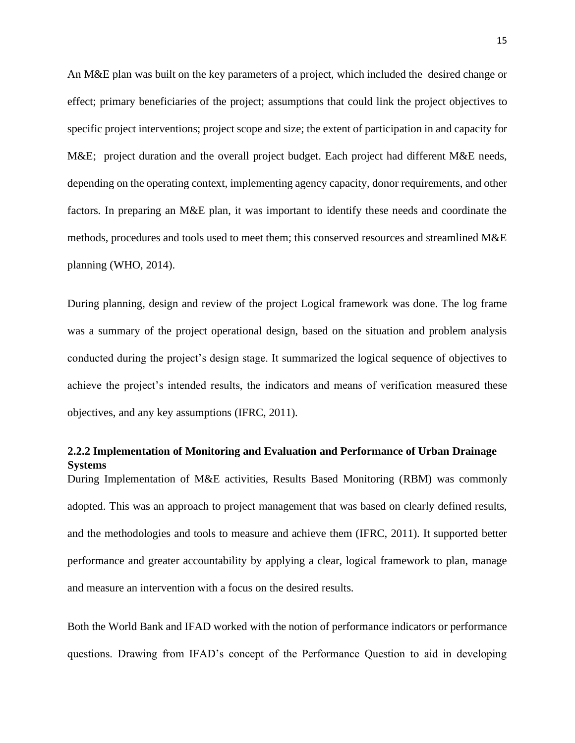An M&E plan was built on the key parameters of a project, which included the desired change or effect; primary beneficiaries of the project; assumptions that could link the project objectives to specific project interventions; project scope and size; the extent of participation in and capacity for M&E; project duration and the overall project budget. Each project had different M&E needs, depending on the operating context, implementing agency capacity, donor requirements, and other factors. In preparing an M&E plan, it was important to identify these needs and coordinate the methods, procedures and tools used to meet them; this conserved resources and streamlined M&E planning (WHO, 2014).

During planning, design and review of the project Logical framework was done. The log frame was a summary of the project operational design, based on the situation and problem analysis conducted during the project's design stage. It summarized the logical sequence of objectives to achieve the project's intended results, the indicators and means of verification measured these objectives, and any key assumptions (IFRC, 2011).

### 2.2.2 Implementation of Monitoring and Evaluation and Performance of Urban Drainage Systems

During Implementation of M&E activities, Results Based Monitoring (RBM) was commonly adopted. This was an approach to project management that was based on clearly defined results, and the methodologies and tools to measure and achieve them (IFRC, 2011). It supported better performance and greater accountability by applying a clear, logical framework to plan, manage and measure an intervention with a focus on the desired results.

Both the World Bank and IFAD worked with the notion of performance indicators or performance questions. Drawing from IFAD's concept of the Performance Question to aid in developing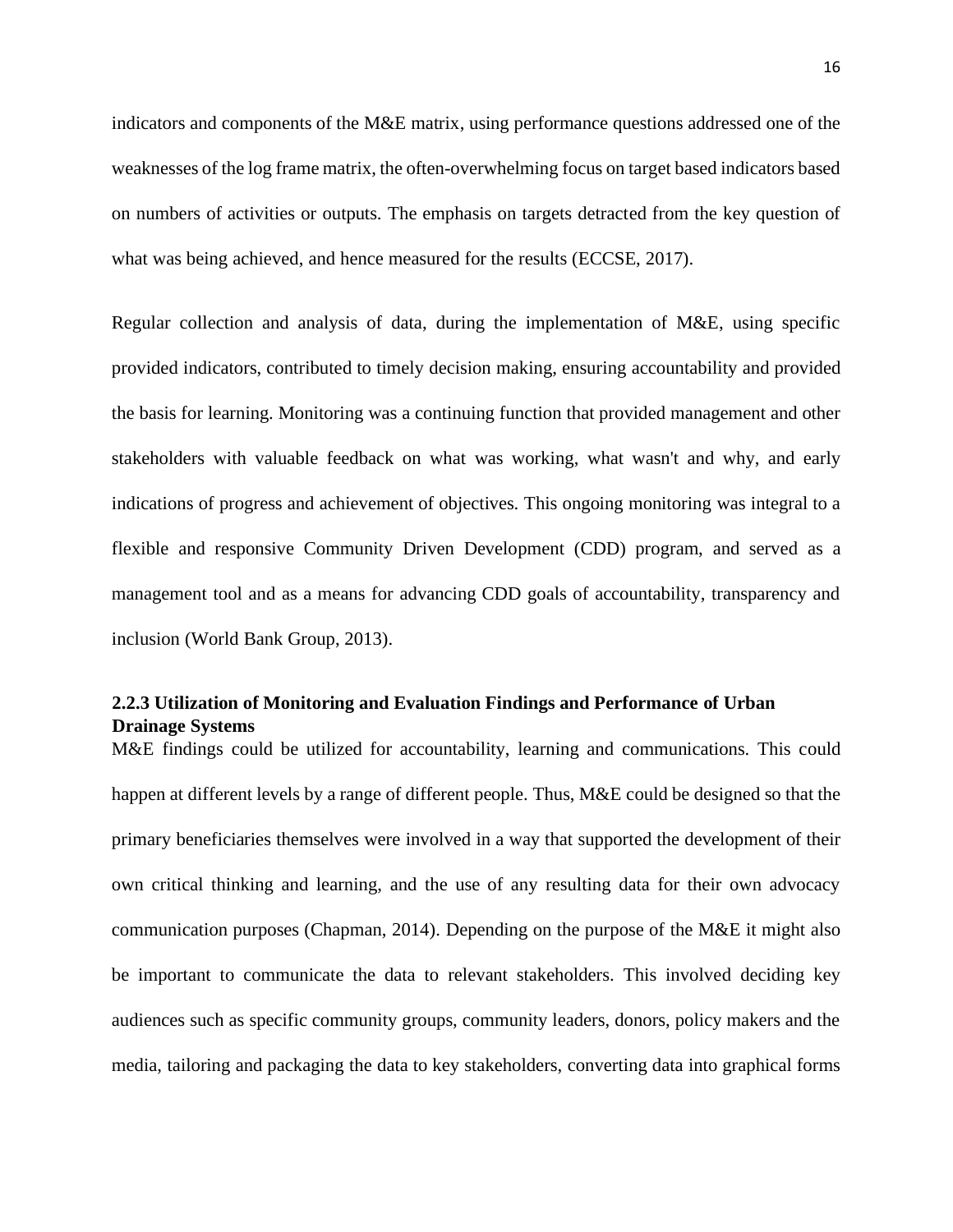indicators and components of the M&E matrix, using performance questions addressed one of the weaknesses of the log frame matrix, the often-overwhelming focus on target based indicators based on numbers of activities or outputs. The emphasis on targets detracted from the key question of what was being achieved, and hence measured for the results (ECCSE, 2017).

Regular collection and analysis of data, during the implementation of M&E, using specific provided indicators, contributed to timely decision making, ensuring accountability and provided the basis for learning. Monitoring was a continuing function that provided management and other stakeholders with valuable feedback on what was working, what wasn't and why, and early indications of progress and achievement of objectives. This ongoing monitoring was integral to a flexible and responsive Community Driven Development (CDD) program, and served as a management tool and as a means for advancing CDD goals of accountability, transparency and inclusion (World Bank Group, 2013).

### 2.2.3 Utilization of Monitoring and Evaluation Findings and Performance of Urban Drainage Systems

M&E findings could be utilized for accountability, learning and communications. This could happen at different levels by a range of different people. Thus, M&E could be designed so that the primary beneficiaries themselves were involved in a way that supported the development of their own critical thinking and learning, and the use of any resulting data for their own advocacy communication purposes (Chapman, 2014). Depending on the purpose of the M&E it might also be important to communicate the data to relevant stakeholders. This involved deciding key audiences such as specific community groups, community leaders, donors, policy makers and the media, tailoring and packaging the data to key stakeholders, converting data into graphical forms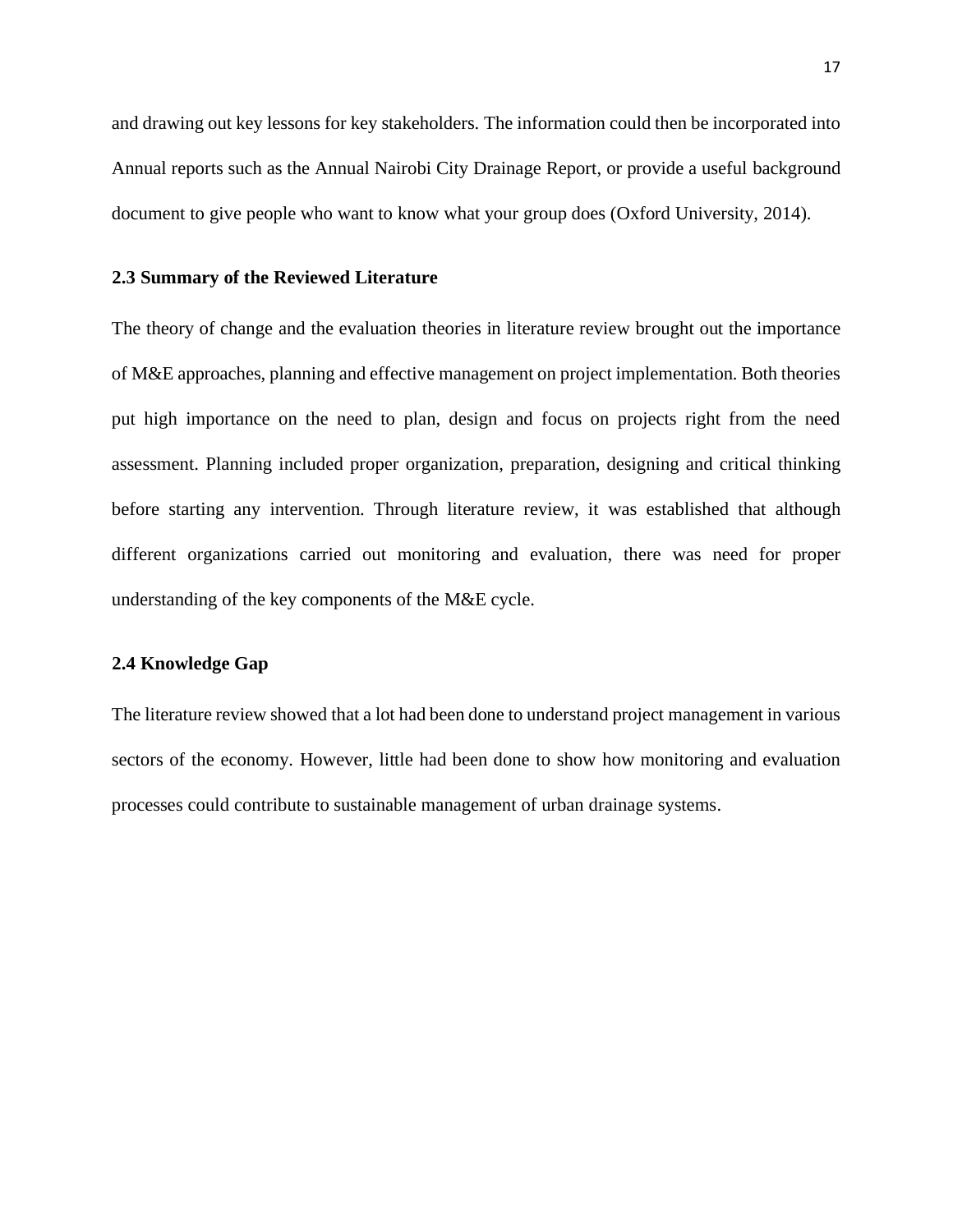and drawing out key lessons for key stakeholders. The information could then be incorporated into Annual reports such as the Annual Nairobi City Drainage Report, or provide a useful background document to give people who want to know what your group does (Oxford University, 2014).

### 2.3 Summary of the Reviewed Literature

The theory of change and the evaluation theories in literature review brought out the importance of M&E approaches, planning and effective management on project implementation. Both theories put high importance on the need to plan, design and focus on projects right from the need assessment. Planning included proper organization, preparation, designing and critical thinking before starting any intervention. Through literature review, it was established that although different organizations carried out monitoring and evaluation, there was need for proper understanding of the key components of the M&E cycle.

### 2.4 Knowledge Gap

The literature review showed that a lot had been done to understand project management in various sectors of the economy. However, little had been done to show how monitoring and evaluation processes could contribute to sustainable management of urban drainage systems.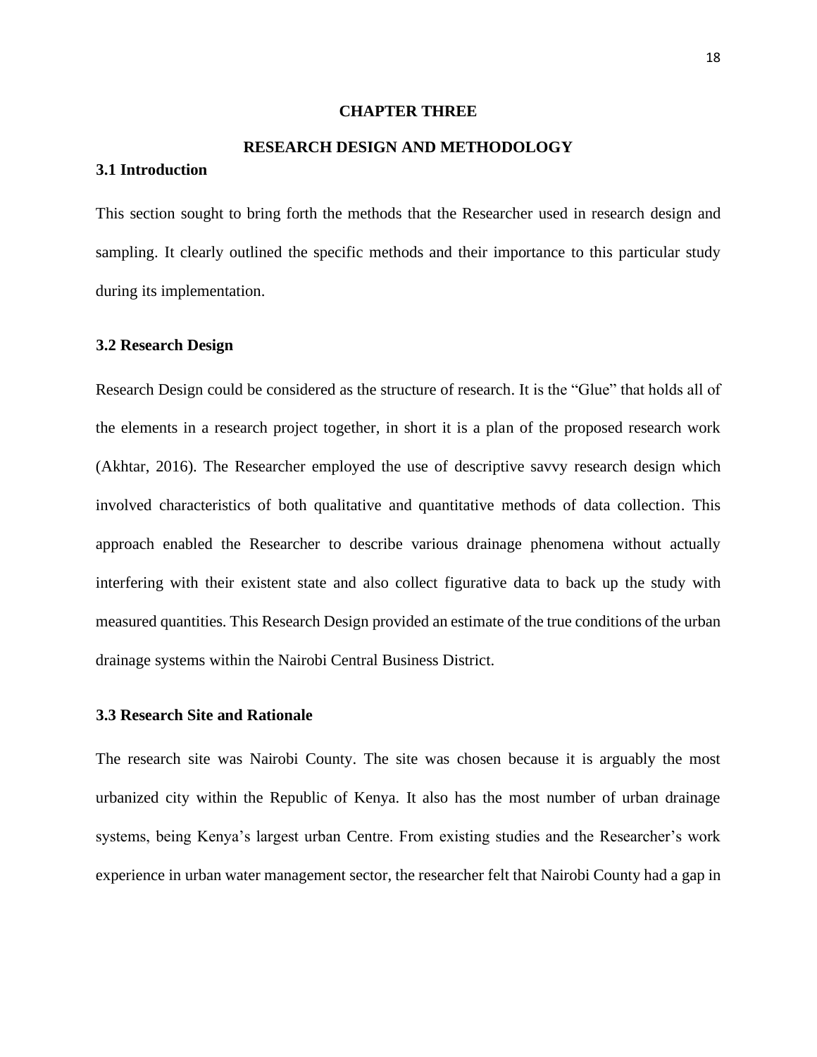# CHAPTER THREE

# RESEARCH DESIGN AND METHODOLOGY

## 3.1 Introduction

This section sought to bring forth the methods that the Researcher used in research design and sampling. It clearly outlined the specific methods and their importance to this particular study during its implementation.

## 3.2 Research Design

Research Design could be considered as the structure of research. It is the "Glue" that holds all of the elements in a research project together, in short it is a plan of the proposed research work (Akhtar, 2016). The Researcher employed the use of descriptive savvy research design which involved characteristics of both qualitative and quantitative methods of data collection. This approach enabled the Researcher to describe various drainage phenomena without actually interfering with their existent state and also collect figurative data to back up the study with measured quantities. This Research Design provided an estimate of the true conditions of the urban drainage systems within the Nairobi Central Business District.

## 3.3 Research Site and Rationale

The research site was Nairobi County. The site was chosen because it is arguably the most urbanized city within the Republic of Kenya. It also has the most number of urban drainage systems, being Kenya's largest urban Centre. From existing studies and the Researcher's work experience in urban water management sector, the researcher felt that Nairobi County had a gap in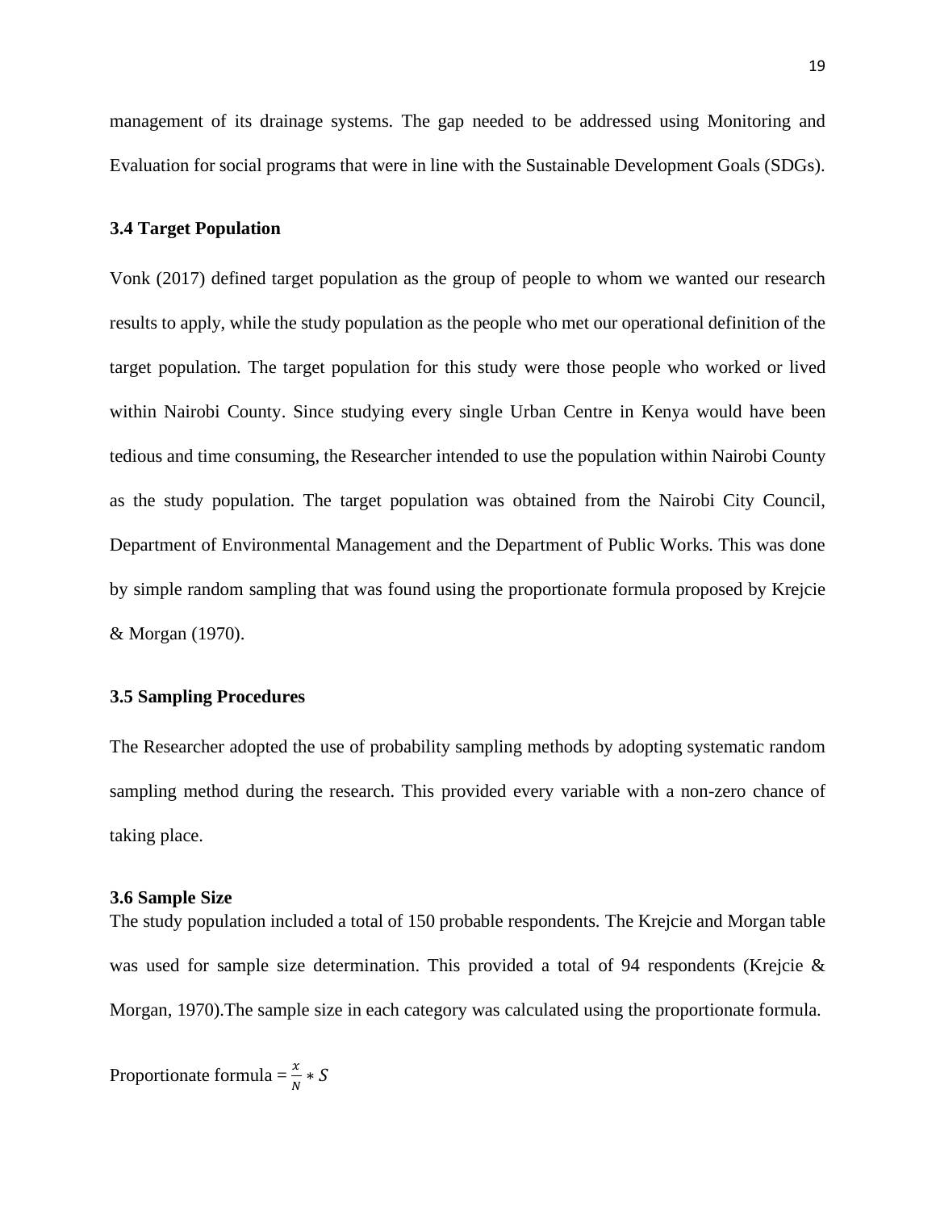management of its drainage systems. The gap needed to be addressed using Monitoring and Evaluation for social programs that were in line with the Sustainable Development Goals (SDGs).

### 3.4 Target Population

Vonk (2017) defined target population as the group of people to whom we wanted our research results to apply, while the study population as the people who met our operational definition of the target population. The target population for this study were those people who worked or lived within Nairobi County. Since studying every single Urban Centre in Kenya would have been tedious and time consuming, the Researcher intended to use the population within Nairobi County as the study population. The target population was obtained from the Nairobi City Council, Department of Environmental Management and the Department of Public Works. This was done by simple random sampling that was found using the proportionate formula proposed by Krejcie & Morgan (1970).

### 3.5 Sampling Procedures

The Researcher adopted the use of probability sampling methods by adopting systematic random sampling method during the research. This provided every variable with a non-zero chance of taking place.

### 3.6 Sample Size

The study population included a total of 150 probable respondents. The Krejcie and Morgan table was used for sample size determination. This provided a total of 94 respondents (Krejcie & Morgan, 1970).The sample size in each category was calculated using the proportionate formula.

Proportionate formula = $\frac{x}{N} * S$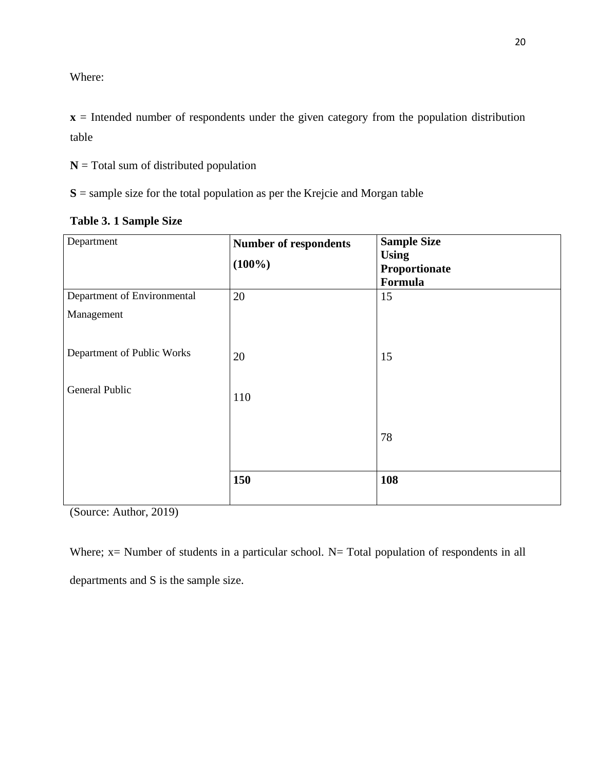Where:

**x** = Intended number of respondents under the given category from the population distribution table

**N** = Total sum of distributed population

**S** = sample size for the total population as per the Krejcie and Morgan table

**Table 3. 1 Sample Size**

| Department | **Number of respondents (100%)** | **Sample Size Using Proportionate Formula** |
|---|---|---|
| Department of Environmental Management | 20 | 15 |
| Department of Public Works | 20 | 15 |
| General Public | 110 | 78 |
| | **150** | **108** |

(Source: Author, 2019)

Where; x= Number of students in a particular school. N= Total population of respondents in all departments and S is the sample size.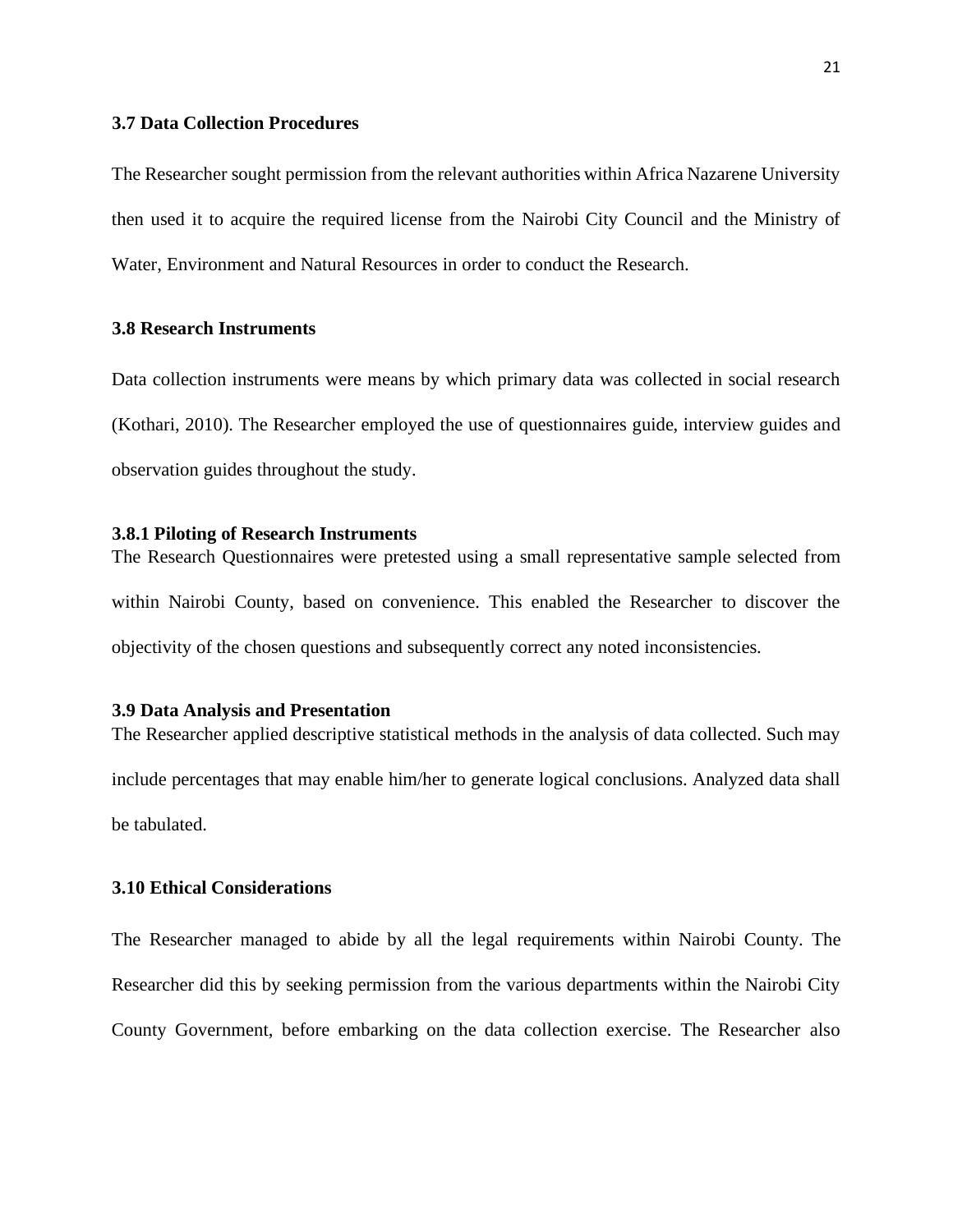### 3.7 Data Collection Procedures

The Researcher sought permission from the relevant authorities within Africa Nazarene University then used it to acquire the required license from the Nairobi City Council and the Ministry of Water, Environment and Natural Resources in order to conduct the Research.

### 3.8 Research Instruments

Data collection instruments were means by which primary data was collected in social research (Kothari, 2010). The Researcher employed the use of questionnaires guide, interview guides and observation guides throughout the study.

#### 3.8.1 Piloting of Research Instruments

The Research Questionnaires were pretested using a small representative sample selected from within Nairobi County, based on convenience. This enabled the Researcher to discover the objectivity of the chosen questions and subsequently correct any noted inconsistencies.

### 3.9 Data Analysis and Presentation

The Researcher applied descriptive statistical methods in the analysis of data collected. Such may include percentages that may enable him/her to generate logical conclusions. Analyzed data shall be tabulated.

### 3.10 Ethical Considerations

The Researcher managed to abide by all the legal requirements within Nairobi County. The Researcher did this by seeking permission from the various departments within the Nairobi City County Government, before embarking on the data collection exercise. The Researcher also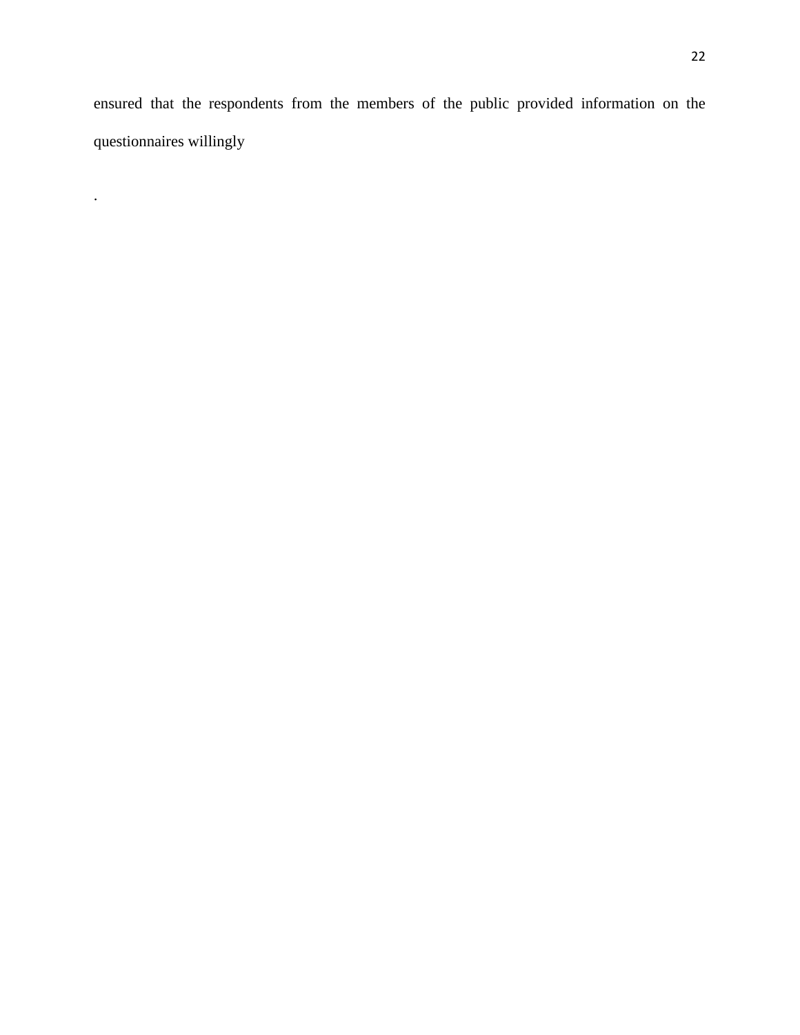ensured that the respondents from the members of the public provided information on the questionnaires willingly

.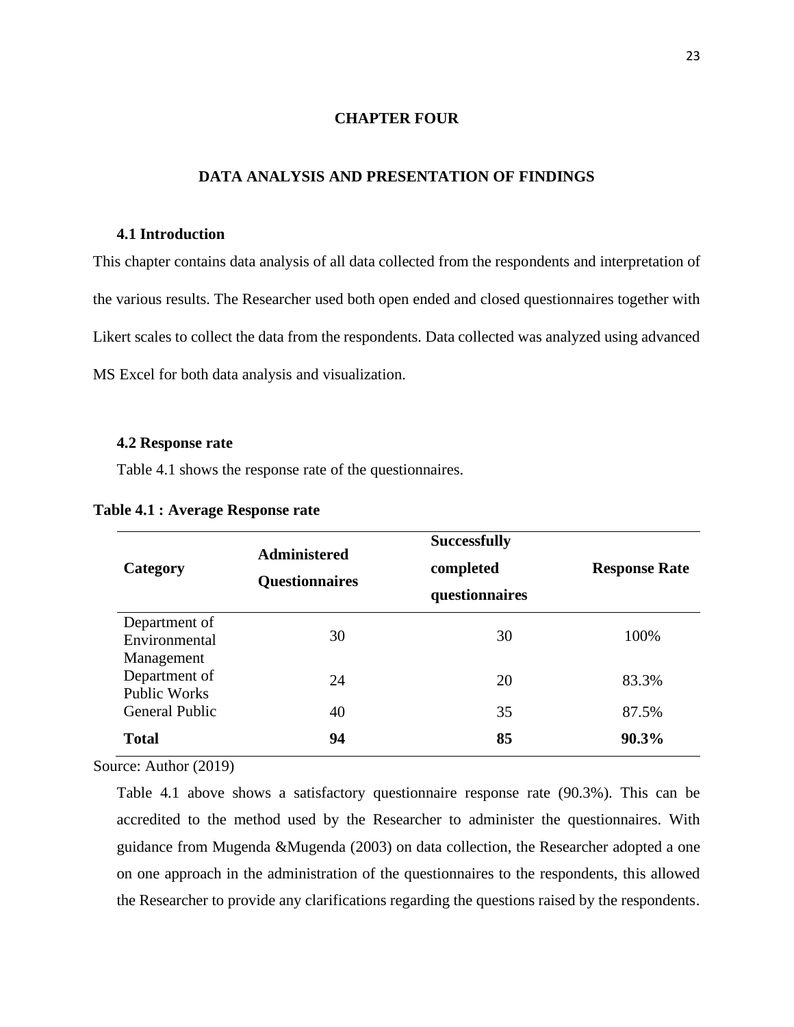# CHAPTER FOUR

# DATA ANALYSIS AND PRESENTATION OF FINDINGS

## 4.1 Introduction

This chapter contains data analysis of all data collected from the respondents and interpretation of the various results. The Researcher used both open ended and closed questionnaires together with Likert scales to collect the data from the respondents. Data collected was analyzed using advanced MS Excel for both data analysis and visualization.

## 4.2 Response rate

Table 4.1 shows the response rate of the questionnaires.

**Table 4.1 : Average Response rate**

| Category | Administered Questionnaires | Successfully completed questionnaires | Response Rate |
|---|---|---|---|
| Department of Environmental Management | 30 | 30 | 100% |
| Department of Public Works | 24 | 20 | 83.3% |
| General Public | 40 | 35 | 87.5% |
| **Total** | **94** | **85** | **90.3%** |

Source: Author (2019)

Table 4.1 above shows a satisfactory questionnaire response rate (90.3%). This can be accredited to the method used by the Researcher to administer the questionnaires. With guidance from Mugenda &Mugenda (2003) on data collection, the Researcher adopted a one on one approach in the administration of the questionnaires to the respondents, this allowed the Researcher to provide any clarifications regarding the questions raised by the respondents.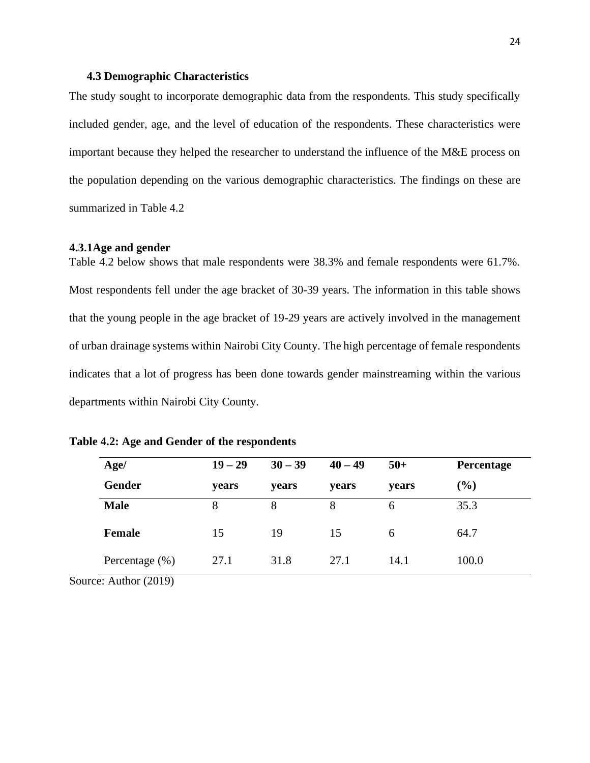### 4.3 Demographic Characteristics

The study sought to incorporate demographic data from the respondents. This study specifically included gender, age, and the level of education of the respondents. These characteristics were important because they helped the researcher to understand the influence of the M&E process on the population depending on the various demographic characteristics. The findings on these are summarized in Table 4.2

#### 4.3.1Age and gender

Table 4.2 below shows that male respondents were 38.3% and female respondents were 61.7%. Most respondents fell under the age bracket of 30-39 years. The information in this table shows that the young people in the age bracket of 19-29 years are actively involved in the management of urban drainage systems within Nairobi City County. The high percentage of female respondents indicates that a lot of progress has been done towards gender mainstreaming within the various departments within Nairobi City County.

**Table 4.2: Age and Gender of the respondents**

| **Age/ Gender** | **19 – 29 years** | **30 – 39 years** | **40 – 49 years** | **50+ years** | **Percentage (%)** |
|---|---|---|---|---|---|
| **Male** | 8 | 8 | 8 | 6 | 35.3 |
| **Female** | 15 | 19 | 15 | 6 | 64.7 |
| Percentage (%) | 27.1 | 31.8 | 27.1 | 14.1 | 100.0 |

Source: Author (2019)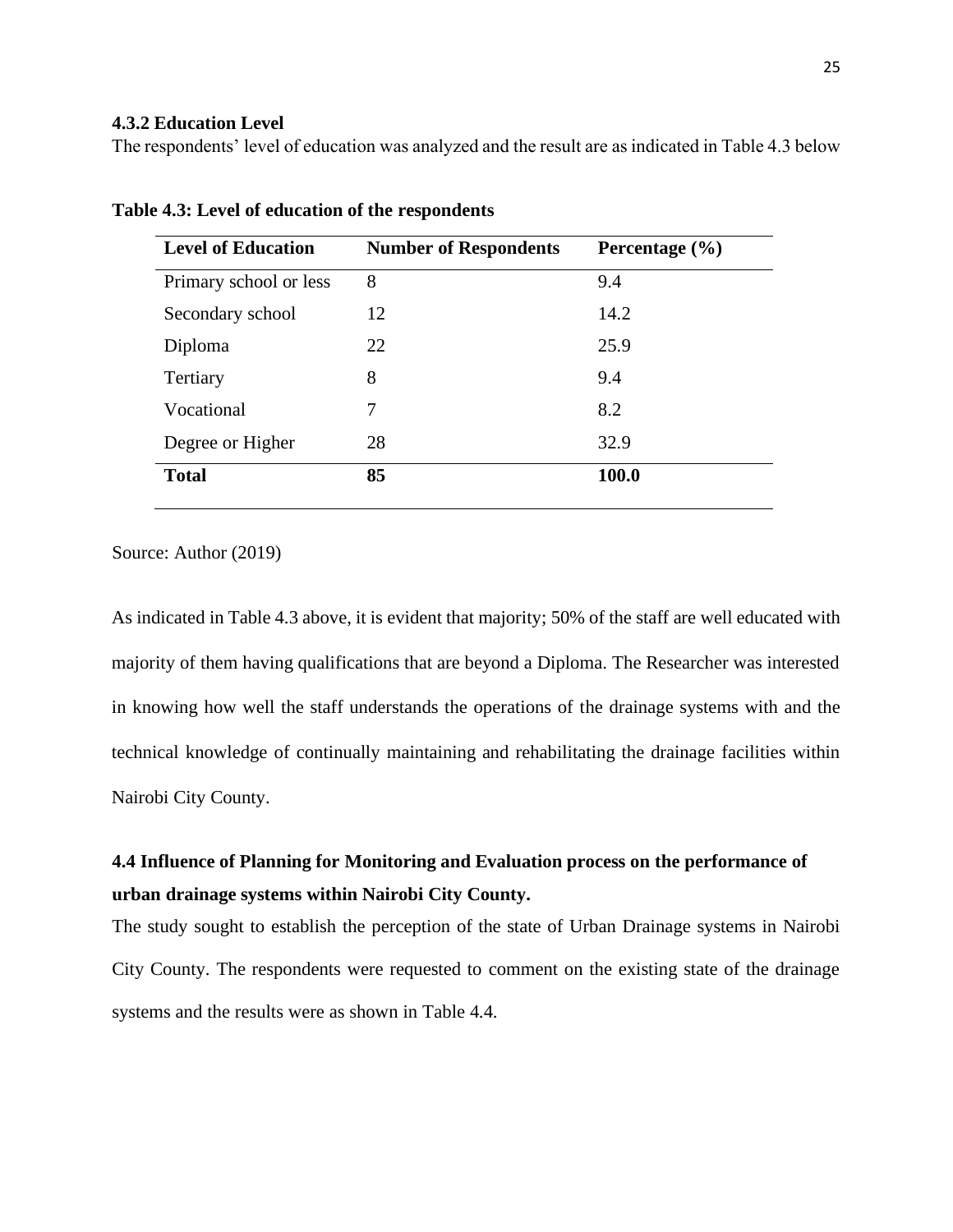### 4.3.2 Education Level

The respondents' level of education was analyzed and the result are as indicated in Table 4.3 below

**Table 4.3: Level of education of the respondents**

| Level of Education | Number of Respondents | Percentage (%) |
|---|---|---|
| Primary school or less | 8 | 9.4 |
| Secondary school | 12 | 14.2 |
| Diploma | 22 | 25.9 |
| Tertiary | 8 | 9.4 |
| Vocational | 7 | 8.2 |
| Degree or Higher | 28 | 32.9 |
| **Total** | **85** | **100.0** |

Source: Author (2019)

As indicated in Table 4.3 above, it is evident that majority; 50% of the staff are well educated with majority of them having qualifications that are beyond a Diploma. The Researcher was interested in knowing how well the staff understands the operations of the drainage systems with and the technical knowledge of continually maintaining and rehabilitating the drainage facilities within Nairobi City County.

## 4.4 Influence of Planning for Monitoring and Evaluation process on the performance of urban drainage systems within Nairobi City County.

The study sought to establish the perception of the state of Urban Drainage systems in Nairobi City County. The respondents were requested to comment on the existing state of the drainage systems and the results were as shown in Table 4.4.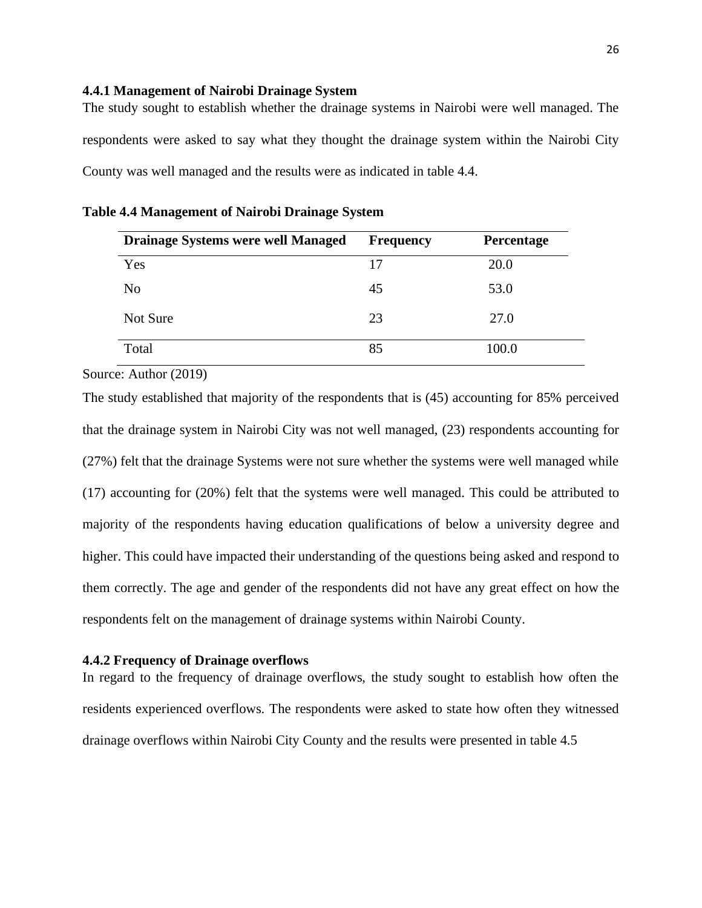### 4.4.1 Management of Nairobi Drainage System

The study sought to establish whether the drainage systems in Nairobi were well managed. The respondents were asked to say what they thought the drainage system within the Nairobi City County was well managed and the results were as indicated in table 4.4.

**Table 4.4 Management of Nairobi Drainage System**

| Drainage Systems were well Managed | Frequency | Percentage |
|---|---|---|
| Yes | 17 | 20.0 |
| No | 45 | 53.0 |
| Not Sure | 23 | 27.0 |
| Total | 85 | 100.0 |

Source: Author (2019)

The study established that majority of the respondents that is (45) accounting for 85% perceived that the drainage system in Nairobi City was not well managed, (23) respondents accounting for (27%) felt that the drainage Systems were not sure whether the systems were well managed while (17) accounting for (20%) felt that the systems were well managed. This could be attributed to majority of the respondents having education qualifications of below a university degree and higher. This could have impacted their understanding of the questions being asked and respond to them correctly. The age and gender of the respondents did not have any great effect on how the respondents felt on the management of drainage systems within Nairobi County.

### 4.4.2 Frequency of Drainage overflows

In regard to the frequency of drainage overflows, the study sought to establish how often the residents experienced overflows. The respondents were asked to state how often they witnessed drainage overflows within Nairobi City County and the results were presented in table 4.5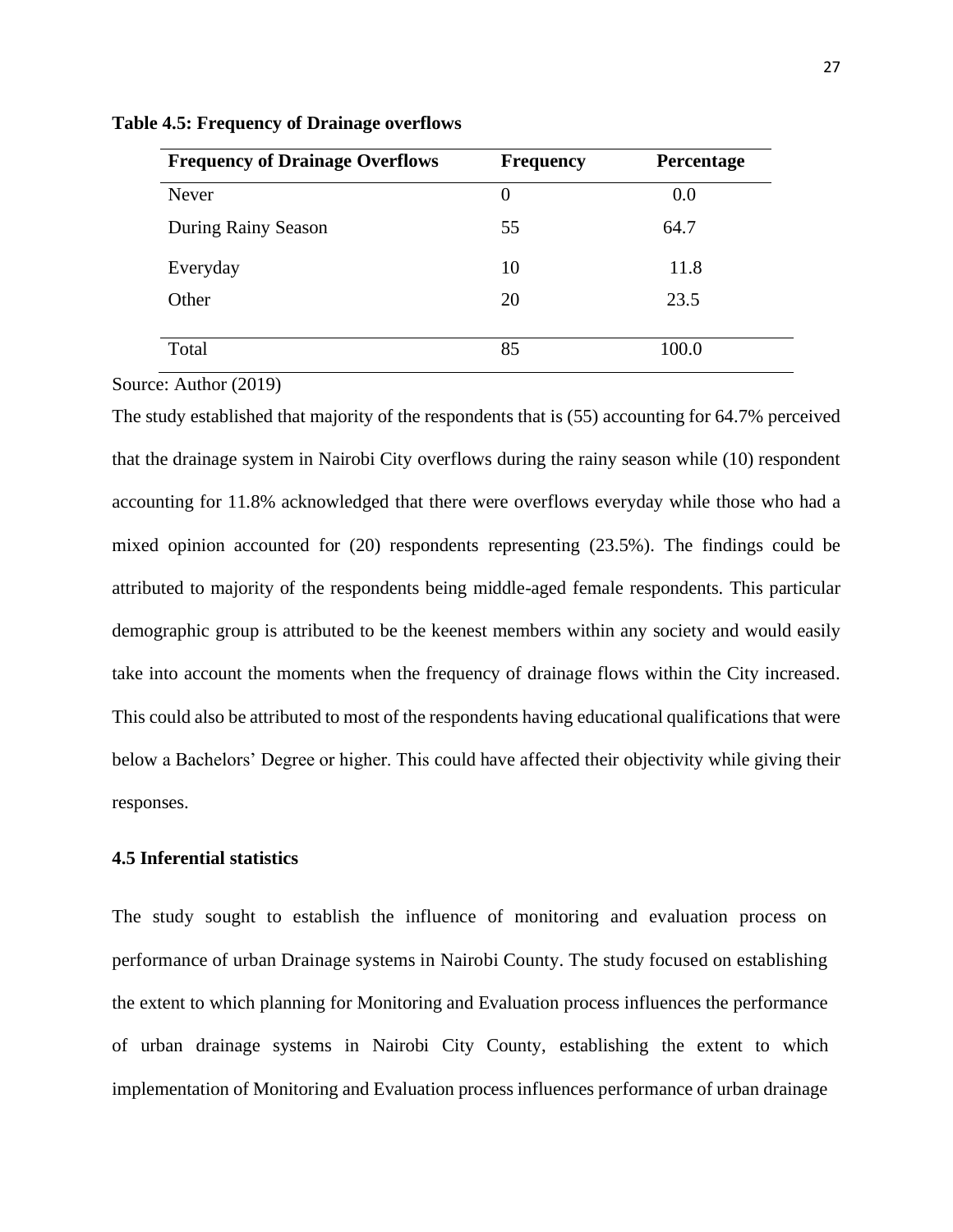**Table 4.5: Frequency of Drainage overflows**

| Frequency of Drainage Overflows | Frequency | Percentage |
| --- | --- | --- |
| Never | 0 | 0.0 |
| During Rainy Season | 55 | 64.7 |
| Everyday | 10 | 11.8 |
| Other | 20 | 23.5 |
| Total | 85 | 100.0 |

Source: Author (2019)

The study established that majority of the respondents that is (55) accounting for 64.7% perceived that the drainage system in Nairobi City overflows during the rainy season while (10) respondent accounting for 11.8% acknowledged that there were overflows everyday while those who had a mixed opinion accounted for (20) respondents representing (23.5%). The findings could be attributed to majority of the respondents being middle-aged female respondents. This particular demographic group is attributed to be the keenest members within any society and would easily take into account the moments when the frequency of drainage flows within the City increased. This could also be attributed to most of the respondents having educational qualifications that were below a Bachelors' Degree or higher. This could have affected their objectivity while giving their responses.

### 4.5 Inferential statistics

The study sought to establish the influence of monitoring and evaluation process on performance of urban Drainage systems in Nairobi County. The study focused on establishing the extent to which planning for Monitoring and Evaluation process influences the performance of urban drainage systems in Nairobi City County, establishing the extent to which implementation of Monitoring and Evaluation process influences performance of urban drainage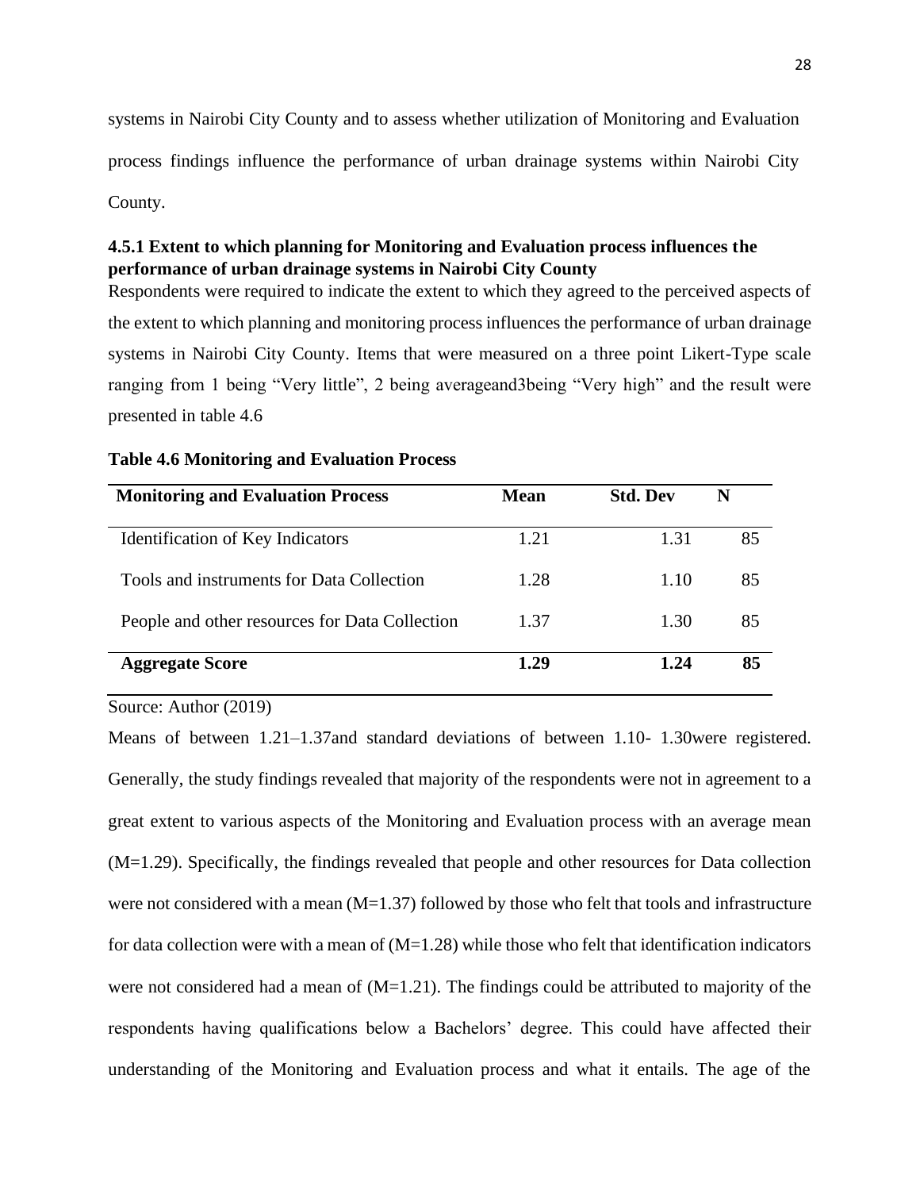systems in Nairobi City County and to assess whether utilization of Monitoring and Evaluation process findings influence the performance of urban drainage systems within Nairobi City County.

### 4.5.1 Extent to which planning for Monitoring and Evaluation process influences the performance of urban drainage systems in Nairobi City County

Respondents were required to indicate the extent to which they agreed to the perceived aspects of the extent to which planning and monitoring process influences the performance of urban drainage systems in Nairobi City County. Items that were measured on a three point Likert-Type scale ranging from 1 being "Very little", 2 being averageand3being "Very high" and the result were presented in table 4.6

**Table 4.6 Monitoring and Evaluation Process**

| Monitoring and Evaluation Process | Mean | Std. Dev | N |
|---|---|---|---|
| Identification of Key Indicators | 1.21 | 1.31 | 85 |
| Tools and instruments for Data Collection | 1.28 | 1.10 | 85 |
| People and other resources for Data Collection | 1.37 | 1.30 | 85 |
| **Aggregate Score** | **1.29** | **1.24** | **85** |

Source: Author (2019)

Means of between 1.21–1.37and standard deviations of between 1.10- 1.30were registered. Generally, the study findings revealed that majority of the respondents were not in agreement to a great extent to various aspects of the Monitoring and Evaluation process with an average mean (M=1.29). Specifically, the findings revealed that people and other resources for Data collection were not considered with a mean (M=1.37) followed by those who felt that tools and infrastructure for data collection were with a mean of (M=1.28) while those who felt that identification indicators were not considered had a mean of (M=1.21). The findings could be attributed to majority of the respondents having qualifications below a Bachelors' degree. This could have affected their understanding of the Monitoring and Evaluation process and what it entails. The age of the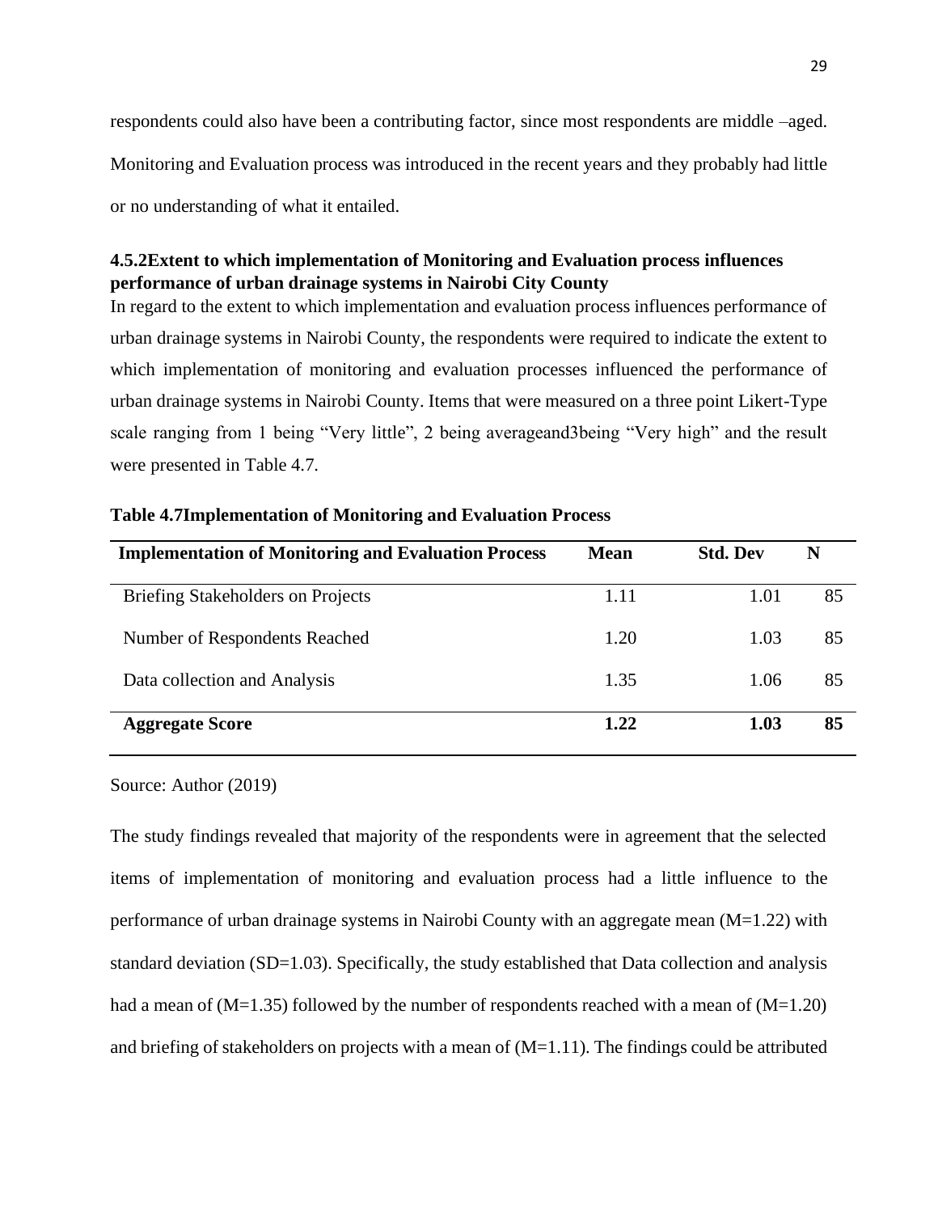respondents could also have been a contributing factor, since most respondents are middle –aged. Monitoring and Evaluation process was introduced in the recent years and they probably had little or no understanding of what it entailed.

### 4.5.2Extent to which implementation of Monitoring and Evaluation process influences performance of urban drainage systems in Nairobi City County

In regard to the extent to which implementation and evaluation process influences performance of urban drainage systems in Nairobi County, the respondents were required to indicate the extent to which implementation of monitoring and evaluation processes influenced the performance of urban drainage systems in Nairobi County. Items that were measured on a three point Likert-Type scale ranging from 1 being "Very little", 2 being averageand3being "Very high" and the result were presented in Table 4.7.

**Table 4.7Implementation of Monitoring and Evaluation Process**

| Implementation of Monitoring and Evaluation Process | Mean | Std. Dev | N |
|---|---|---|---|
| Briefing Stakeholders on Projects | 1.11 | 1.01 | 85 |
| Number of Respondents Reached | 1.20 | 1.03 | 85 |
| Data collection and Analysis | 1.35 | 1.06 | 85 |
| **Aggregate Score** | **1.22** | **1.03** | **85** |

Source: Author (2019)

The study findings revealed that majority of the respondents were in agreement that the selected items of implementation of monitoring and evaluation process had a little influence to the performance of urban drainage systems in Nairobi County with an aggregate mean (M=1.22) with standard deviation (SD=1.03). Specifically, the study established that Data collection and analysis had a mean of (M=1.35) followed by the number of respondents reached with a mean of (M=1.20) and briefing of stakeholders on projects with a mean of (M=1.11). The findings could be attributed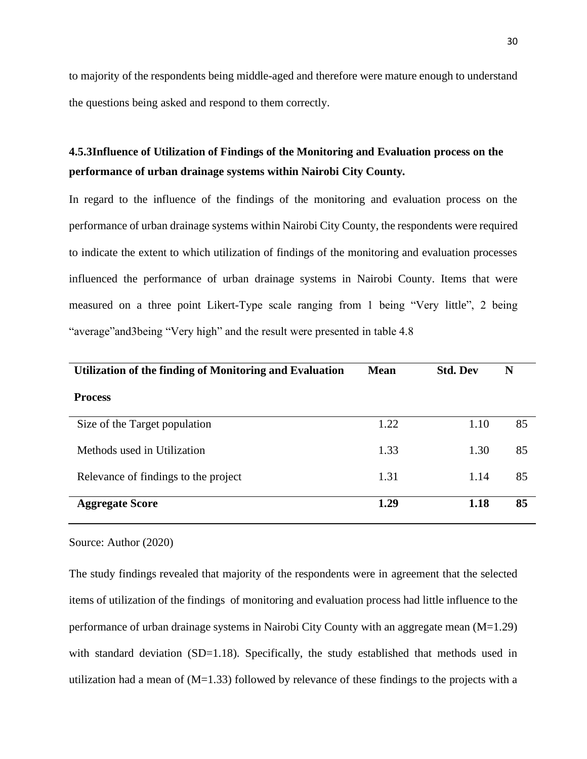to majority of the respondents being middle-aged and therefore were mature enough to understand the questions being asked and respond to them correctly.

### 4.5.3Influence of Utilization of Findings of the Monitoring and Evaluation process on the performance of urban drainage systems within Nairobi City County.

In regard to the influence of the findings of the monitoring and evaluation process on the performance of urban drainage systems within Nairobi City County, the respondents were required to indicate the extent to which utilization of findings of the monitoring and evaluation processes influenced the performance of urban drainage systems in Nairobi County. Items that were measured on a three point Likert-Type scale ranging from 1 being "Very little", 2 being "average"and3being "Very high" and the result were presented in table 4.8

| Utilization of the finding of Monitoring and Evaluation Process | Mean | Std. Dev | N |
|---|---|---|---|
| Size of the Target population | 1.22 | 1.10 | 85 |
| Methods used in Utilization | 1.33 | 1.30 | 85 |
| Relevance of findings to the project | 1.31 | 1.14 | 85 |
| **Aggregate Score** | **1.29** | **1.18** | **85** |

Source: Author (2020)

The study findings revealed that majority of the respondents were in agreement that the selected items of utilization of the findings of monitoring and evaluation process had little influence to the performance of urban drainage systems in Nairobi City County with an aggregate mean (M=1.29) with standard deviation (SD=1.18). Specifically, the study established that methods used in utilization had a mean of (M=1.33) followed by relevance of these findings to the projects with a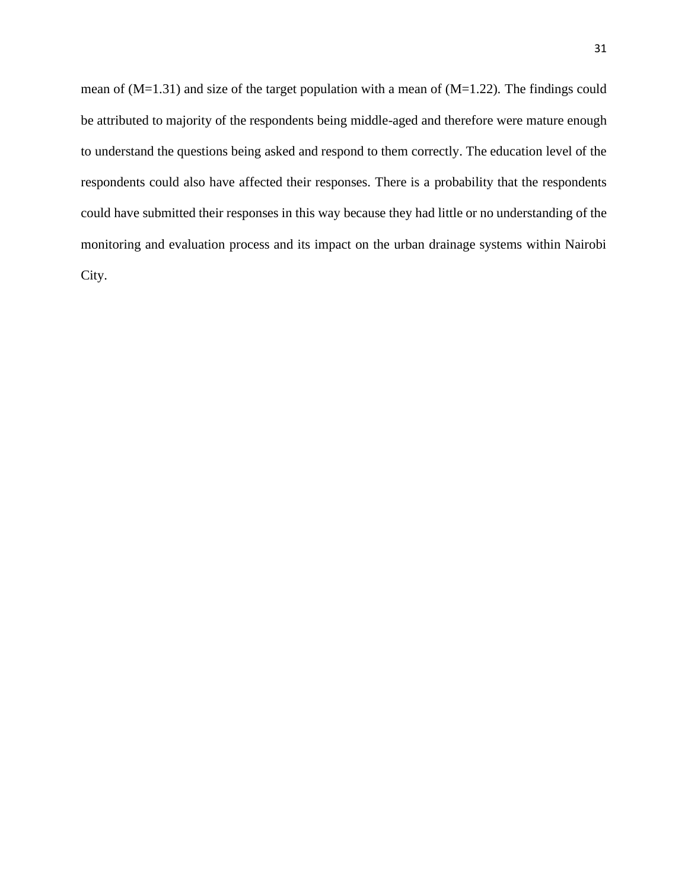mean of (M=1.31) and size of the target population with a mean of (M=1.22). The findings could be attributed to majority of the respondents being middle-aged and therefore were mature enough to understand the questions being asked and respond to them correctly. The education level of the respondents could also have affected their responses. There is a probability that the respondents could have submitted their responses in this way because they had little or no understanding of the monitoring and evaluation process and its impact on the urban drainage systems within Nairobi City.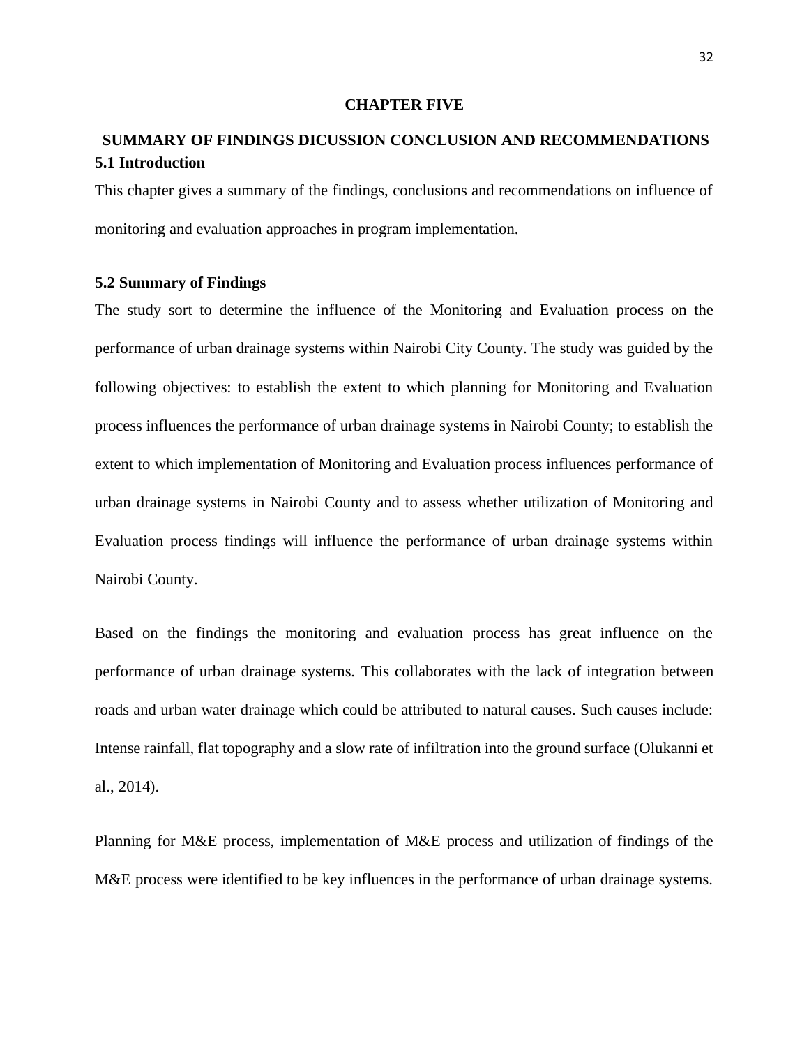# CHAPTER FIVE

## SUMMARY OF FINDINGS DICUSSION CONCLUSION AND RECOMMENDATIONS

### 5.1 Introduction

This chapter gives a summary of the findings, conclusions and recommendations on influence of monitoring and evaluation approaches in program implementation.

### 5.2 Summary of Findings

The study sort to determine the influence of the Monitoring and Evaluation process on the performance of urban drainage systems within Nairobi City County. The study was guided by the following objectives: to establish the extent to which planning for Monitoring and Evaluation process influences the performance of urban drainage systems in Nairobi County; to establish the extent to which implementation of Monitoring and Evaluation process influences performance of urban drainage systems in Nairobi County and to assess whether utilization of Monitoring and Evaluation process findings will influence the performance of urban drainage systems within Nairobi County.

Based on the findings the monitoring and evaluation process has great influence on the performance of urban drainage systems. This collaborates with the lack of integration between roads and urban water drainage which could be attributed to natural causes. Such causes include: Intense rainfall, flat topography and a slow rate of infiltration into the ground surface (Olukanni et al., 2014).

Planning for M&E process, implementation of M&E process and utilization of findings of the M&E process were identified to be key influences in the performance of urban drainage systems.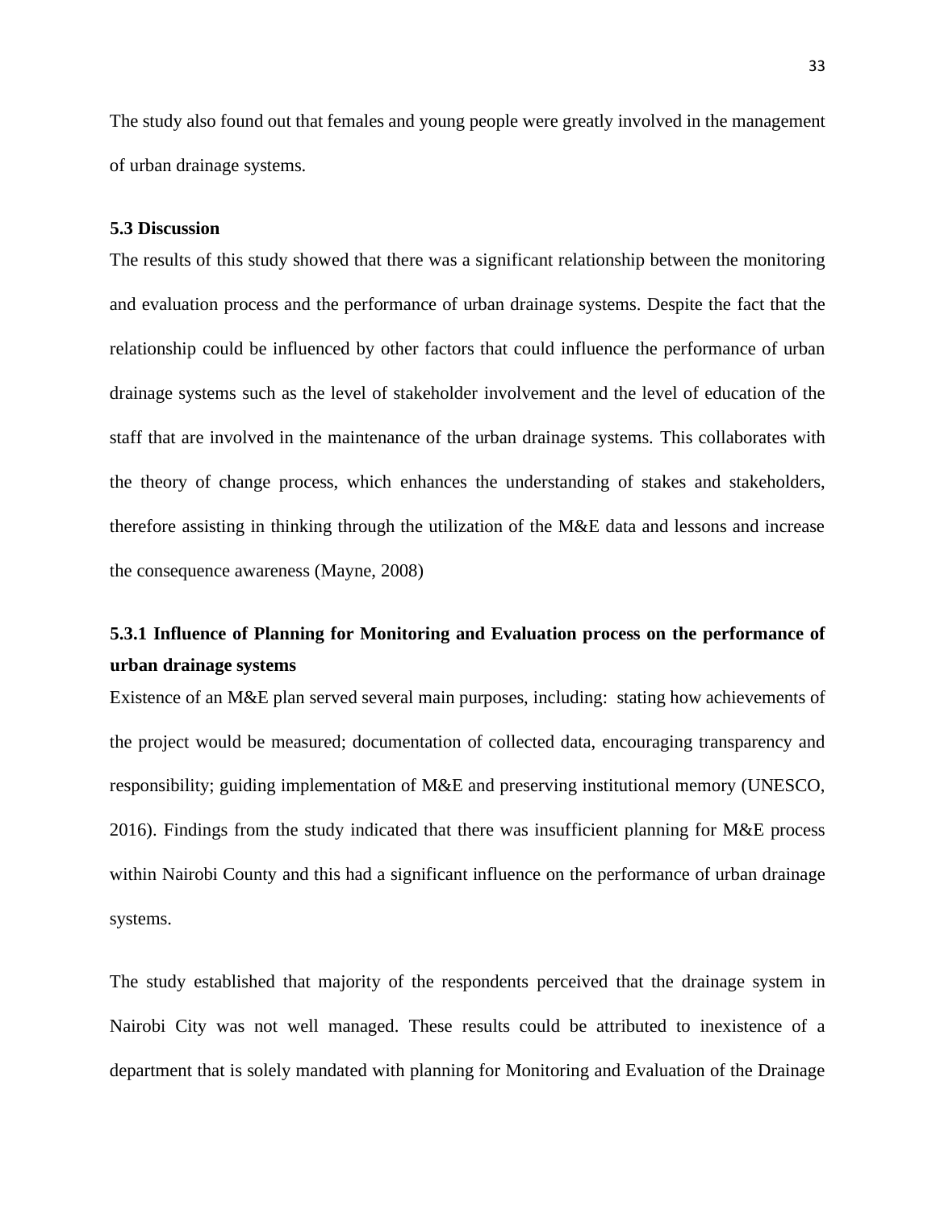The study also found out that females and young people were greatly involved in the management of urban drainage systems.

### 5.3 Discussion

The results of this study showed that there was a significant relationship between the monitoring and evaluation process and the performance of urban drainage systems. Despite the fact that the relationship could be influenced by other factors that could influence the performance of urban drainage systems such as the level of stakeholder involvement and the level of education of the staff that are involved in the maintenance of the urban drainage systems. This collaborates with the theory of change process, which enhances the understanding of stakes and stakeholders, therefore assisting in thinking through the utilization of the M&E data and lessons and increase the consequence awareness (Mayne, 2008)

#### 5.3.1 Influence of Planning for Monitoring and Evaluation process on the performance of urban drainage systems

Existence of an M&E plan served several main purposes, including: stating how achievements of the project would be measured; documentation of collected data, encouraging transparency and responsibility; guiding implementation of M&E and preserving institutional memory (UNESCO, 2016). Findings from the study indicated that there was insufficient planning for M&E process within Nairobi County and this had a significant influence on the performance of urban drainage systems.

The study established that majority of the respondents perceived that the drainage system in Nairobi City was not well managed. These results could be attributed to inexistence of a department that is solely mandated with planning for Monitoring and Evaluation of the Drainage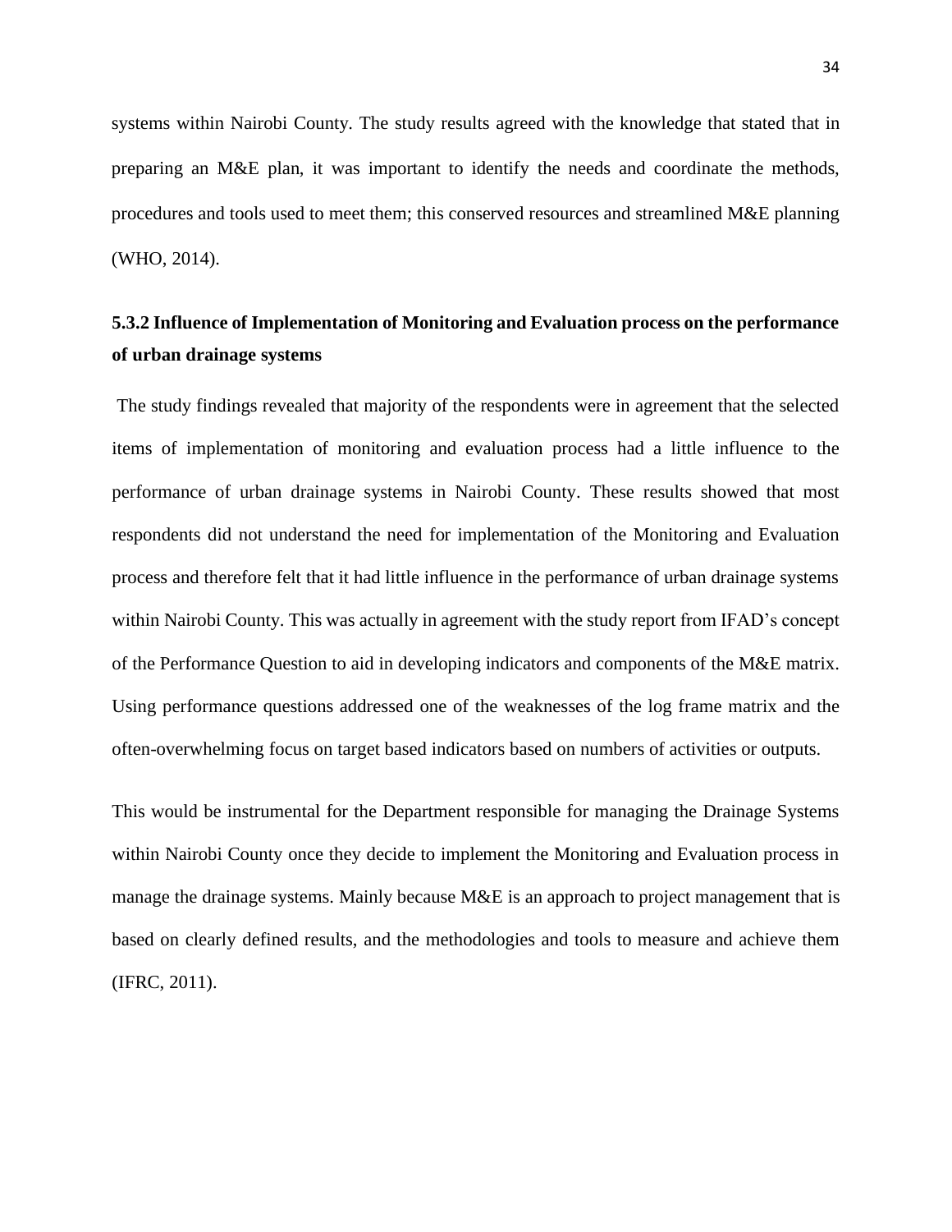systems within Nairobi County. The study results agreed with the knowledge that stated that in preparing an M&E plan, it was important to identify the needs and coordinate the methods, procedures and tools used to meet them; this conserved resources and streamlined M&E planning (WHO, 2014).

### 5.3.2 Influence of Implementation of Monitoring and Evaluation process on the performance of urban drainage systems

The study findings revealed that majority of the respondents were in agreement that the selected items of implementation of monitoring and evaluation process had a little influence to the performance of urban drainage systems in Nairobi County. These results showed that most respondents did not understand the need for implementation of the Monitoring and Evaluation process and therefore felt that it had little influence in the performance of urban drainage systems within Nairobi County. This was actually in agreement with the study report from IFAD's concept of the Performance Question to aid in developing indicators and components of the M&E matrix. Using performance questions addressed one of the weaknesses of the log frame matrix and the often-overwhelming focus on target based indicators based on numbers of activities or outputs.

This would be instrumental for the Department responsible for managing the Drainage Systems within Nairobi County once they decide to implement the Monitoring and Evaluation process in manage the drainage systems. Mainly because M&E is an approach to project management that is based on clearly defined results, and the methodologies and tools to measure and achieve them (IFRC, 2011).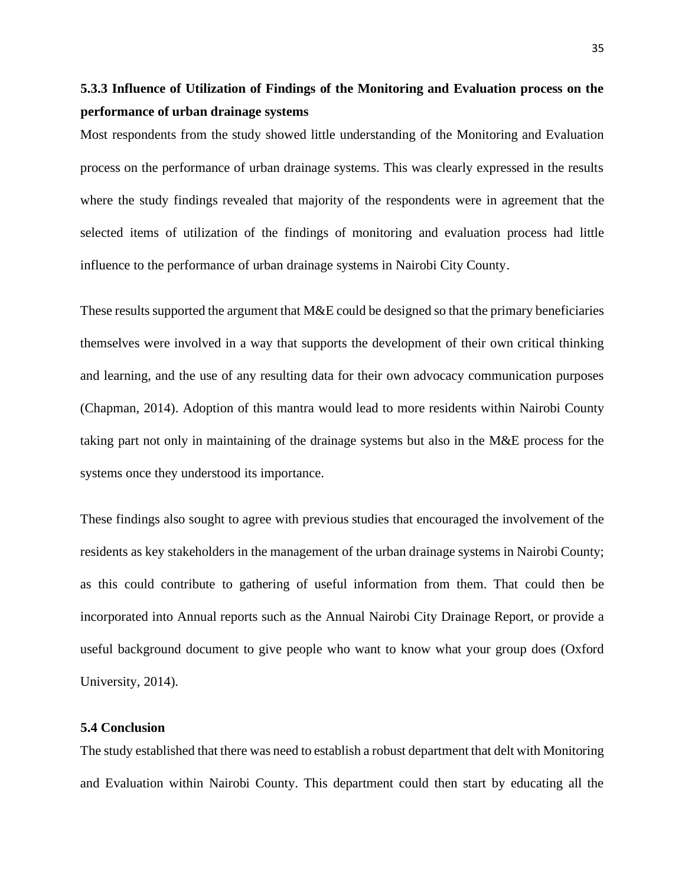### 5.3.3 Influence of Utilization of Findings of the Monitoring and Evaluation process on the performance of urban drainage systems

Most respondents from the study showed little understanding of the Monitoring and Evaluation process on the performance of urban drainage systems. This was clearly expressed in the results where the study findings revealed that majority of the respondents were in agreement that the selected items of utilization of the findings of monitoring and evaluation process had little influence to the performance of urban drainage systems in Nairobi City County.

These results supported the argument that M&E could be designed so that the primary beneficiaries themselves were involved in a way that supports the development of their own critical thinking and learning, and the use of any resulting data for their own advocacy communication purposes (Chapman, 2014). Adoption of this mantra would lead to more residents within Nairobi County taking part not only in maintaining of the drainage systems but also in the M&E process for the systems once they understood its importance.

These findings also sought to agree with previous studies that encouraged the involvement of the residents as key stakeholders in the management of the urban drainage systems in Nairobi County; as this could contribute to gathering of useful information from them. That could then be incorporated into Annual reports such as the Annual Nairobi City Drainage Report, or provide a useful background document to give people who want to know what your group does (Oxford University, 2014).

### 5.4 Conclusion

The study established that there was need to establish a robust department that delt with Monitoring and Evaluation within Nairobi County. This department could then start by educating all the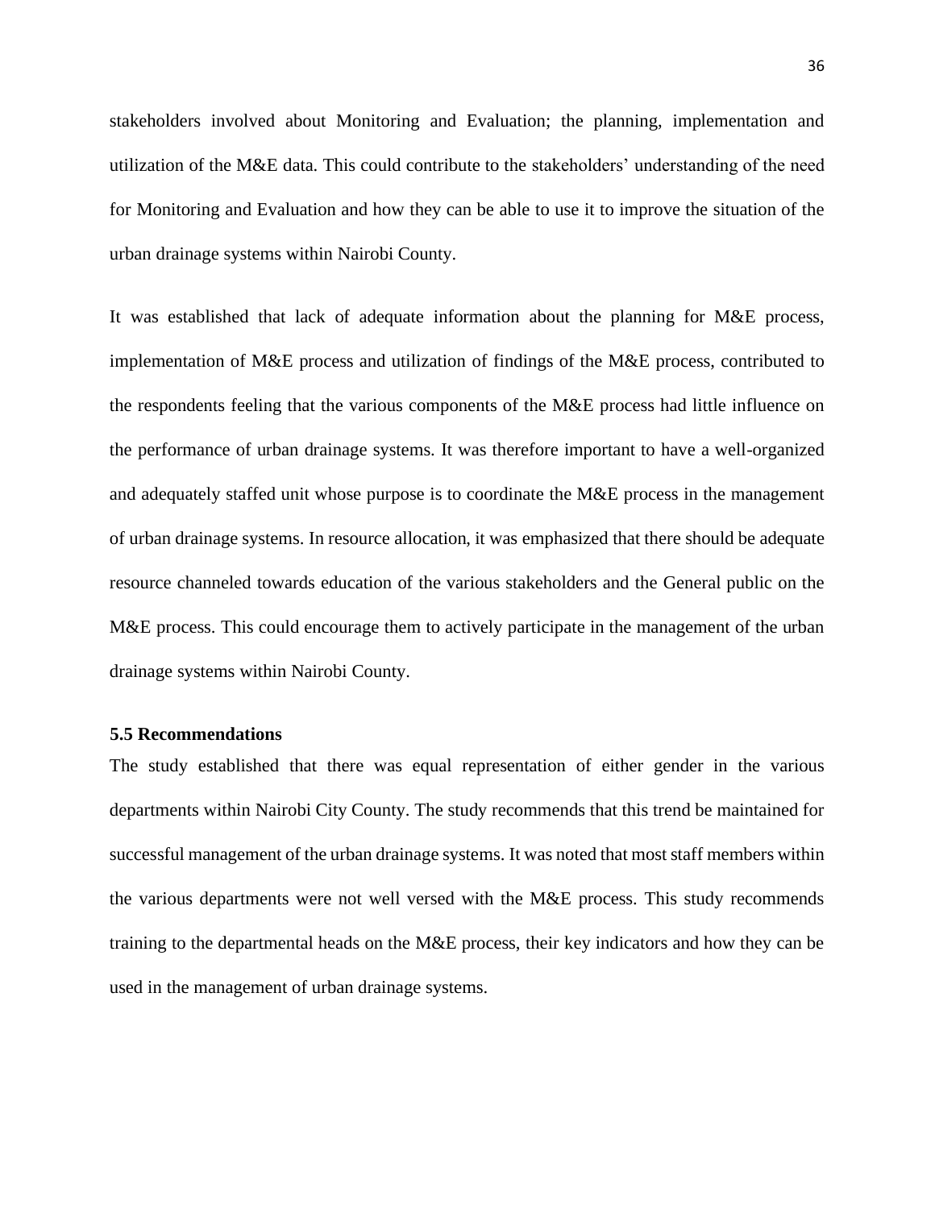stakeholders involved about Monitoring and Evaluation; the planning, implementation and utilization of the M&E data. This could contribute to the stakeholders' understanding of the need for Monitoring and Evaluation and how they can be able to use it to improve the situation of the urban drainage systems within Nairobi County.

It was established that lack of adequate information about the planning for M&E process, implementation of M&E process and utilization of findings of the M&E process, contributed to the respondents feeling that the various components of the M&E process had little influence on the performance of urban drainage systems. It was therefore important to have a well-organized and adequately staffed unit whose purpose is to coordinate the M&E process in the management of urban drainage systems. In resource allocation, it was emphasized that there should be adequate resource channeled towards education of the various stakeholders and the General public on the M&E process. This could encourage them to actively participate in the management of the urban drainage systems within Nairobi County.

### 5.5 Recommendations

The study established that there was equal representation of either gender in the various departments within Nairobi City County. The study recommends that this trend be maintained for successful management of the urban drainage systems. It was noted that most staff members within the various departments were not well versed with the M&E process. This study recommends training to the departmental heads on the M&E process, their key indicators and how they can be used in the management of urban drainage systems.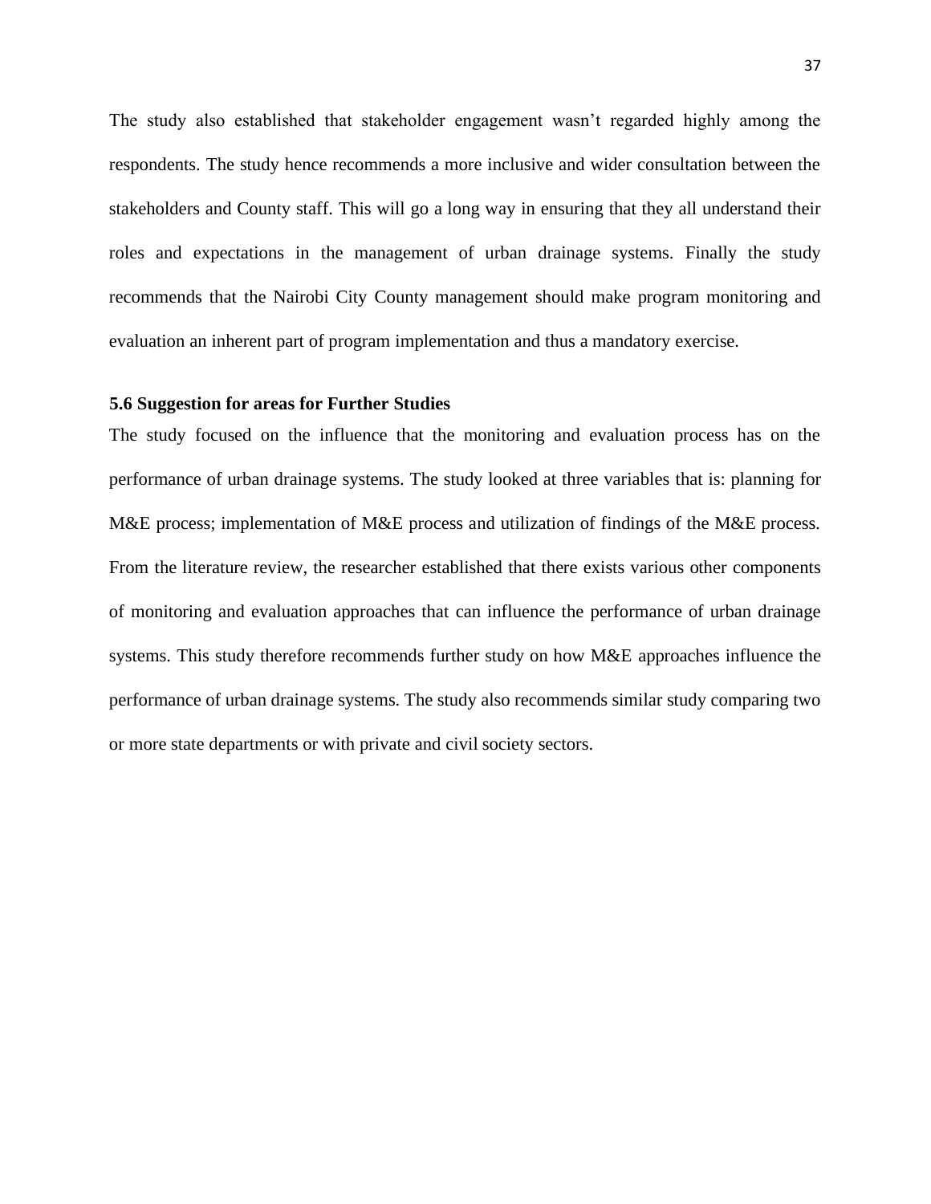The study also established that stakeholder engagement wasn't regarded highly among the respondents. The study hence recommends a more inclusive and wider consultation between the stakeholders and County staff. This will go a long way in ensuring that they all understand their roles and expectations in the management of urban drainage systems. Finally the study recommends that the Nairobi City County management should make program monitoring and evaluation an inherent part of program implementation and thus a mandatory exercise.

### 5.6 Suggestion for areas for Further Studies

The study focused on the influence that the monitoring and evaluation process has on the performance of urban drainage systems. The study looked at three variables that is: planning for M&E process; implementation of M&E process and utilization of findings of the M&E process. From the literature review, the researcher established that there exists various other components of monitoring and evaluation approaches that can influence the performance of urban drainage systems. This study therefore recommends further study on how M&E approaches influence the performance of urban drainage systems. The study also recommends similar study comparing two or more state departments or with private and civil society sectors.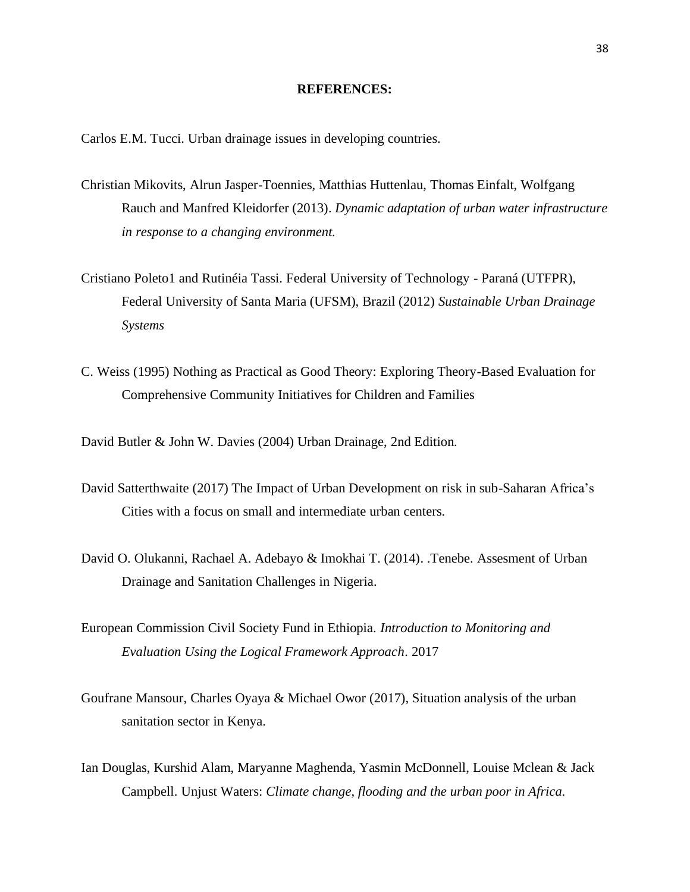**REFERENCES:**

Carlos E.M. Tucci. Urban drainage issues in developing countries.

Christian Mikovits, Alrun Jasper-Toennies, Matthias Huttenlau, Thomas Einfalt, Wolfgang Rauch and Manfred Kleidorfer (2013). *Dynamic adaptation of urban water infrastructure in response to a changing environment.*

Cristiano Poleto1 and Rutinéia Tassi. Federal University of Technology - Paraná (UTFPR), Federal University of Santa Maria (UFSM), Brazil (2012) *Sustainable Urban Drainage Systems*

C. Weiss (1995) Nothing as Practical as Good Theory: Exploring Theory-Based Evaluation for Comprehensive Community Initiatives for Children and Families

David Butler & John W. Davies (2004) Urban Drainage, 2nd Edition.

David Satterthwaite (2017) The Impact of Urban Development on risk in sub-Saharan Africa's Cities with a focus on small and intermediate urban centers.

David O. Olukanni, Rachael A. Adebayo & Imokhai T. (2014). .Tenebe. Assesment of Urban Drainage and Sanitation Challenges in Nigeria.

European Commission Civil Society Fund in Ethiopia. *Introduction to Monitoring and Evaluation Using the Logical Framework Approach*. 2017

Goufrane Mansour, Charles Oyaya & Michael Owor (2017), Situation analysis of the urban sanitation sector in Kenya.

Ian Douglas, Kurshid Alam, Maryanne Maghenda, Yasmin McDonnell, Louise Mclean & Jack Campbell. Unjust Waters: *Climate change, flooding and the urban poor in Africa.*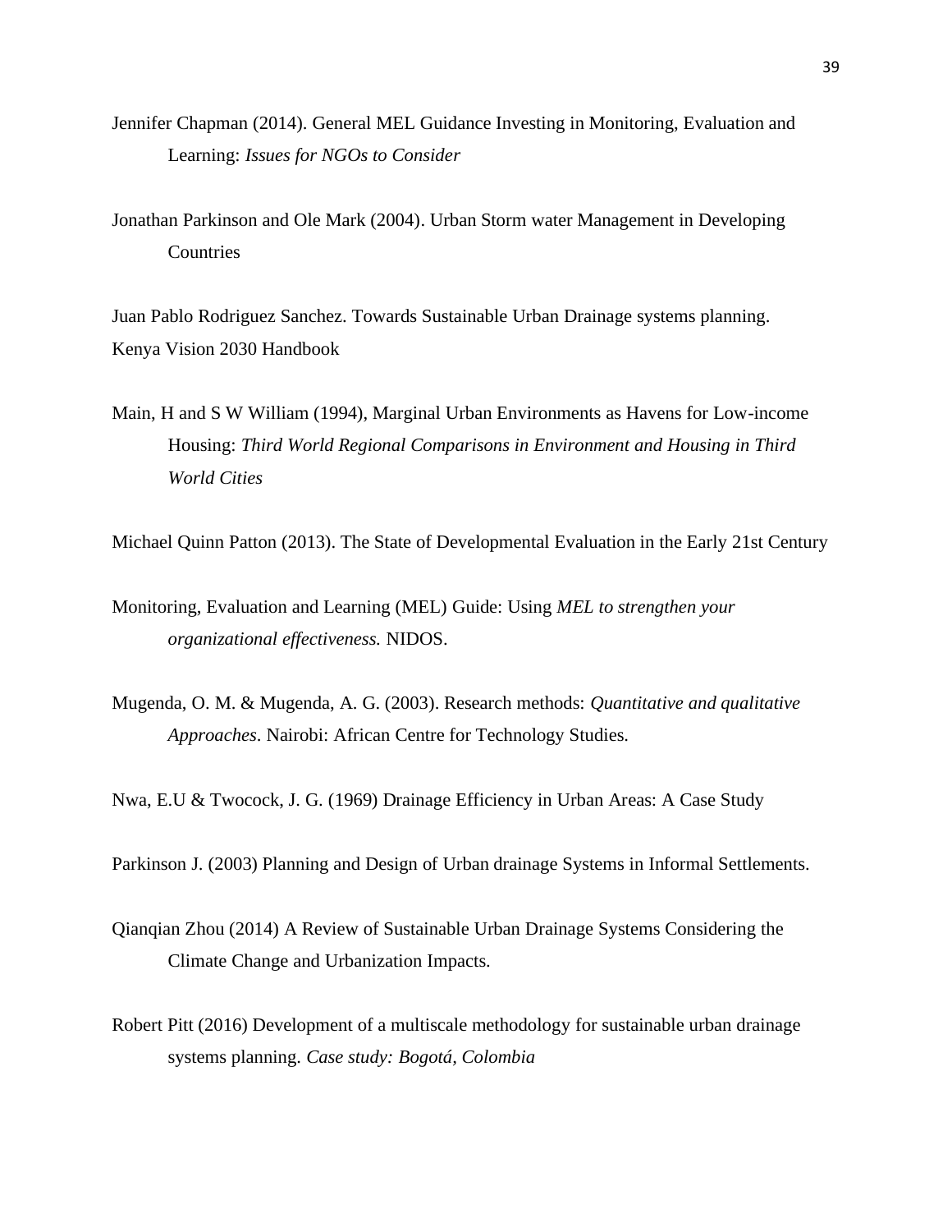Jennifer Chapman (2014). General MEL Guidance Investing in Monitoring, Evaluation and Learning: *Issues for NGOs to Consider*

Jonathan Parkinson and Ole Mark (2004). Urban Storm water Management in Developing Countries

Juan Pablo Rodriguez Sanchez. Towards Sustainable Urban Drainage systems planning.
Kenya Vision 2030 Handbook

Main, H and S W William (1994), Marginal Urban Environments as Havens for Low-income Housing: *Third World Regional Comparisons in Environment and Housing in Third World Cities*

Michael Quinn Patton (2013). The State of Developmental Evaluation in the Early 21st Century

Monitoring, Evaluation and Learning (MEL) Guide: Using *MEL to strengthen your organizational effectiveness.* NIDOS.

Mugenda, O. M. & Mugenda, A. G. (2003). Research methods: *Quantitative and qualitative Approaches*. Nairobi: African Centre for Technology Studies.

Nwa, E.U & Twocock, J. G. (1969) Drainage Efficiency in Urban Areas: A Case Study

Parkinson J. (2003) Planning and Design of Urban drainage Systems in Informal Settlements.

Qianqian Zhou (2014) A Review of Sustainable Urban Drainage Systems Considering the Climate Change and Urbanization Impacts.

Robert Pitt (2016) Development of a multiscale methodology for sustainable urban drainage systems planning. *Case study: Bogotá, Colombia*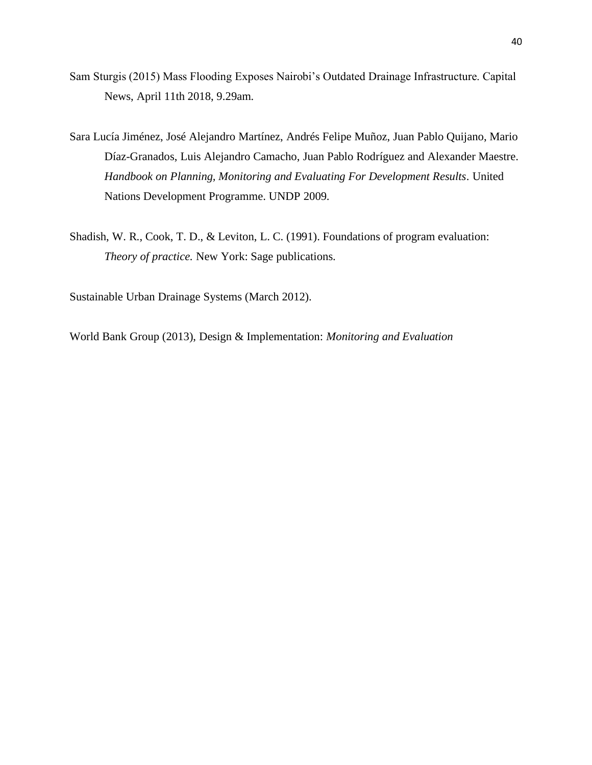Sam Sturgis (2015) Mass Flooding Exposes Nairobi's Outdated Drainage Infrastructure. Capital News, April 11th 2018, 9.29am.

Sara Lucía Jiménez, José Alejandro Martínez, Andrés Felipe Muñoz, Juan Pablo Quijano, Mario Díaz-Granados, Luis Alejandro Camacho, Juan Pablo Rodríguez and Alexander Maestre. *Handbook on Planning, Monitoring and Evaluating For Development Results*. United Nations Development Programme. UNDP 2009.

Shadish, W. R., Cook, T. D., & Leviton, L. C. (1991). Foundations of program evaluation: *Theory of practice.* New York: Sage publications.

Sustainable Urban Drainage Systems (March 2012).

World Bank Group (2013), Design & Implementation: *Monitoring and Evaluation*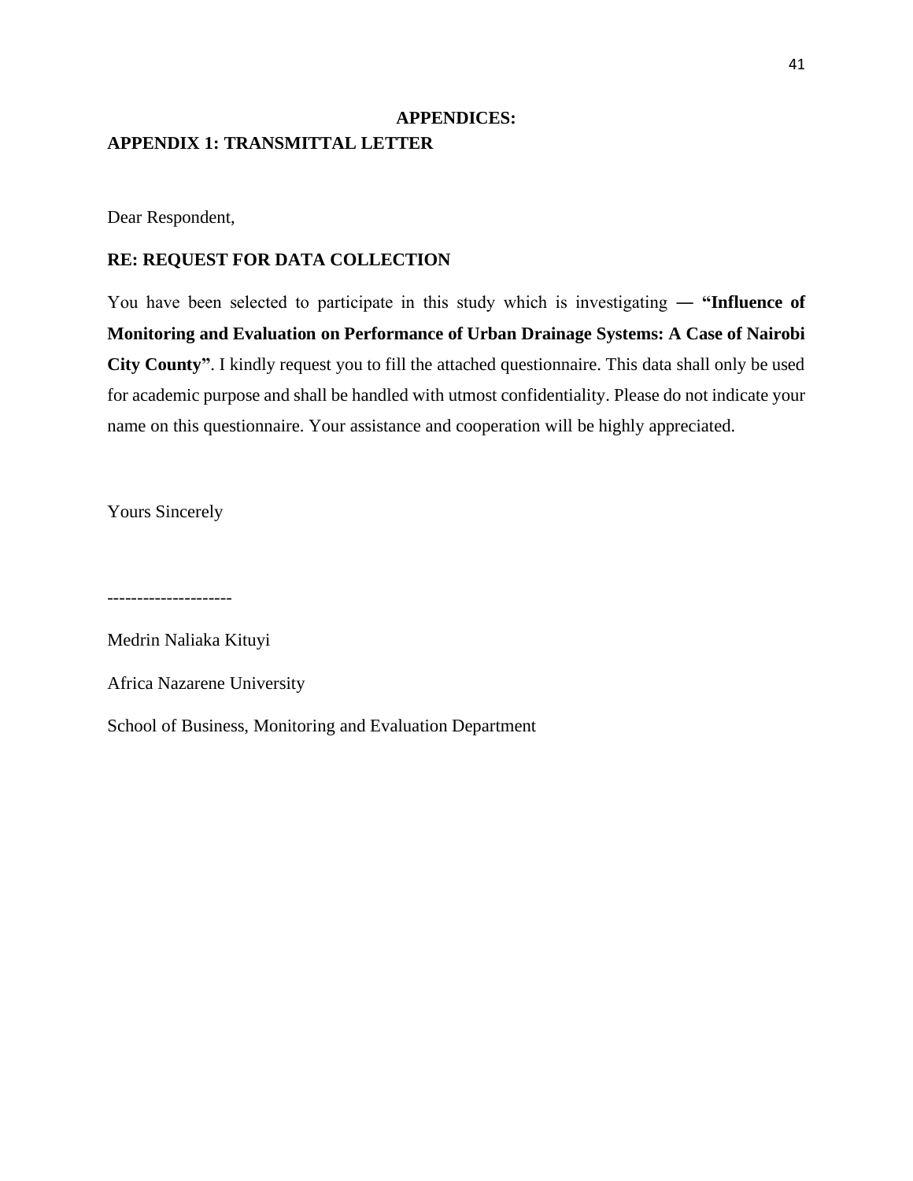# APPENDICES:

## APPENDIX 1: TRANSMITTAL LETTER

Dear Respondent,

**RE: REQUEST FOR DATA COLLECTION**

You have been selected to participate in this study which is investigating **— "Influence of Monitoring and Evaluation on Performance of Urban Drainage Systems: A Case of Nairobi City County"**. I kindly request you to fill the attached questionnaire. This data shall only be used for academic purpose and shall be handled with utmost confidentiality. Please do not indicate your name on this questionnaire. Your assistance and cooperation will be highly appreciated.

Yours Sincerely

---------------------

Medrin Naliaka Kituyi

Africa Nazarene University

School of Business, Monitoring and Evaluation Department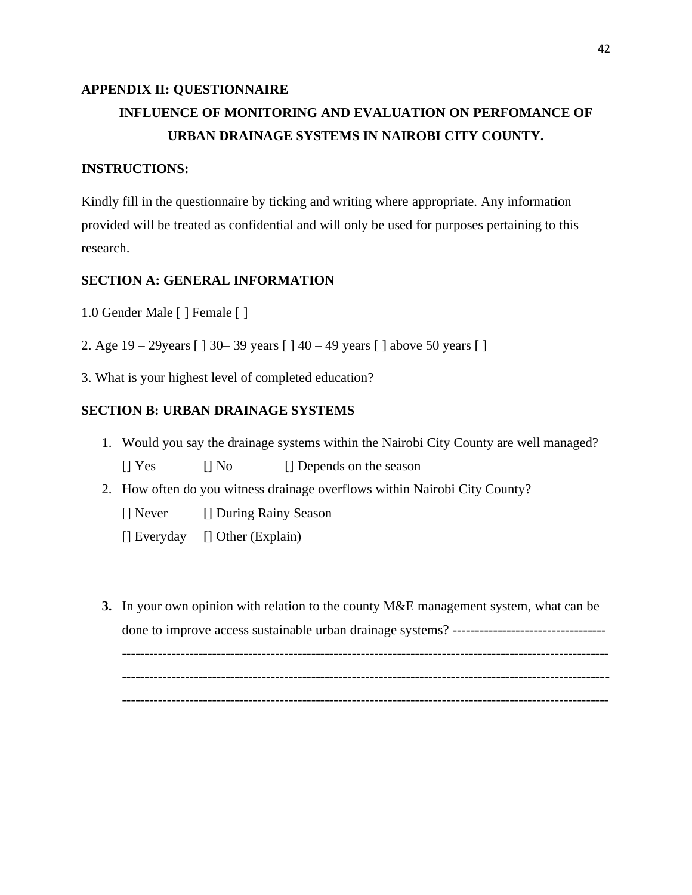**APPENDIX II: QUESTIONNAIRE**

**INFLUENCE OF MONITORING AND EVALUATION ON PERFOMANCE OF URBAN DRAINAGE SYSTEMS IN NAIROBI CITY COUNTY.**

**INSTRUCTIONS:**

Kindly fill in the questionnaire by ticking and writing where appropriate. Any information provided will be treated as confidential and will only be used for purposes pertaining to this research.

**SECTION A: GENERAL INFORMATION**

1.0 Gender Male [ ] Female [ ]

2. Age 19 – 29years [ ] 30– 39 years [ ] 40 – 49 years [ ] above 50 years [ ]

3. What is your highest level of completed education?

**SECTION B: URBAN DRAINAGE SYSTEMS**

1. Would you say the drainage systems within the Nairobi City County are well managed?

   [] Yes [] No [] Depends on the season

2. How often do you witness drainage overflows within Nairobi City County?

   [] Never [] During Rainy Season

   [] Everyday [] Other (Explain)

3. In your own opinion with relation to the county M&E management system, what can be done to improve access sustainable urban drainage systems? ----------------------------------
   ------------------------------------------------------------------------------------------------------------
   ------------------------------------------------------------------------------------------------------------
   ------------------------------------------------------------------------------------------------------------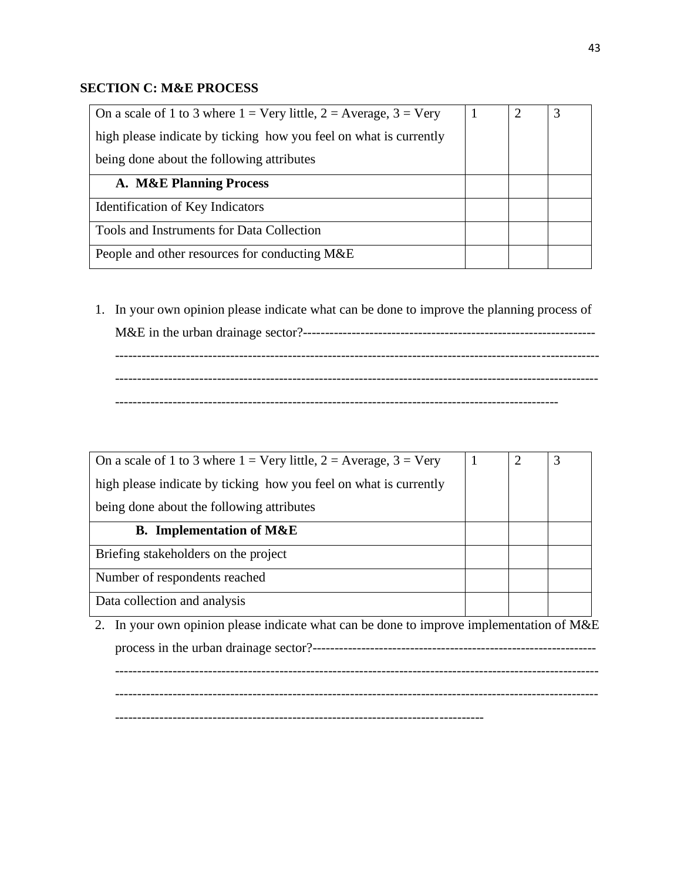**SECTION C: M&E PROCESS**

| On a scale of 1 to 3 where 1 = Very little, 2 = Average, 3 = Very high please indicate by ticking how you feel on what is currently being done about the following attributes | 1 | 2 | 3 |
|---|---|---|---|
| **A. M&E Planning Process** | | | |
| Identification of Key Indicators | | | |
| Tools and Instruments for Data Collection | | | |
| People and other resources for conducting M&E | | | |

1. In your own opinion please indicate what can be done to improve the planning process of M&E in the urban drainage sector?-----------------------------------------------------------------
--------------------------------------------------------------------------------------------------------------
--------------------------------------------------------------------------------------------------------------
---------------------------------------------------------------------------------------------------

| On a scale of 1 to 3 where 1 = Very little, 2 = Average, 3 = Very high please indicate by ticking how you feel on what is currently being done about the following attributes | 1 | 2 | 3 |
|---|---|---|---|
| **B. Implementation of M&E** | | | |
| Briefing stakeholders on the project | | | |
| Number of respondents reached | | | |
| Data collection and analysis | | | |

2. In your own opinion please indicate what can be done to improve implementation of M&E process in the urban drainage sector?---------------------------------------------------------------
--------------------------------------------------------------------------------------------------------------
--------------------------------------------------------------------------------------------------------------
---------------------------------------------------------------------------------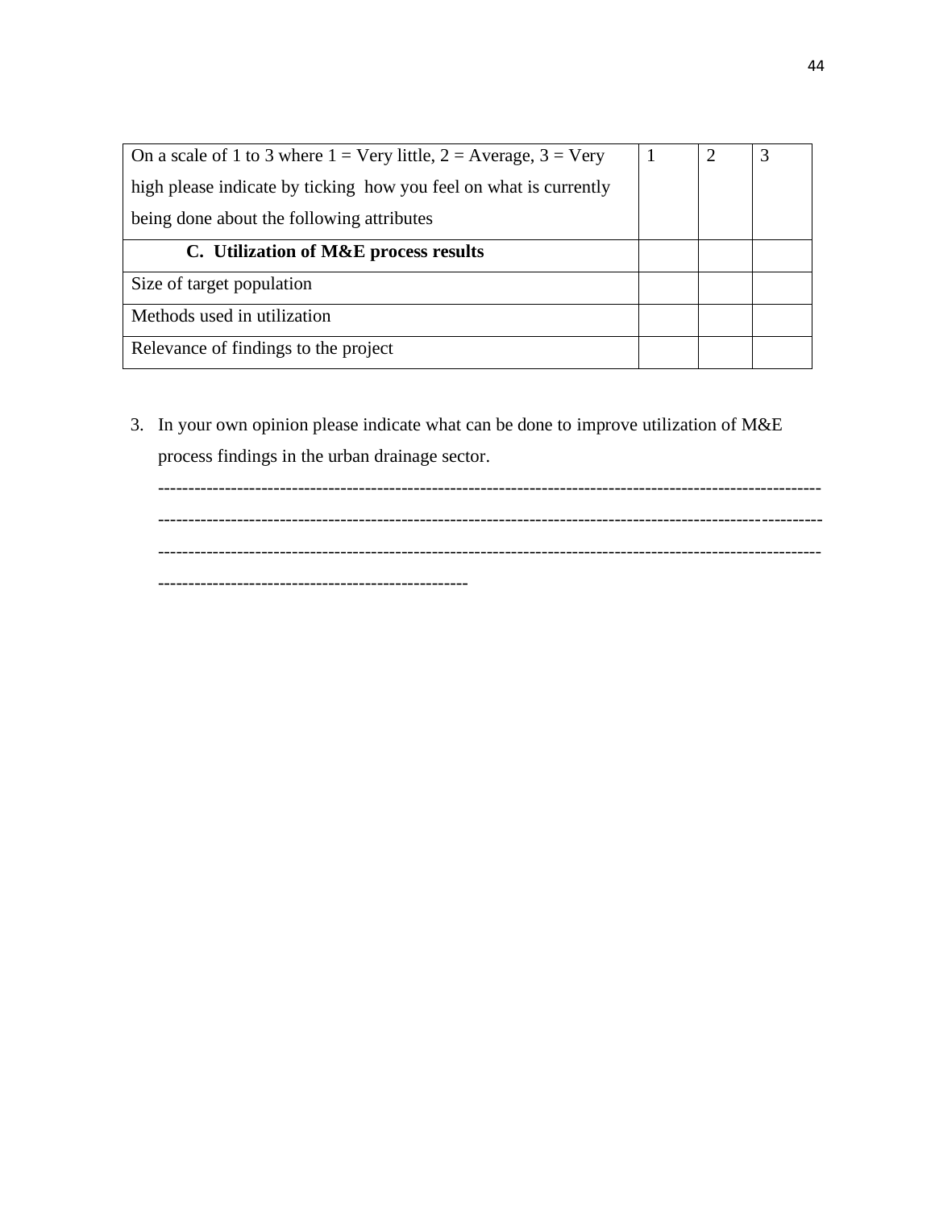| On a scale of 1 to 3 where 1 = Very little, 2 = Average, 3 = Very high please indicate by ticking how you feel on what is currently being done about the following attributes | 1 | 2 | 3 |
|---|---|---|---|
| **C. Utilization of M&E process results** | | | |
| Size of target population | | | |
| Methods used in utilization | | | |
| Relevance of findings to the project | | | |

3. In your own opinion please indicate what can be done to improve utilization of M&E process findings in the urban drainage sector.

   ---------------------------------------------------------------------------------------------------------------
   ---------------------------------------------------------------------------------------------------------------
   ---------------------------------------------------------------------------------------------------------------
   ---------------------------------------------------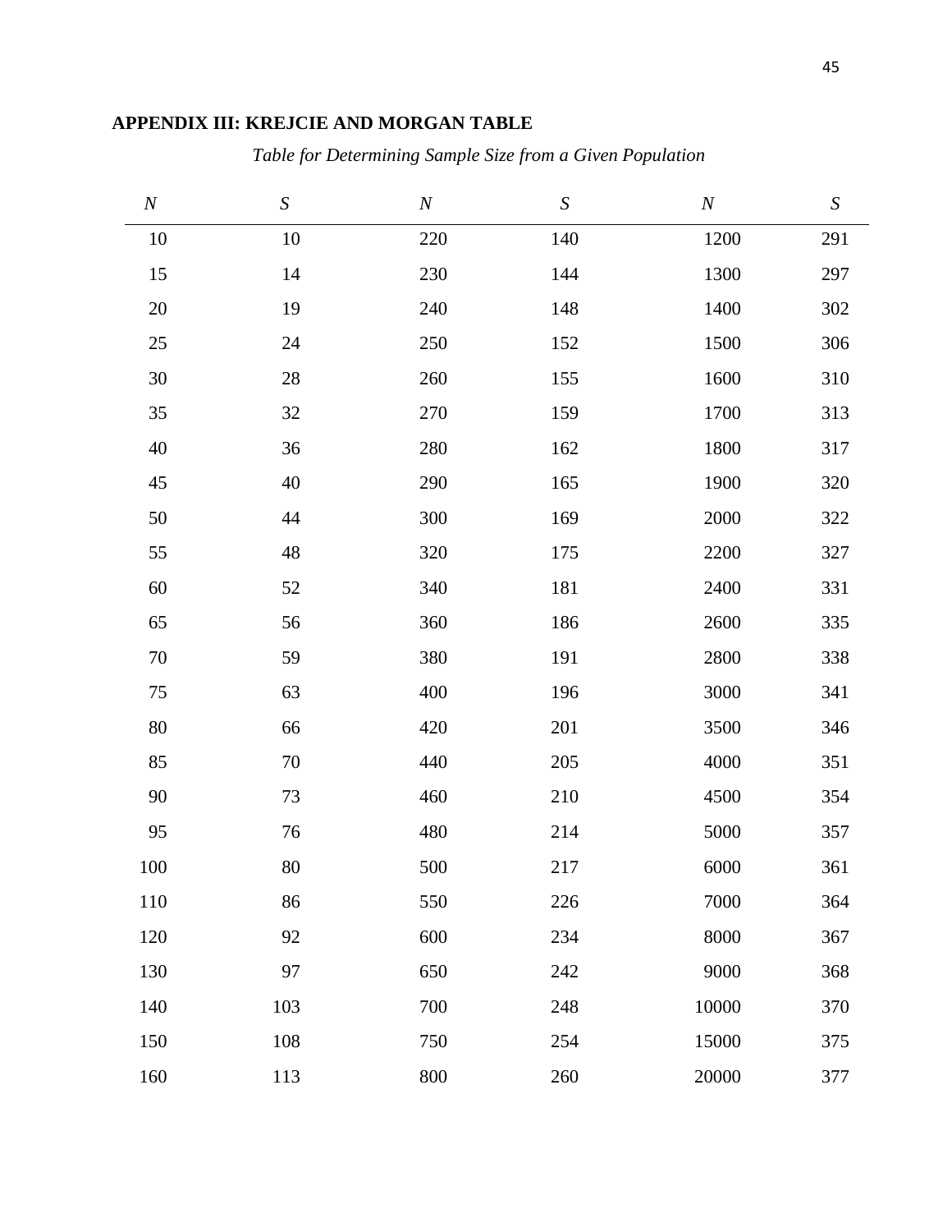## APPENDIX III: KREJCIE AND MORGAN TABLE

*Table for Determining Sample Size from a Given Population*

| *N* | *S* | *N* | *S* | *N* | *S* |
|---|---|---|---|---|---|
| 10 | 10 | 220 | 140 | 1200 | 291 |
| 15 | 14 | 230 | 144 | 1300 | 297 |
| 20 | 19 | 240 | 148 | 1400 | 302 |
| 25 | 24 | 250 | 152 | 1500 | 306 |
| 30 | 28 | 260 | 155 | 1600 | 310 |
| 35 | 32 | 270 | 159 | 1700 | 313 |
| 40 | 36 | 280 | 162 | 1800 | 317 |
| 45 | 40 | 290 | 165 | 1900 | 320 |
| 50 | 44 | 300 | 169 | 2000 | 322 |
| 55 | 48 | 320 | 175 | 2200 | 327 |
| 60 | 52 | 340 | 181 | 2400 | 331 |
| 65 | 56 | 360 | 186 | 2600 | 335 |
| 70 | 59 | 380 | 191 | 2800 | 338 |
| 75 | 63 | 400 | 196 | 3000 | 341 |
| 80 | 66 | 420 | 201 | 3500 | 346 |
| 85 | 70 | 440 | 205 | 4000 | 351 |
| 90 | 73 | 460 | 210 | 4500 | 354 |
| 95 | 76 | 480 | 214 | 5000 | 357 |
| 100 | 80 | 500 | 217 | 6000 | 361 |
| 110 | 86 | 550 | 226 | 7000 | 364 |
| 120 | 92 | 600 | 234 | 8000 | 367 |
| 130 | 97 | 650 | 242 | 9000 | 368 |
| 140 | 103 | 700 | 248 | 10000 | 370 |
| 150 | 108 | 750 | 254 | 15000 | 375 |
| 160 | 113 | 800 | 260 | 20000 | 377 |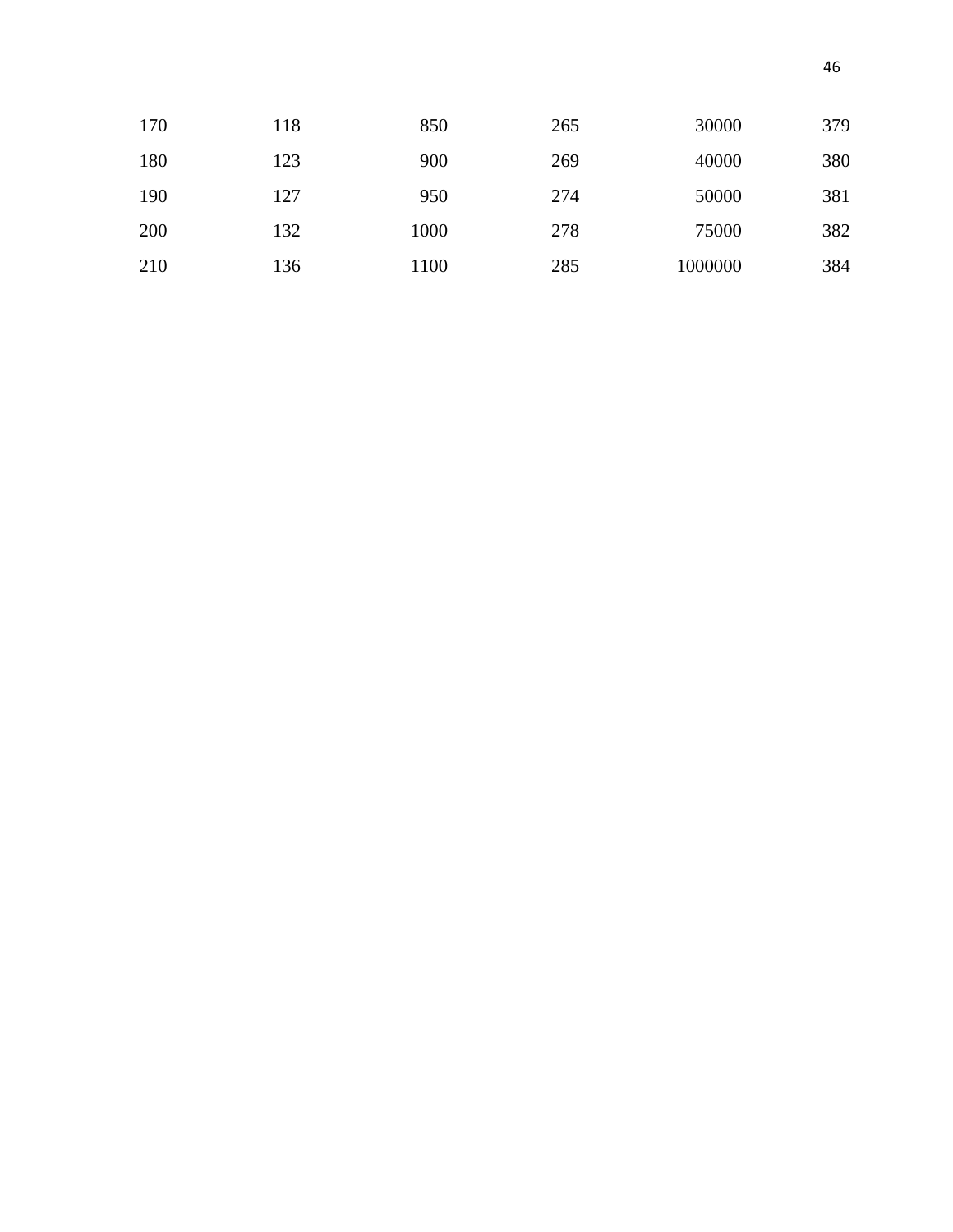| | | | | | |
|---|---|---|---|---|---|
| 170 | 118 | 850 | 265 | 30000 | 379 |
| 180 | 123 | 900 | 269 | 40000 | 380 |
| 190 | 127 | 950 | 274 | 50000 | 381 |
| 200 | 132 | 1000 | 278 | 75000 | 382 |
| 210 | 136 | 1100 | 285 | 1000000 | 384 |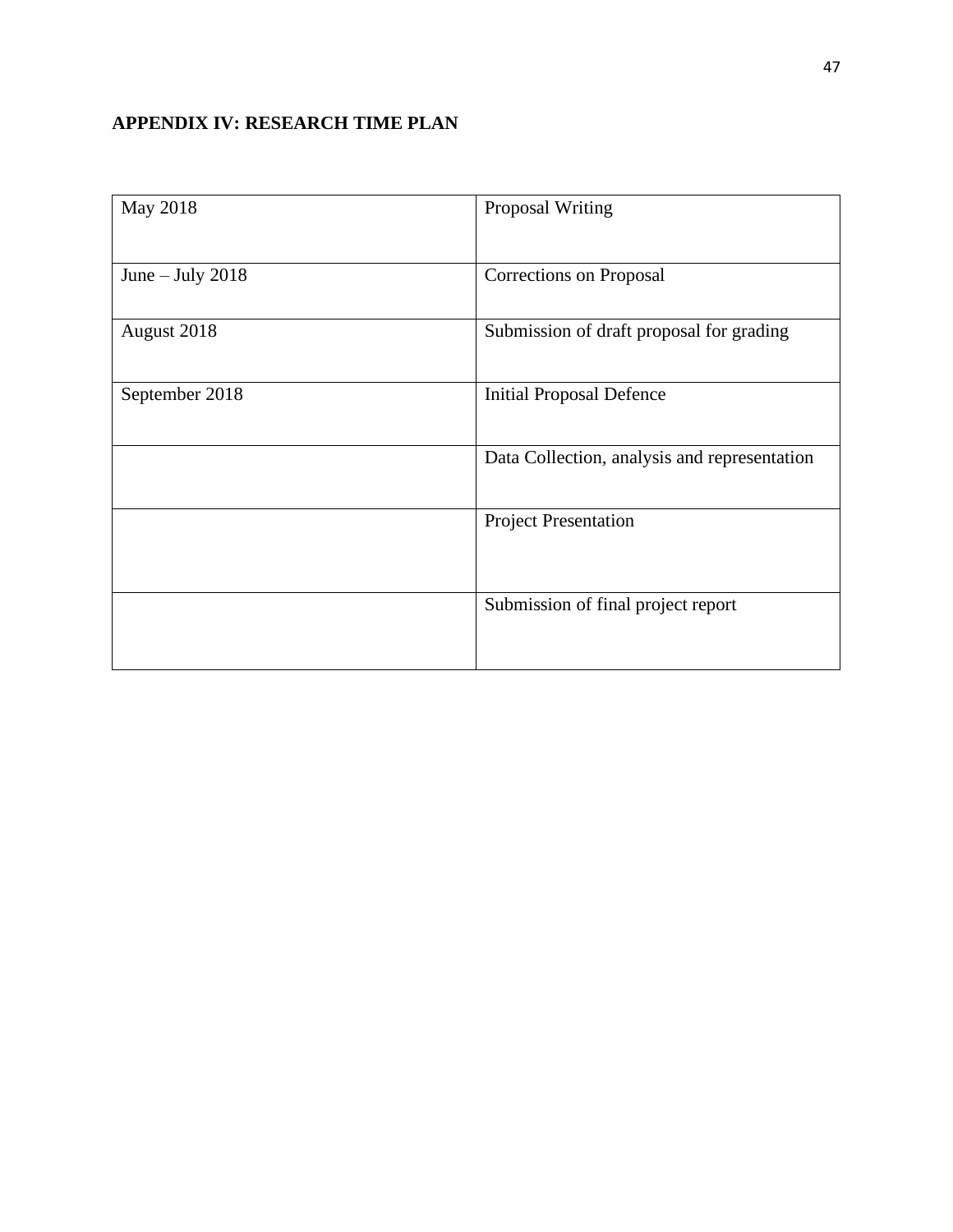## APPENDIX IV: RESEARCH TIME PLAN

| | |
|---|---|
| May 2018 | Proposal Writing |
| June – July 2018 | Corrections on Proposal |
| August 2018 | Submission of draft proposal for grading |
| September 2018 | Initial Proposal Defence |
| | Data Collection, analysis and representation |
| | Project Presentation |
| | Submission of final project report |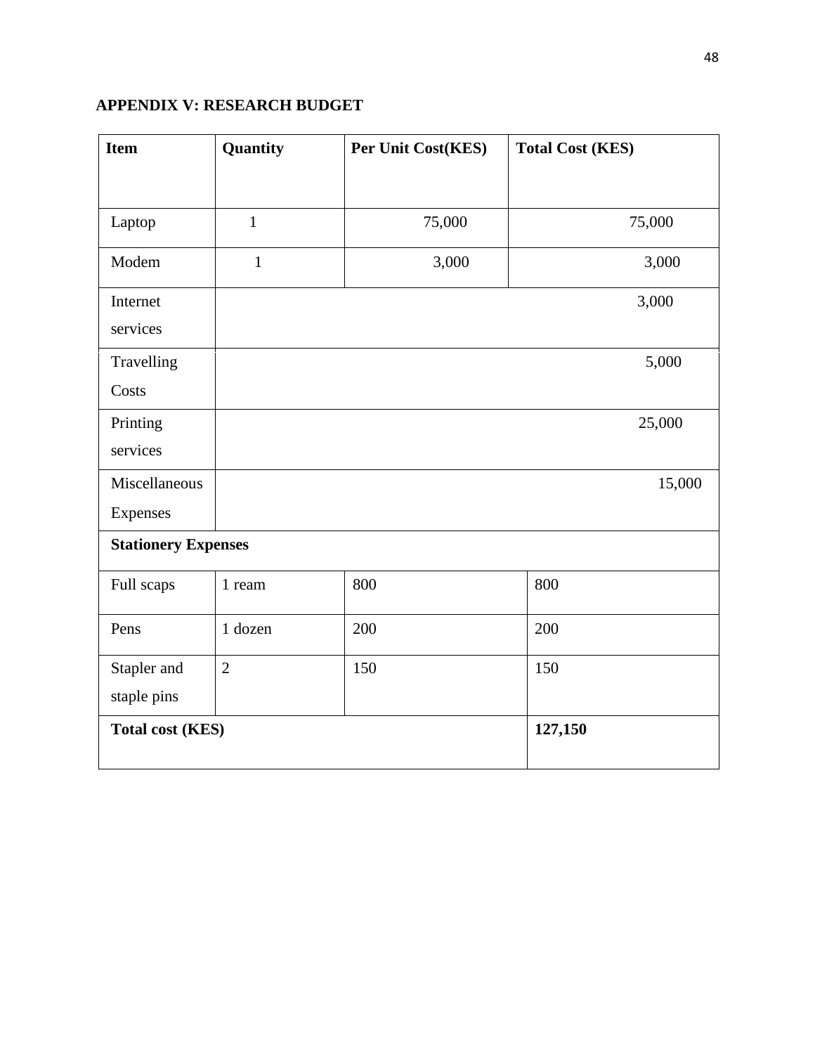## APPENDIX V: RESEARCH BUDGET

| Item | Quantity | Per Unit Cost(KES) | Total Cost (KES) |
|---|---|---|---|
| Laptop | 1 | 75,000 | 75,000 |
| Modem | 1 | 3,000 | 3,000 |
| Internet services | | | 3,000 |
| Travelling Costs | | | 5,000 |
| Printing services | | | 25,000 |
| Miscellaneous Expenses | | | 15,000 |
| **Stationery Expenses** | | | |
| Full scaps | 1 ream | 800 | 800 |
| Pens | 1 dozen | 200 | 200 |
| Stapler and staple pins | 2 | 150 | 150 |
| **Total cost (KES)** | | | **127,150** |